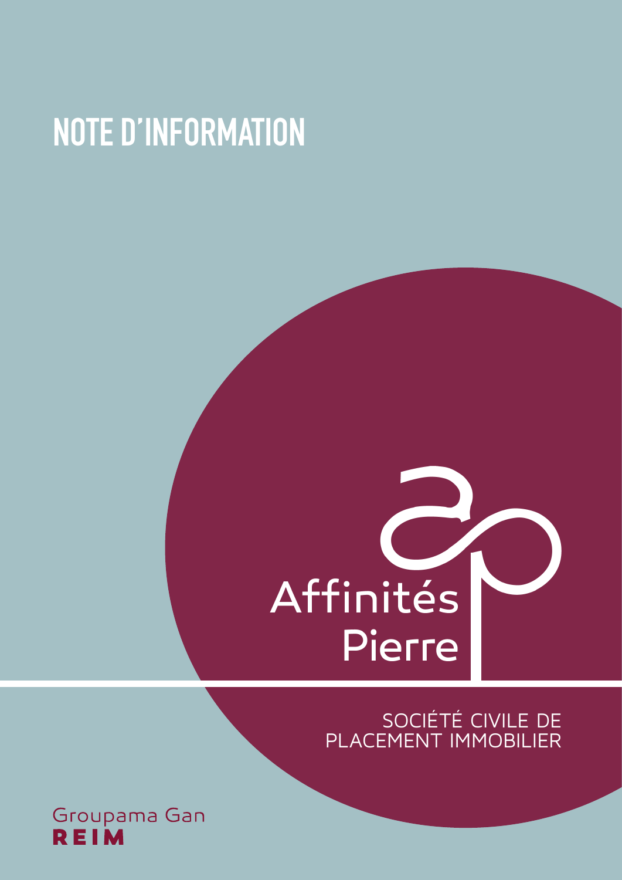# NOTE D'INFORMATION

Affinités Pierre

SOCIÉTÉ CIVILE DE PLACEMENT IMMOBILIER

Groupama Gan REIM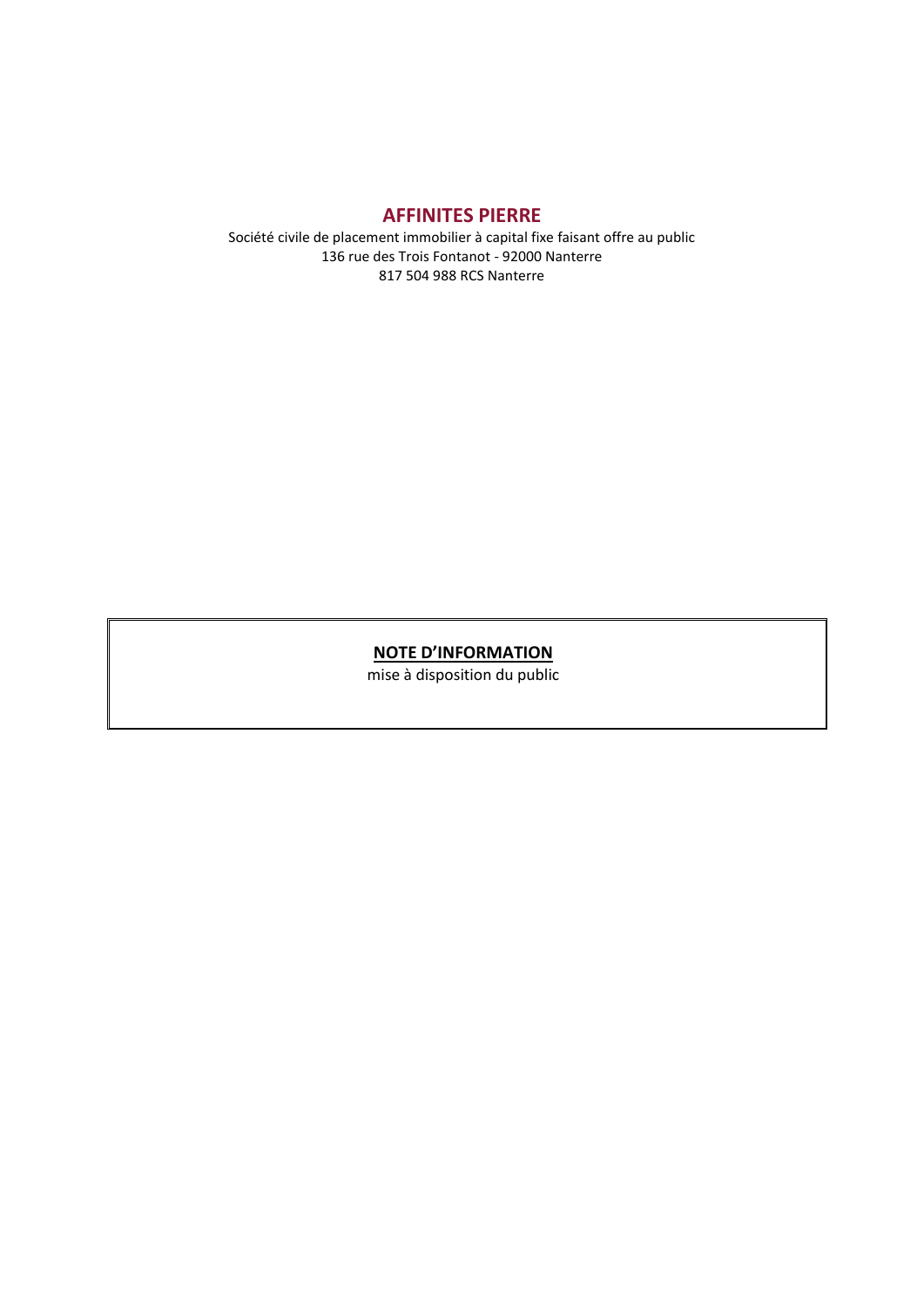# AFFINITES PIERRE

Société civile de placement immobilier à capital fixe faisant offre au public
136 rue des Trois Fontanot - 92000 Nanterre
817 504 988 RCS Nanterre

## NOTE D'INFORMATION

mise à disposition du public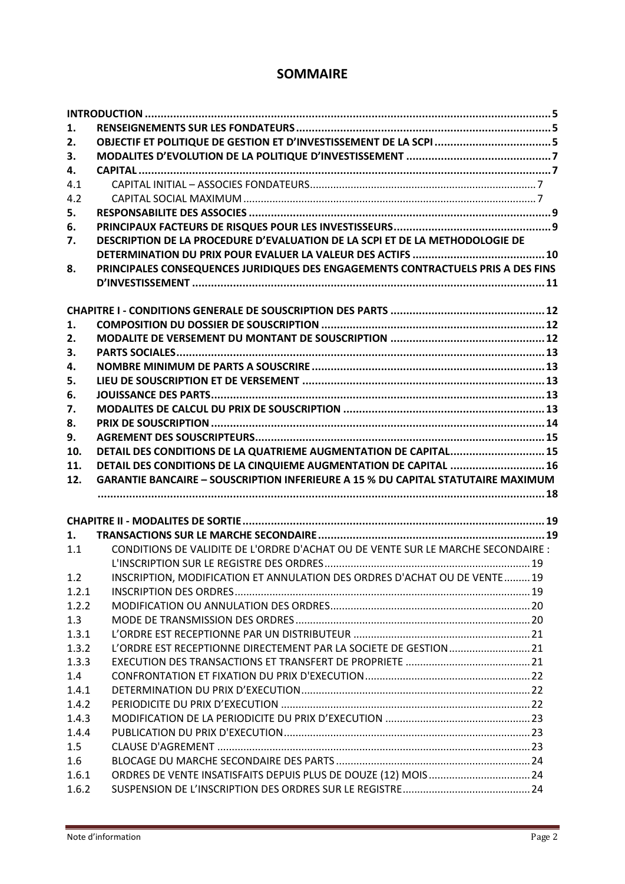# SOMMAIRE

| | | |
|---|---|---|
| **INTRODUCTION** | | **5** |
| **1.** | **RENSEIGNEMENTS SUR LES FONDATEURS** | **5** |
| **2.** | **OBJECTIF ET POLITIQUE DE GESTION ET D'INVESTISSEMENT DE LA SCPI** | **5** |
| **3.** | **MODALITES D'EVOLUTION DE LA POLITIQUE D'INVESTISSEMENT** | **7** |
| **4.** | **CAPITAL** | **7** |
| 4.1 | CAPITAL INITIAL – ASSOCIES FONDATEURS | 7 |
| 4.2 | CAPITAL SOCIAL MAXIMUM | 7 |
| **5.** | **RESPONSABILITE DES ASSOCIES** | **9** |
| **6.** | **PRINCIPAUX FACTEURS DE RISQUES POUR LES INVESTISSEURS** | **9** |
| **7.** | **DESCRIPTION DE LA PROCEDURE D'EVALUATION DE LA SCPI ET DE LA METHODOLOGIE DE DETERMINATION DU PRIX POUR EVALUER LA VALEUR DES ACTIFS** | **10** |
| **8.** | **PRINCIPALES CONSEQUENCES JURIDIQUES DES ENGAGEMENTS CONTRACTUELS PRIS A DES FINS D'INVESTISSEMENT** | **11** |
| **CHAPITRE I - CONDITIONS GENERALE DE SOUSCRIPTION DES PARTS** | | **12** |
| **1.** | **COMPOSITION DU DOSSIER DE SOUSCRIPTION** | **12** |
| **2.** | **MODALITE DE VERSEMENT DU MONTANT DE SOUSCRIPTION** | **12** |
| **3.** | **PARTS SOCIALES** | **13** |
| **4.** | **NOMBRE MINIMUM DE PARTS A SOUSCRIRE** | **13** |
| **5.** | **LIEU DE SOUSCRIPTION ET DE VERSEMENT** | **13** |
| **6.** | **JOUISSANCE DES PARTS** | **13** |
| **7.** | **MODALITES DE CALCUL DU PRIX DE SOUSCRIPTION** | **13** |
| **8.** | **PRIX DE SOUSCRIPTION** | **14** |
| **9.** | **AGREMENT DES SOUSCRIPTEURS** | **15** |
| **10.** | **DETAIL DES CONDITIONS DE LA QUATRIEME AUGMENTATION DE CAPITAL** | **15** |
| **11.** | **DETAIL DES CONDITIONS DE LA CINQUIEME AUGMENTATION DE CAPITAL** | **16** |
| **12.** | **GARANTIE BANCAIRE – SOUSCRIPTION INFERIEURE A 15 % DU CAPITAL STATUTAIRE MAXIMUM** | **18** |
| **CHAPITRE II - MODALITES DE SORTIE** | | **19** |
| **1.** | **TRANSACTIONS SUR LE MARCHE SECONDAIRE** | **19** |
| 1.1 | CONDITIONS DE VALIDITE DE L'ORDRE D'ACHAT OU DE VENTE SUR LE MARCHE SECONDAIRE : L'INSCRIPTION SUR LE REGISTRE DES ORDRES | 19 |
| 1.2 | INSCRIPTION, MODIFICATION ET ANNULATION DES ORDRES D'ACHAT OU DE VENTE | 19 |
| 1.2.1 | INSCRIPTION DES ORDRES | 19 |
| 1.2.2 | MODIFICATION OU ANNULATION DES ORDRES | 20 |
| 1.3 | MODE DE TRANSMISSION DES ORDRES | 20 |
| 1.3.1 | L'ORDRE EST RECEPTIONNE PAR UN DISTRIBUTEUR | 21 |
| 1.3.2 | L'ORDRE EST RECEPTIONNE DIRECTEMENT PAR LA SOCIETE DE GESTION | 21 |
| 1.3.3 | EXECUTION DES TRANSACTIONS ET TRANSFERT DE PROPRIETE | 21 |
| 1.4 | CONFRONTATION ET FIXATION DU PRIX D'EXECUTION | 22 |
| 1.4.1 | DETERMINATION DU PRIX D'EXECUTION | 22 |
| 1.4.2 | PERIODICITE DU PRIX D'EXECUTION | 22 |
| 1.4.3 | MODIFICATION DE LA PERIODICITE DU PRIX D'EXECUTION | 23 |
| 1.4.4 | PUBLICATION DU PRIX D'EXECUTION | 23 |
| 1.5 | CLAUSE D'AGREMENT | 23 |
| 1.6 | BLOCAGE DU MARCHE SECONDAIRE DES PARTS | 24 |
| 1.6.1 | ORDRES DE VENTE INSATISFAITS DEPUIS PLUS DE DOUZE (12) MOIS | 24 |
| 1.6.2 | SUSPENSION DE L'INSCRIPTION DES ORDRES SUR LE REGISTRE | 24 |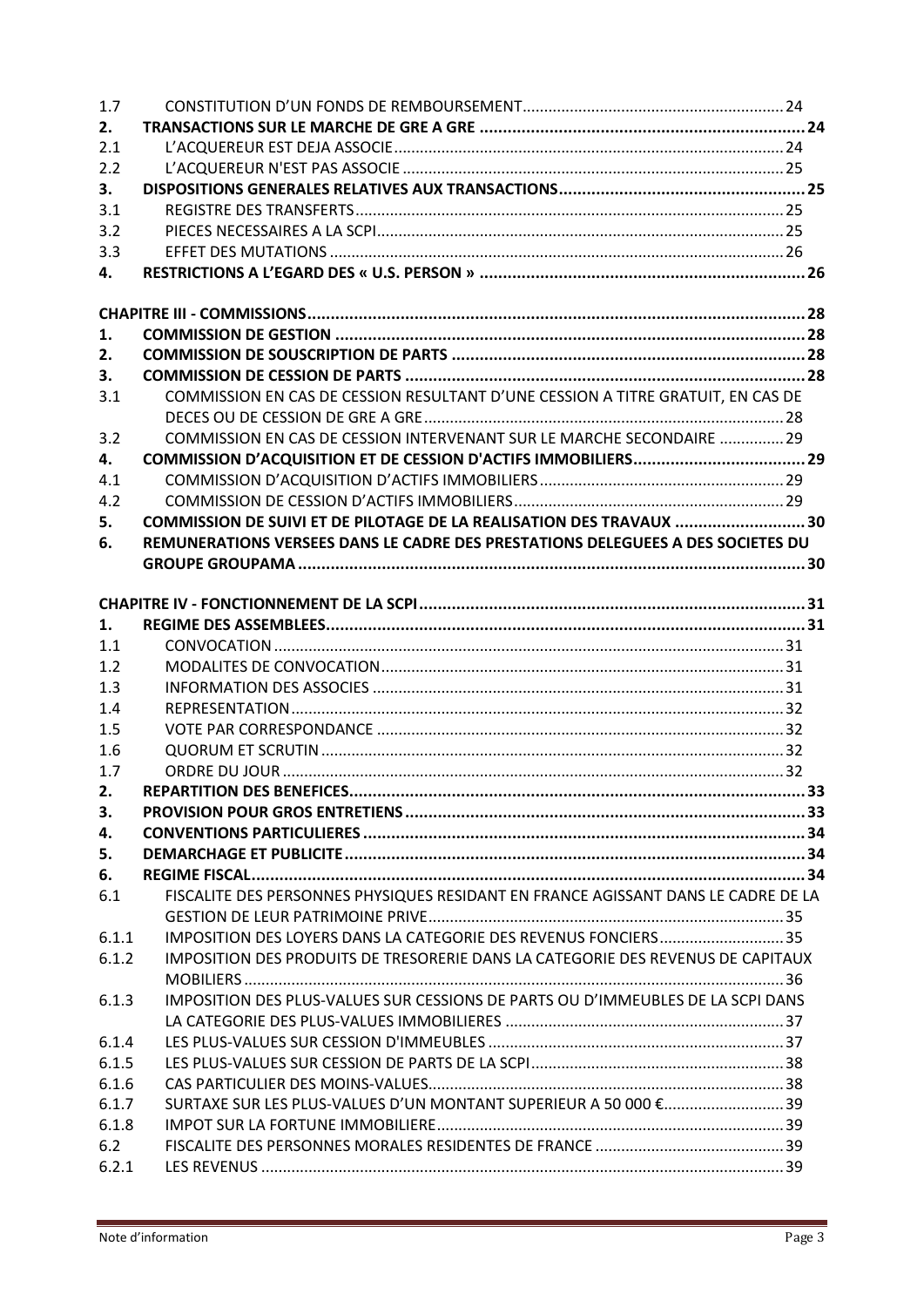| | | |
|---|---|---|
| 1.7 | CONSTITUTION D'UN FONDS DE REMBOURSEMENT | 24 |
| **2.** | **TRANSACTIONS SUR LE MARCHE DE GRE A GRE** | **24** |
| 2.1 | L'ACQUEREUR EST DEJA ASSOCIE | 24 |
| 2.2 | L'ACQUEREUR N'EST PAS ASSOCIE | 25 |
| **3.** | **DISPOSITIONS GENERALES RELATIVES AUX TRANSACTIONS** | **25** |
| 3.1 | REGISTRE DES TRANSFERTS | 25 |
| 3.2 | PIECES NECESSAIRES A LA SCPI | 25 |
| 3.3 | EFFET DES MUTATIONS | 26 |
| **4.** | **RESTRICTIONS A L'EGARD DES « U.S. PERSON »** | **26** |
| | | |
| **CHAPITRE III - COMMISSIONS** | | **28** |
| **1.** | **COMMISSION DE GESTION** | **28** |
| **2.** | **COMMISSION DE SOUSCRIPTION DE PARTS** | **28** |
| **3.** | **COMMISSION DE CESSION DE PARTS** | **28** |
| 3.1 | COMMISSION EN CAS DE CESSION RESULTANT D'UNE CESSION A TITRE GRATUIT, EN CAS DE DECES OU DE CESSION DE GRE A GRE | 28 |
| 3.2 | COMMISSION EN CAS DE CESSION INTERVENANT SUR LE MARCHE SECONDAIRE | 29 |
| **4.** | **COMMISSION D'ACQUISITION ET DE CESSION D'ACTIFS IMMOBILIERS** | **29** |
| 4.1 | COMMISSION D'ACQUISITION D'ACTIFS IMMOBILIERS | 29 |
| 4.2 | COMMISSION DE CESSION D'ACTIFS IMMOBILIERS | 29 |
| **5.** | **COMMISSION DE SUIVI ET DE PILOTAGE DE LA REALISATION DES TRAVAUX** | **30** |
| **6.** | **REMUNERATIONS VERSEES DANS LE CADRE DES PRESTATIONS DELEGUEES A DES SOCIETES DU GROUPE GROUPAMA** | **30** |
| | | |
| **CHAPITRE IV - FONCTIONNEMENT DE LA SCPI** | | **31** |
| **1.** | **REGIME DES ASSEMBLEES** | **31** |
| 1.1 | CONVOCATION | 31 |
| 1.2 | MODALITES DE CONVOCATION | 31 |
| 1.3 | INFORMATION DES ASSOCIES | 31 |
| 1.4 | REPRESENTATION | 32 |
| 1.5 | VOTE PAR CORRESPONDANCE | 32 |
| 1.6 | QUORUM ET SCRUTIN | 32 |
| 1.7 | ORDRE DU JOUR | 32 |
| **2.** | **REPARTITION DES BENEFICES** | **33** |
| **3.** | **PROVISION POUR GROS ENTRETIENS** | **33** |
| **4.** | **CONVENTIONS PARTICULIERES** | **34** |
| **5.** | **DEMARCHAGE ET PUBLICITE** | **34** |
| **6.** | **REGIME FISCAL** | **34** |
| 6.1 | FISCALITE DES PERSONNES PHYSIQUES RESIDANT EN FRANCE AGISSANT DANS LE CADRE DE LA GESTION DE LEUR PATRIMOINE PRIVE | 35 |
| 6.1.1 | IMPOSITION DES LOYERS DANS LA CATEGORIE DES REVENUS FONCIERS | 35 |
| 6.1.2 | IMPOSITION DES PRODUITS DE TRESORERIE DANS LA CATEGORIE DES REVENUS DE CAPITAUX MOBILIERS | 36 |
| 6.1.3 | IMPOSITION DES PLUS-VALUES SUR CESSIONS DE PARTS OU D'IMMEUBLES DE LA SCPI DANS LA CATEGORIE DES PLUS-VALUES IMMOBILIERES | 37 |
| 6.1.4 | LES PLUS-VALUES SUR CESSION D'IMMEUBLES | 37 |
| 6.1.5 | LES PLUS-VALUES SUR CESSION DE PARTS DE LA SCPI | 38 |
| 6.1.6 | CAS PARTICULIER DES MOINS-VALUES | 38 |
| 6.1.7 | SURTAXE SUR LES PLUS-VALUES D'UN MONTANT SUPERIEUR A 50 000 € | 39 |
| 6.1.8 | IMPOT SUR LA FORTUNE IMMOBILIERE | 39 |
| 6.2 | FISCALITE DES PERSONNES MORALES RESIDENTES DE FRANCE | 39 |
| 6.2.1 | LES REVENUS | 39 |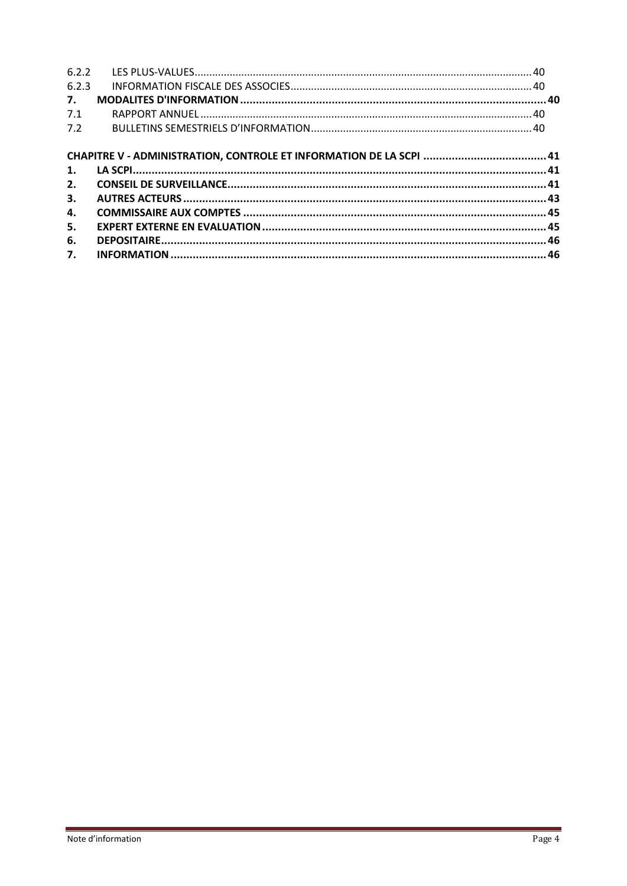| | | |
|---|---|---|
| 6.2.2 | LES PLUS-VALUES | 40 |
| 6.2.3 | INFORMATION FISCALE DES ASSOCIES | 40 |
| **7.** | **MODALITES D'INFORMATION** | **40** |
| 7.1 | RAPPORT ANNUEL | 40 |
| 7.2 | BULLETINS SEMESTRIELS D'INFORMATION | 40 |

**CHAPITRE V - ADMINISTRATION, CONTROLE ET INFORMATION DE LA SCPI** ..... **41**

| | | |
|---|---|---|
| **1.** | **LA SCPI** | **41** |
| **2.** | **CONSEIL DE SURVEILLANCE** | **41** |
| **3.** | **AUTRES ACTEURS** | **43** |
| **4.** | **COMMISSAIRE AUX COMPTES** | **45** |
| **5.** | **EXPERT EXTERNE EN EVALUATION** | **45** |
| **6.** | **DEPOSITAIRE** | **46** |
| **7.** | **INFORMATION** | **46** |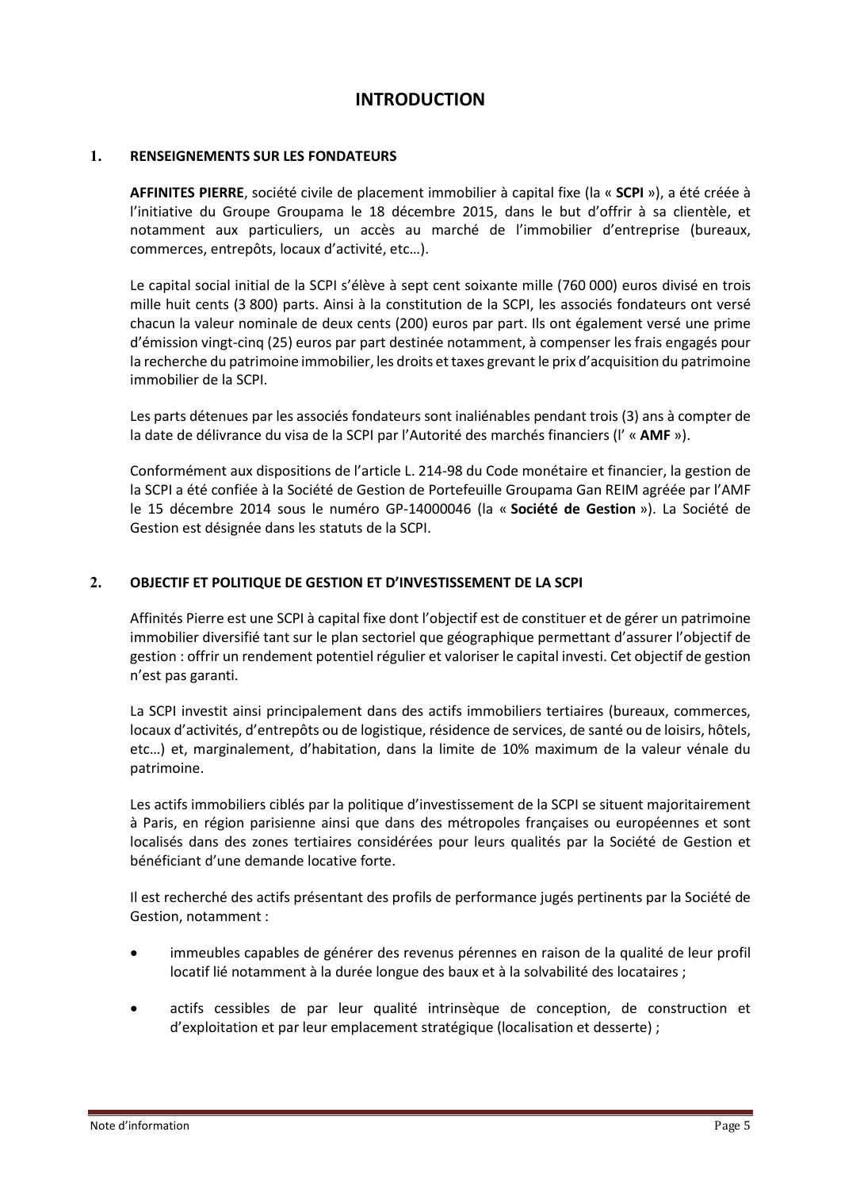# INTRODUCTION

## 1. RENSEIGNEMENTS SUR LES FONDATEURS

**AFFINITES PIERRE**, société civile de placement immobilier à capital fixe (la « **SCPI** »), a été créée à l'initiative du Groupe Groupama le 18 décembre 2015, dans le but d'offrir à sa clientèle, et notamment aux particuliers, un accès au marché de l'immobilier d'entreprise (bureaux, commerces, entrepôts, locaux d'activité, etc…).

Le capital social initial de la SCPI s'élève à sept cent soixante mille (760 000) euros divisé en trois mille huit cents (3 800) parts. Ainsi à la constitution de la SCPI, les associés fondateurs ont versé chacun la valeur nominale de deux cents (200) euros par part. Ils ont également versé une prime d'émission vingt-cinq (25) euros par part destinée notamment, à compenser les frais engagés pour la recherche du patrimoine immobilier, les droits et taxes grevant le prix d'acquisition du patrimoine immobilier de la SCPI.

Les parts détenues par les associés fondateurs sont inaliénables pendant trois (3) ans à compter de la date de délivrance du visa de la SCPI par l'Autorité des marchés financiers (l' « **AMF** »).

Conformément aux dispositions de l'article L. 214-98 du Code monétaire et financier, la gestion de la SCPI a été confiée à la Société de Gestion de Portefeuille Groupama Gan REIM agréée par l'AMF le 15 décembre 2014 sous le numéro GP-14000046 (la « **Société de Gestion** »). La Société de Gestion est désignée dans les statuts de la SCPI.

## 2. OBJECTIF ET POLITIQUE DE GESTION ET D'INVESTISSEMENT DE LA SCPI

Affinités Pierre est une SCPI à capital fixe dont l'objectif est de constituer et de gérer un patrimoine immobilier diversifié tant sur le plan sectoriel que géographique permettant d'assurer l'objectif de gestion : offrir un rendement potentiel régulier et valoriser le capital investi. Cet objectif de gestion n'est pas garanti.

La SCPI investit ainsi principalement dans des actifs immobiliers tertiaires (bureaux, commerces, locaux d'activités, d'entrepôts ou de logistique, résidence de services, de santé ou de loisirs, hôtels, etc…) et, marginalement, d'habitation, dans la limite de 10% maximum de la valeur vénale du patrimoine.

Les actifs immobiliers ciblés par la politique d'investissement de la SCPI se situent majoritairement à Paris, en région parisienne ainsi que dans des métropoles françaises ou européennes et sont localisés dans des zones tertiaires considérées pour leurs qualités par la Société de Gestion et bénéficiant d'une demande locative forte.

Il est recherché des actifs présentant des profils de performance jugés pertinents par la Société de Gestion, notamment :

- immeubles capables de générer des revenus pérennes en raison de la qualité de leur profil locatif lié notamment à la durée longue des baux et à la solvabilité des locataires ;
- actifs cessibles de par leur qualité intrinsèque de conception, de construction et d'exploitation et par leur emplacement stratégique (localisation et desserte) ;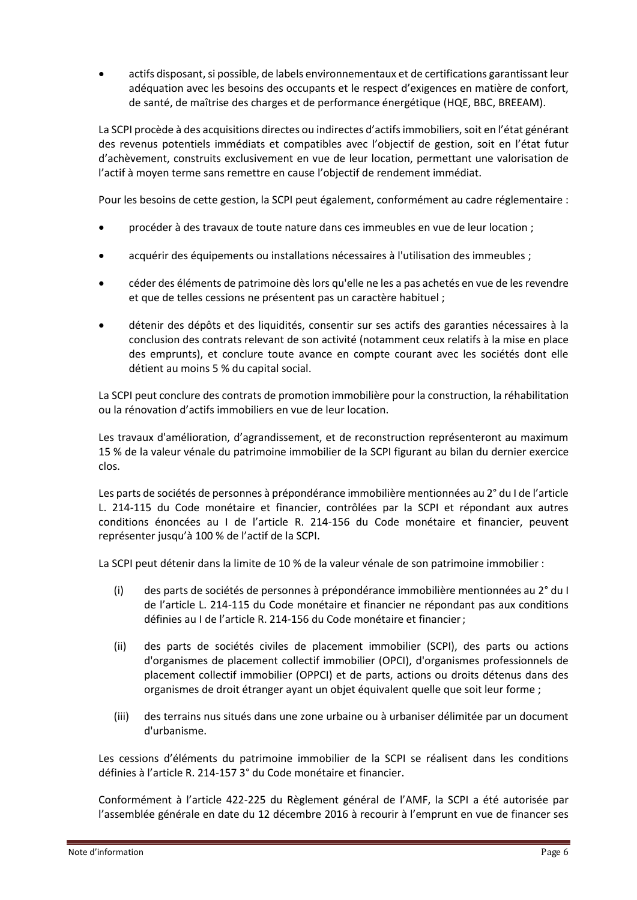- actifs disposant, si possible, de labels environnementaux et de certifications garantissant leur adéquation avec les besoins des occupants et le respect d'exigences en matière de confort, de santé, de maîtrise des charges et de performance énergétique (HQE, BBC, BREEAM).

La SCPI procède à des acquisitions directes ou indirectes d'actifs immobiliers, soit en l'état générant des revenus potentiels immédiats et compatibles avec l'objectif de gestion, soit en l'état futur d'achèvement, construits exclusivement en vue de leur location, permettant une valorisation de l'actif à moyen terme sans remettre en cause l'objectif de rendement immédiat.

Pour les besoins de cette gestion, la SCPI peut également, conformément au cadre réglementaire :

- procéder à des travaux de toute nature dans ces immeubles en vue de leur location ;
- acquérir des équipements ou installations nécessaires à l'utilisation des immeubles ;
- céder des éléments de patrimoine dès lors qu'elle ne les a pas achetés en vue de les revendre et que de telles cessions ne présentent pas un caractère habituel ;
- détenir des dépôts et des liquidités, consentir sur ses actifs des garanties nécessaires à la conclusion des contrats relevant de son activité (notamment ceux relatifs à la mise en place des emprunts), et conclure toute avance en compte courant avec les sociétés dont elle détient au moins 5 % du capital social.

La SCPI peut conclure des contrats de promotion immobilière pour la construction, la réhabilitation ou la rénovation d'actifs immobiliers en vue de leur location.

Les travaux d'amélioration, d'agrandissement, et de reconstruction représenteront au maximum 15 % de la valeur vénale du patrimoine immobilier de la SCPI figurant au bilan du dernier exercice clos.

Les parts de sociétés de personnes à prépondérance immobilière mentionnées au 2° du I de l'article L. 214-115 du Code monétaire et financier, contrôlées par la SCPI et répondant aux autres conditions énoncées au I de l'article R. 214-156 du Code monétaire et financier, peuvent représenter jusqu'à 100 % de l'actif de la SCPI.

La SCPI peut détenir dans la limite de 10 % de la valeur vénale de son patrimoine immobilier :

(i) des parts de sociétés de personnes à prépondérance immobilière mentionnées au 2° du I de l'article L. 214-115 du Code monétaire et financier ne répondant pas aux conditions définies au I de l'article R. 214-156 du Code monétaire et financier ;

(ii) des parts de sociétés civiles de placement immobilier (SCPI), des parts ou actions d'organismes de placement collectif immobilier (OPCI), d'organismes professionnels de placement collectif immobilier (OPPCI) et de parts, actions ou droits détenus dans des organismes de droit étranger ayant un objet équivalent quelle que soit leur forme ;

(iii) des terrains nus situés dans une zone urbaine ou à urbaniser délimitée par un document d'urbanisme.

Les cessions d'éléments du patrimoine immobilier de la SCPI se réalisent dans les conditions définies à l'article R. 214-157 3° du Code monétaire et financier.

Conformément à l'article 422-225 du Règlement général de l'AMF, la SCPI a été autorisée par l'assemblée générale en date du 12 décembre 2016 à recourir à l'emprunt en vue de financer ses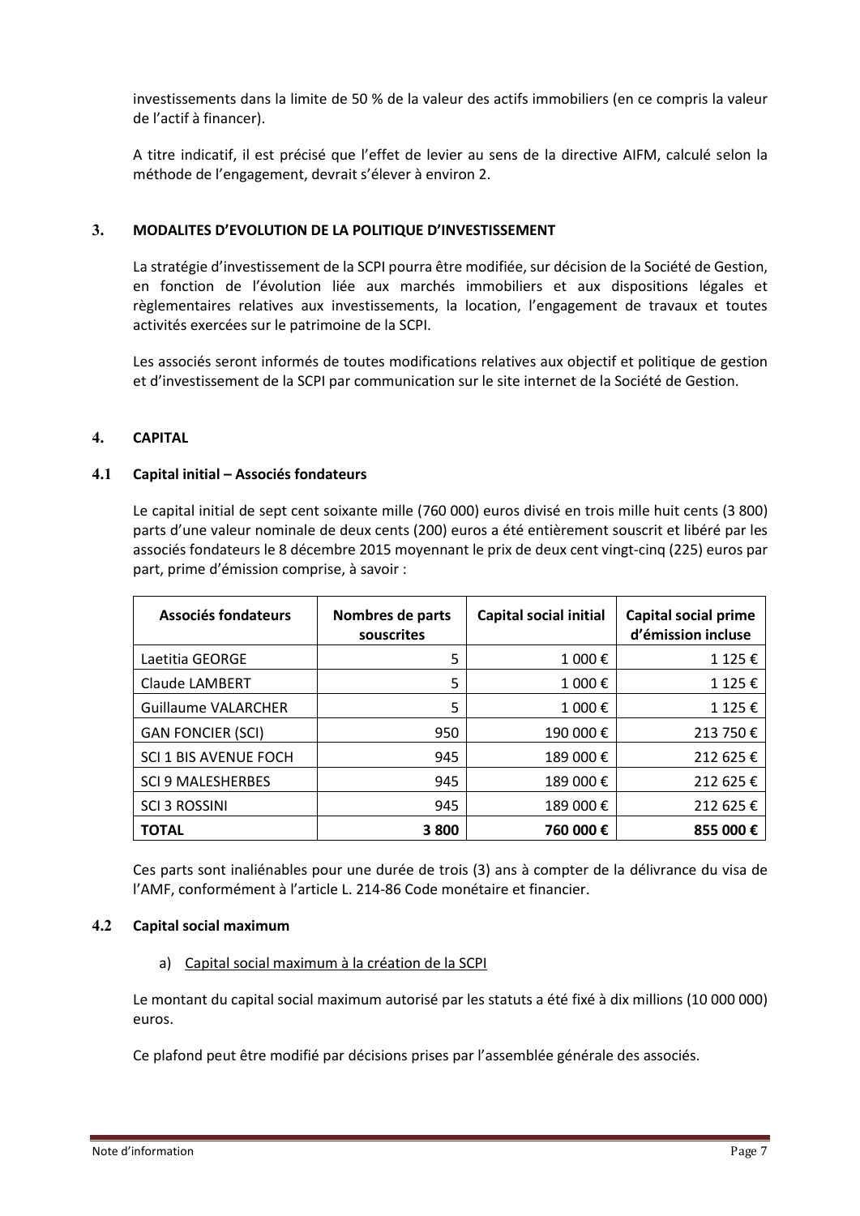investissements dans la limite de 50 % de la valeur des actifs immobiliers (en ce compris la valeur de l'actif à financer).

A titre indicatif, il est précisé que l'effet de levier au sens de la directive AIFM, calculé selon la méthode de l'engagement, devrait s'élever à environ 2.

## 3. MODALITES D'EVOLUTION DE LA POLITIQUE D'INVESTISSEMENT

La stratégie d'investissement de la SCPI pourra être modifiée, sur décision de la Société de Gestion, en fonction de l'évolution liée aux marchés immobiliers et aux dispositions légales et règlementaires relatives aux investissements, la location, l'engagement de travaux et toutes activités exercées sur le patrimoine de la SCPI.

Les associés seront informés de toutes modifications relatives aux objectif et politique de gestion et d'investissement de la SCPI par communication sur le site internet de la Société de Gestion.

## 4. CAPITAL

### 4.1 Capital initial – Associés fondateurs

Le capital initial de sept cent soixante mille (760 000) euros divisé en trois mille huit cents (3 800) parts d'une valeur nominale de deux cents (200) euros a été entièrement souscrit et libéré par les associés fondateurs le 8 décembre 2015 moyennant le prix de deux cent vingt-cinq (225) euros par part, prime d'émission comprise, à savoir :

| Associés fondateurs | Nombres de parts souscrites | Capital social initial | Capital social prime d'émission incluse |
|---|---|---|---|
| Laetitia GEORGE | 5 | 1 000 € | 1 125 € |
| Claude LAMBERT | 5 | 1 000 € | 1 125 € |
| Guillaume VALARCHER | 5 | 1 000 € | 1 125 € |
| GAN FONCIER (SCI) | 950 | 190 000 € | 213 750 € |
| SCI 1 BIS AVENUE FOCH | 945 | 189 000 € | 212 625 € |
| SCI 9 MALESHERBES | 945 | 189 000 € | 212 625 € |
| SCI 3 ROSSINI | 945 | 189 000 € | 212 625 € |
| **TOTAL** | **3 800** | **760 000 €** | **855 000 €** |

Ces parts sont inaliénables pour une durée de trois (3) ans à compter de la délivrance du visa de l'AMF, conformément à l'article L. 214-86 Code monétaire et financier.

### 4.2 Capital social maximum

a) Capital social maximum à la création de la SCPI

Le montant du capital social maximum autorisé par les statuts a été fixé à dix millions (10 000 000) euros.

Ce plafond peut être modifié par décisions prises par l'assemblée générale des associés.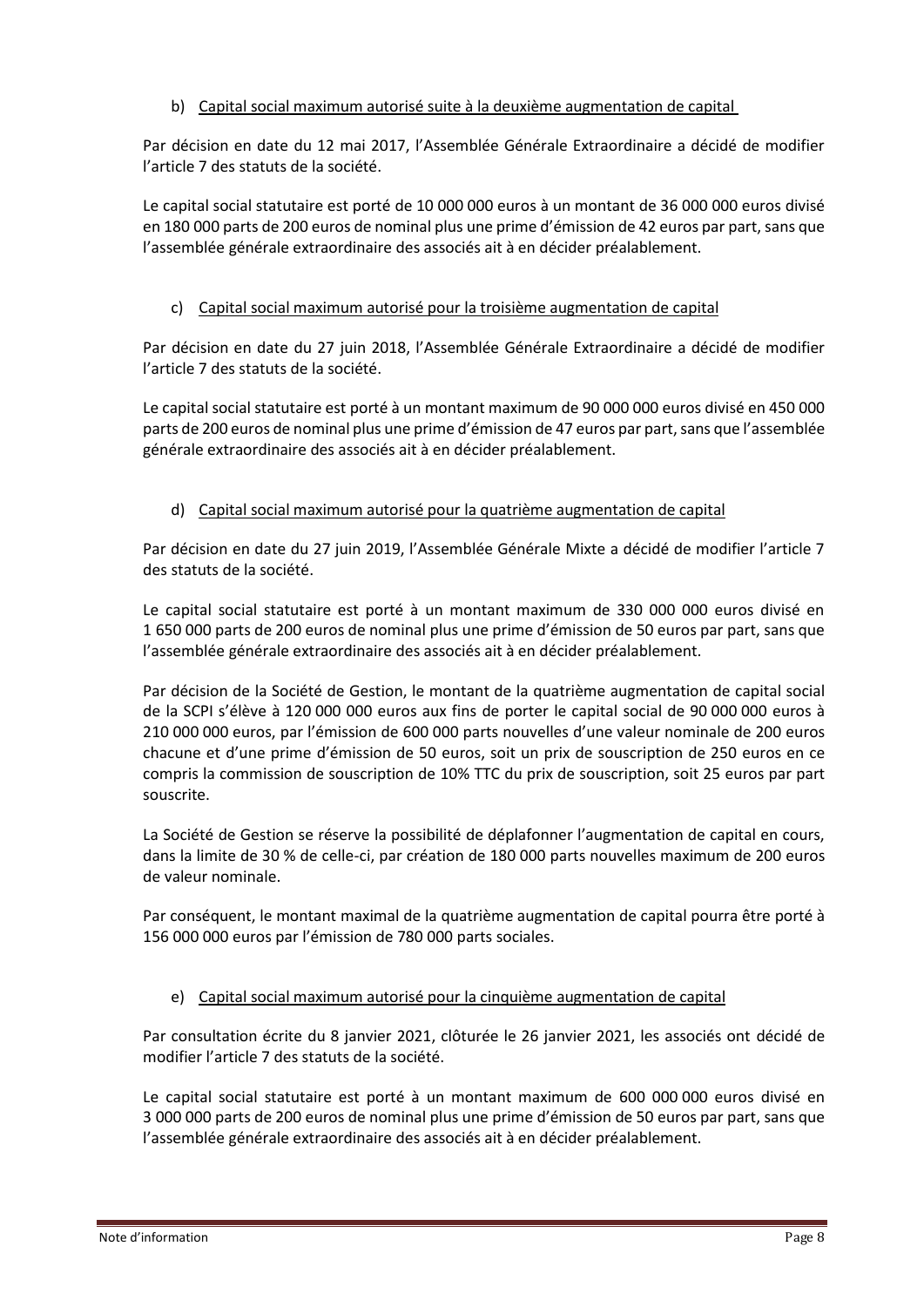b) Capital social maximum autorisé suite à la deuxième augmentation de capital

Par décision en date du 12 mai 2017, l'Assemblée Générale Extraordinaire a décidé de modifier l'article 7 des statuts de la société.

Le capital social statutaire est porté de 10 000 000 euros à un montant de 36 000 000 euros divisé en 180 000 parts de 200 euros de nominal plus une prime d'émission de 42 euros par part, sans que l'assemblée générale extraordinaire des associés ait à en décider préalablement.

c) Capital social maximum autorisé pour la troisième augmentation de capital

Par décision en date du 27 juin 2018, l'Assemblée Générale Extraordinaire a décidé de modifier l'article 7 des statuts de la société.

Le capital social statutaire est porté à un montant maximum de 90 000 000 euros divisé en 450 000 parts de 200 euros de nominal plus une prime d'émission de 47 euros par part, sans que l'assemblée générale extraordinaire des associés ait à en décider préalablement.

d) Capital social maximum autorisé pour la quatrième augmentation de capital

Par décision en date du 27 juin 2019, l'Assemblée Générale Mixte a décidé de modifier l'article 7 des statuts de la société.

Le capital social statutaire est porté à un montant maximum de 330 000 000 euros divisé en 1 650 000 parts de 200 euros de nominal plus une prime d'émission de 50 euros par part, sans que l'assemblée générale extraordinaire des associés ait à en décider préalablement.

Par décision de la Société de Gestion, le montant de la quatrième augmentation de capital social de la SCPI s'élève à 120 000 000 euros aux fins de porter le capital social de 90 000 000 euros à 210 000 000 euros, par l'émission de 600 000 parts nouvelles d'une valeur nominale de 200 euros chacune et d'une prime d'émission de 50 euros, soit un prix de souscription de 250 euros en ce compris la commission de souscription de 10% TTC du prix de souscription, soit 25 euros par part souscrite.

La Société de Gestion se réserve la possibilité de déplafonner l'augmentation de capital en cours, dans la limite de 30 % de celle-ci, par création de 180 000 parts nouvelles maximum de 200 euros de valeur nominale.

Par conséquent, le montant maximal de la quatrième augmentation de capital pourra être porté à 156 000 000 euros par l'émission de 780 000 parts sociales.

e) Capital social maximum autorisé pour la cinquième augmentation de capital

Par consultation écrite du 8 janvier 2021, clôturée le 26 janvier 2021, les associés ont décidé de modifier l'article 7 des statuts de la société.

Le capital social statutaire est porté à un montant maximum de 600 000 000 euros divisé en 3 000 000 parts de 200 euros de nominal plus une prime d'émission de 50 euros par part, sans que l'assemblée générale extraordinaire des associés ait à en décider préalablement.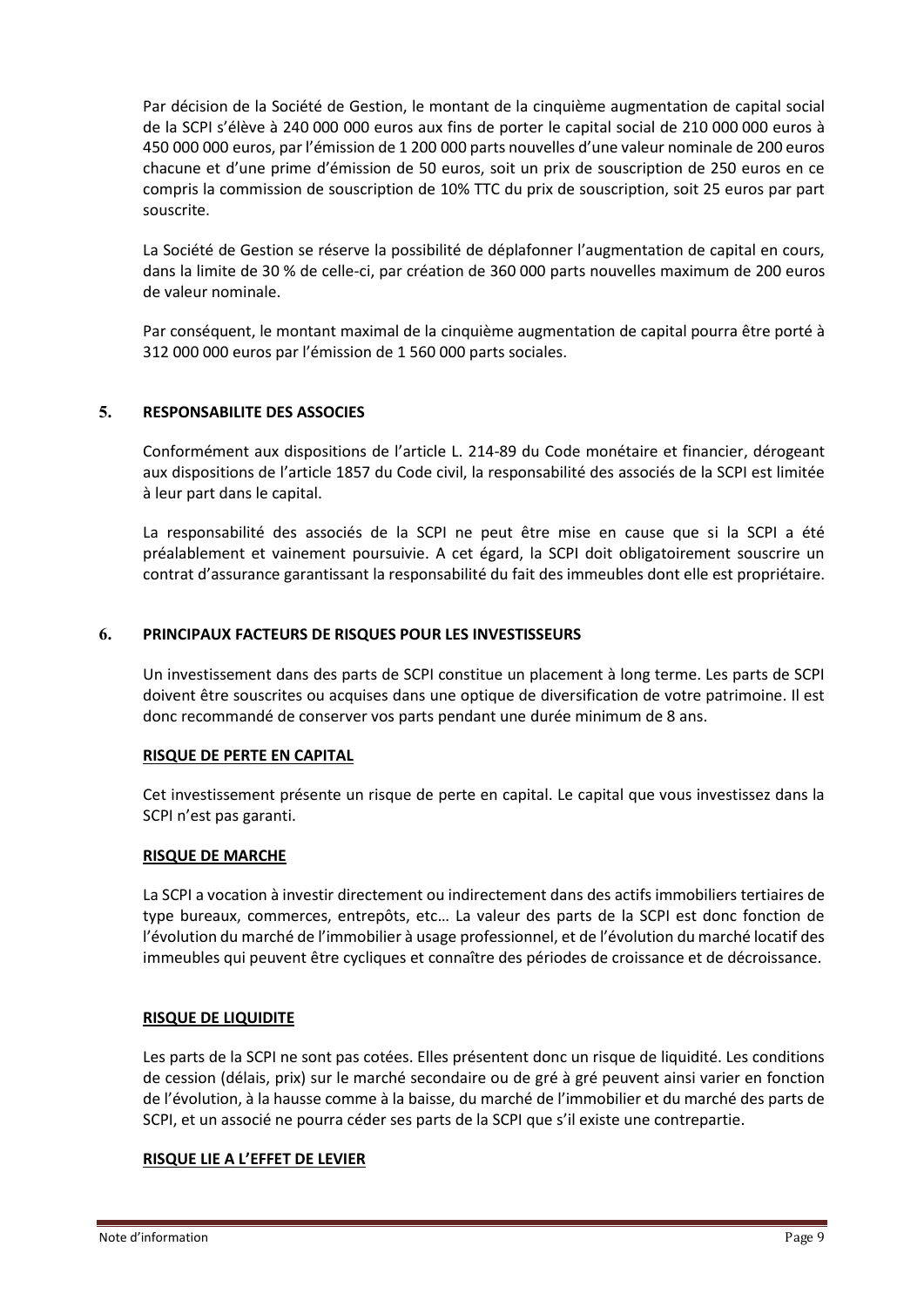Par décision de la Société de Gestion, le montant de la cinquième augmentation de capital social de la SCPI s'élève à 240 000 000 euros aux fins de porter le capital social de 210 000 000 euros à 450 000 000 euros, par l'émission de 1 200 000 parts nouvelles d'une valeur nominale de 200 euros chacune et d'une prime d'émission de 50 euros, soit un prix de souscription de 250 euros en ce compris la commission de souscription de 10% TTC du prix de souscription, soit 25 euros par part souscrite.

La Société de Gestion se réserve la possibilité de déplafonner l'augmentation de capital en cours, dans la limite de 30 % de celle-ci, par création de 360 000 parts nouvelles maximum de 200 euros de valeur nominale.

Par conséquent, le montant maximal de la cinquième augmentation de capital pourra être porté à 312 000 000 euros par l'émission de 1 560 000 parts sociales.

## 5. RESPONSABILITE DES ASSOCIES

Conformément aux dispositions de l'article L. 214-89 du Code monétaire et financier, dérogeant aux dispositions de l'article 1857 du Code civil, la responsabilité des associés de la SCPI est limitée à leur part dans le capital.

La responsabilité des associés de la SCPI ne peut être mise en cause que si la SCPI a été préalablement et vainement poursuivie. A cet égard, la SCPI doit obligatoirement souscrire un contrat d'assurance garantissant la responsabilité du fait des immeubles dont elle est propriétaire.

## 6. PRINCIPAUX FACTEURS DE RISQUES POUR LES INVESTISSEURS

Un investissement dans des parts de SCPI constitue un placement à long terme. Les parts de SCPI doivent être souscrites ou acquises dans une optique de diversification de votre patrimoine. Il est donc recommandé de conserver vos parts pendant une durée minimum de 8 ans.

### RISQUE DE PERTE EN CAPITAL

Cet investissement présente un risque de perte en capital. Le capital que vous investissez dans la SCPI n'est pas garanti.

### RISQUE DE MARCHE

La SCPI a vocation à investir directement ou indirectement dans des actifs immobiliers tertiaires de type bureaux, commerces, entrepôts, etc… La valeur des parts de la SCPI est donc fonction de l'évolution du marché de l'immobilier à usage professionnel, et de l'évolution du marché locatif des immeubles qui peuvent être cycliques et connaître des périodes de croissance et de décroissance.

### RISQUE DE LIQUIDITE

Les parts de la SCPI ne sont pas cotées. Elles présentent donc un risque de liquidité. Les conditions de cession (délais, prix) sur le marché secondaire ou de gré à gré peuvent ainsi varier en fonction de l'évolution, à la hausse comme à la baisse, du marché de l'immobilier et du marché des parts de SCPI, et un associé ne pourra céder ses parts de la SCPI que s'il existe une contrepartie.

### RISQUE LIE A L'EFFET DE LEVIER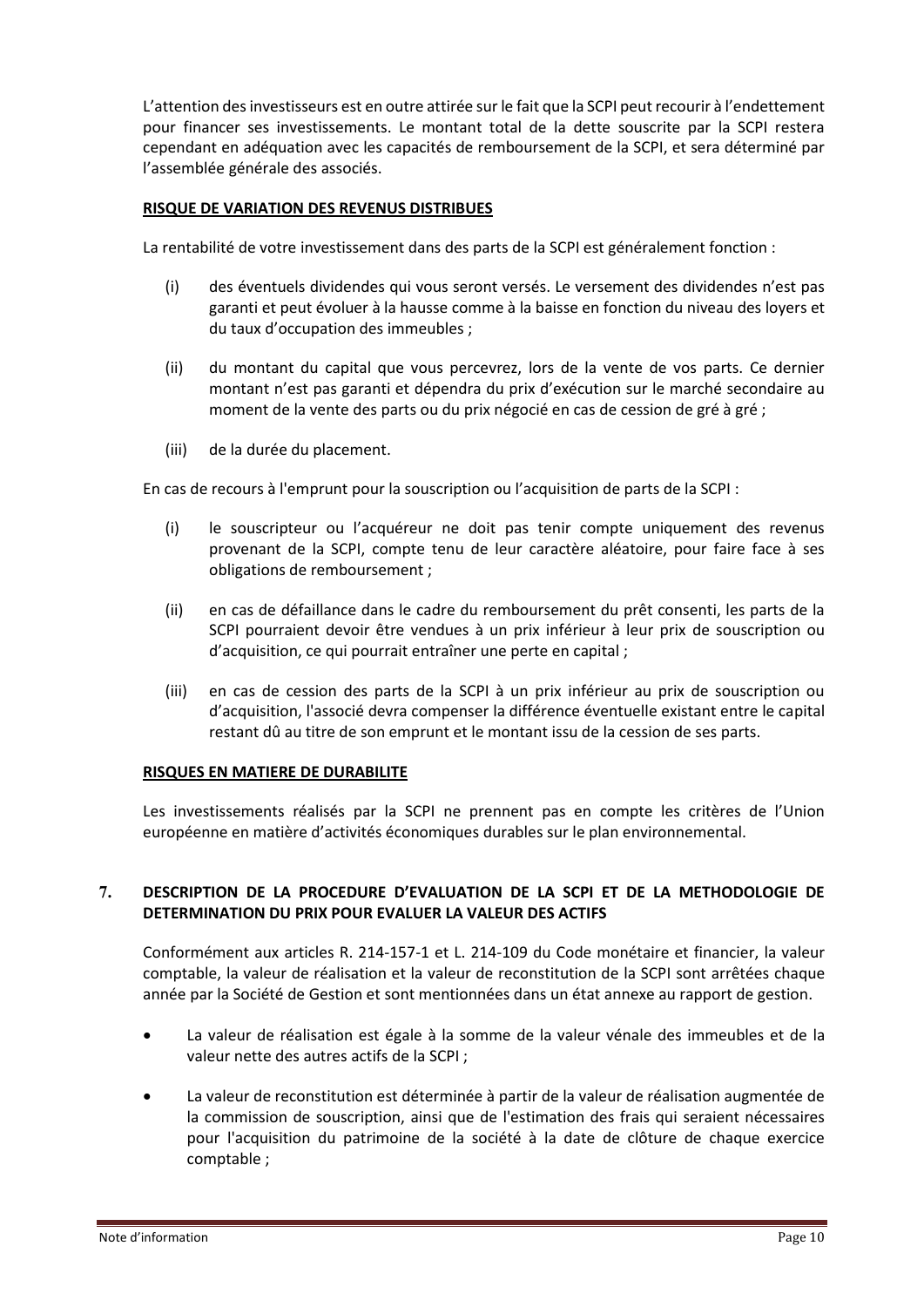L'attention des investisseurs est en outre attirée sur le fait que la SCPI peut recourir à l'endettement pour financer ses investissements. Le montant total de la dette souscrite par la SCPI restera cependant en adéquation avec les capacités de remboursement de la SCPI, et sera déterminé par l'assemblée générale des associés.

**RISQUE DE VARIATION DES REVENUS DISTRIBUES**

La rentabilité de votre investissement dans des parts de la SCPI est généralement fonction :

(i) des éventuels dividendes qui vous seront versés. Le versement des dividendes n'est pas garanti et peut évoluer à la hausse comme à la baisse en fonction du niveau des loyers et du taux d'occupation des immeubles ;

(ii) du montant du capital que vous percevrez, lors de la vente de vos parts. Ce dernier montant n'est pas garanti et dépendra du prix d'exécution sur le marché secondaire au moment de la vente des parts ou du prix négocié en cas de cession de gré à gré ;

(iii) de la durée du placement.

En cas de recours à l'emprunt pour la souscription ou l'acquisition de parts de la SCPI :

(i) le souscripteur ou l'acquéreur ne doit pas tenir compte uniquement des revenus provenant de la SCPI, compte tenu de leur caractère aléatoire, pour faire face à ses obligations de remboursement ;

(ii) en cas de défaillance dans le cadre du remboursement du prêt consenti, les parts de la SCPI pourraient devoir être vendues à un prix inférieur à leur prix de souscription ou d'acquisition, ce qui pourrait entraîner une perte en capital ;

(iii) en cas de cession des parts de la SCPI à un prix inférieur au prix de souscription ou d'acquisition, l'associé devra compenser la différence éventuelle existant entre le capital restant dû au titre de son emprunt et le montant issu de la cession de ses parts.

**RISQUES EN MATIERE DE DURABILITE**

Les investissements réalisés par la SCPI ne prennent pas en compte les critères de l'Union européenne en matière d'activités économiques durables sur le plan environnemental.

## 7. DESCRIPTION DE LA PROCEDURE D'EVALUATION DE LA SCPI ET DE LA METHODOLOGIE DE DETERMINATION DU PRIX POUR EVALUER LA VALEUR DES ACTIFS

Conformément aux articles R. 214-157-1 et L. 214-109 du Code monétaire et financier, la valeur comptable, la valeur de réalisation et la valeur de reconstitution de la SCPI sont arrêtées chaque année par la Société de Gestion et sont mentionnées dans un état annexe au rapport de gestion.

- La valeur de réalisation est égale à la somme de la valeur vénale des immeubles et de la valeur nette des autres actifs de la SCPI ;
- La valeur de reconstitution est déterminée à partir de la valeur de réalisation augmentée de la commission de souscription, ainsi que de l'estimation des frais qui seraient nécessaires pour l'acquisition du patrimoine de la société à la date de clôture de chaque exercice comptable ;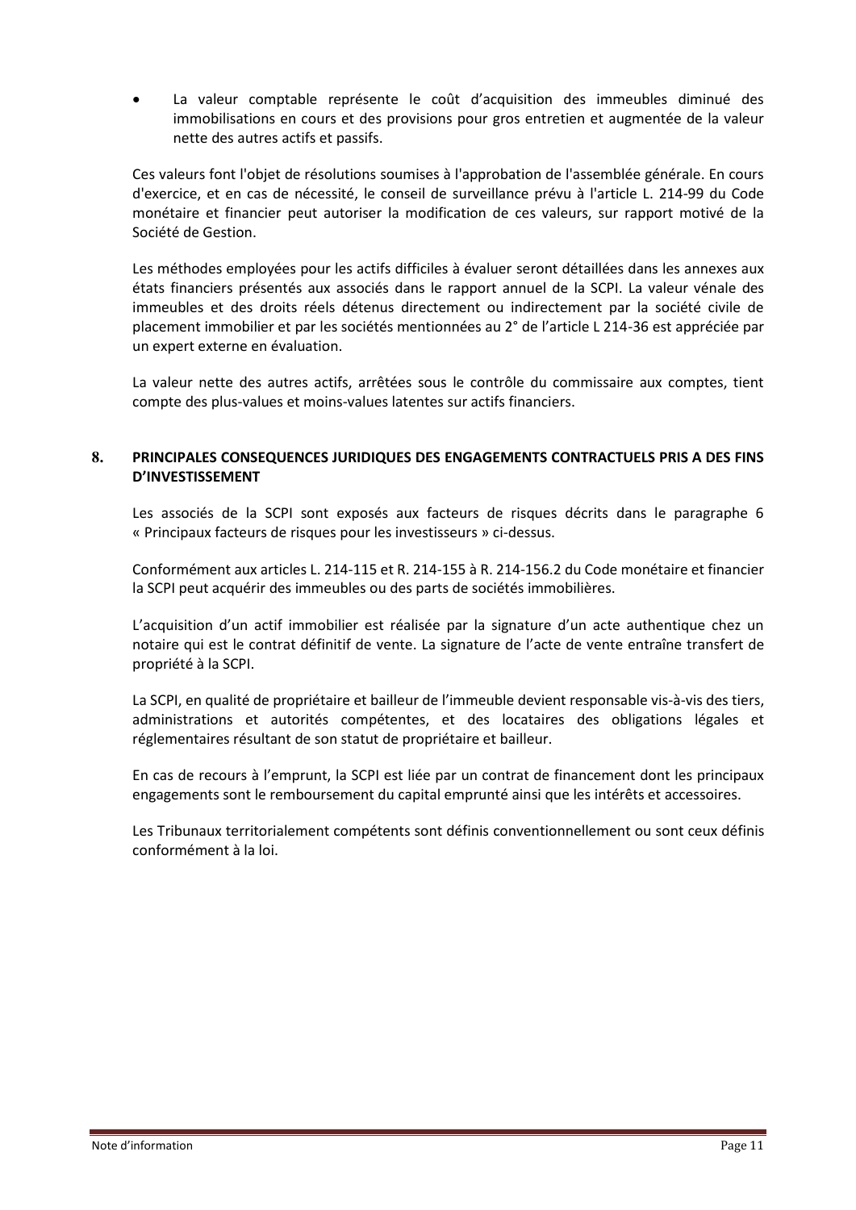- La valeur comptable représente le coût d'acquisition des immeubles diminué des immobilisations en cours et des provisions pour gros entretien et augmentée de la valeur nette des autres actifs et passifs.

Ces valeurs font l'objet de résolutions soumises à l'approbation de l'assemblée générale. En cours d'exercice, et en cas de nécessité, le conseil de surveillance prévu à l'article L. 214-99 du Code monétaire et financier peut autoriser la modification de ces valeurs, sur rapport motivé de la Société de Gestion.

Les méthodes employées pour les actifs difficiles à évaluer seront détaillées dans les annexes aux états financiers présentés aux associés dans le rapport annuel de la SCPI. La valeur vénale des immeubles et des droits réels détenus directement ou indirectement par la société civile de placement immobilier et par les sociétés mentionnées au 2° de l'article L 214-36 est appréciée par un expert externe en évaluation.

La valeur nette des autres actifs, arrêtées sous le contrôle du commissaire aux comptes, tient compte des plus-values et moins-values latentes sur actifs financiers.

## 8. PRINCIPALES CONSEQUENCES JURIDIQUES DES ENGAGEMENTS CONTRACTUELS PRIS A DES FINS D'INVESTISSEMENT

Les associés de la SCPI sont exposés aux facteurs de risques décrits dans le paragraphe 6 « Principaux facteurs de risques pour les investisseurs » ci-dessus.

Conformément aux articles L. 214-115 et R. 214-155 à R. 214-156.2 du Code monétaire et financier la SCPI peut acquérir des immeubles ou des parts de sociétés immobilières.

L'acquisition d'un actif immobilier est réalisée par la signature d'un acte authentique chez un notaire qui est le contrat définitif de vente. La signature de l'acte de vente entraîne transfert de propriété à la SCPI.

La SCPI, en qualité de propriétaire et bailleur de l'immeuble devient responsable vis-à-vis des tiers, administrations et autorités compétentes, et des locataires des obligations légales et réglementaires résultant de son statut de propriétaire et bailleur.

En cas de recours à l'emprunt, la SCPI est liée par un contrat de financement dont les principaux engagements sont le remboursement du capital emprunté ainsi que les intérêts et accessoires.

Les Tribunaux territorialement compétents sont définis conventionnellement ou sont ceux définis conformément à la loi.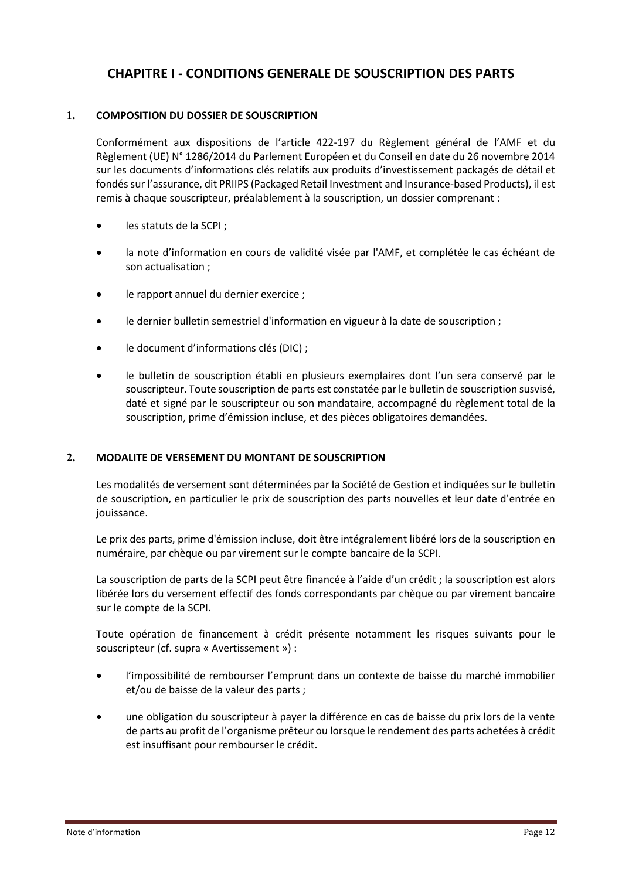# CHAPITRE I - CONDITIONS GENERALE DE SOUSCRIPTION DES PARTS

## 1. COMPOSITION DU DOSSIER DE SOUSCRIPTION

Conformément aux dispositions de l'article 422-197 du Règlement général de l'AMF et du Règlement (UE) N° 1286/2014 du Parlement Européen et du Conseil en date du 26 novembre 2014 sur les documents d'informations clés relatifs aux produits d'investissement packagés de détail et fondés sur l'assurance, dit PRIIPS (Packaged Retail Investment and Insurance-based Products), il est remis à chaque souscripteur, préalablement à la souscription, un dossier comprenant :

- les statuts de la SCPI ;
- la note d'information en cours de validité visée par l'AMF, et complétée le cas échéant de son actualisation ;
- le rapport annuel du dernier exercice ;
- le dernier bulletin semestriel d'information en vigueur à la date de souscription ;
- le document d'informations clés (DIC) ;
- le bulletin de souscription établi en plusieurs exemplaires dont l'un sera conservé par le souscripteur. Toute souscription de parts est constatée par le bulletin de souscription susvisé, daté et signé par le souscripteur ou son mandataire, accompagné du règlement total de la souscription, prime d'émission incluse, et des pièces obligatoires demandées.

## 2. MODALITE DE VERSEMENT DU MONTANT DE SOUSCRIPTION

Les modalités de versement sont déterminées par la Société de Gestion et indiquées sur le bulletin de souscription, en particulier le prix de souscription des parts nouvelles et leur date d'entrée en jouissance.

Le prix des parts, prime d'émission incluse, doit être intégralement libéré lors de la souscription en numéraire, par chèque ou par virement sur le compte bancaire de la SCPI.

La souscription de parts de la SCPI peut être financée à l'aide d'un crédit ; la souscription est alors libérée lors du versement effectif des fonds correspondants par chèque ou par virement bancaire sur le compte de la SCPI.

Toute opération de financement à crédit présente notamment les risques suivants pour le souscripteur (cf. supra « Avertissement ») :

- l'impossibilité de rembourser l'emprunt dans un contexte de baisse du marché immobilier et/ou de baisse de la valeur des parts ;
- une obligation du souscripteur à payer la différence en cas de baisse du prix lors de la vente de parts au profit de l'organisme prêteur ou lorsque le rendement des parts achetées à crédit est insuffisant pour rembourser le crédit.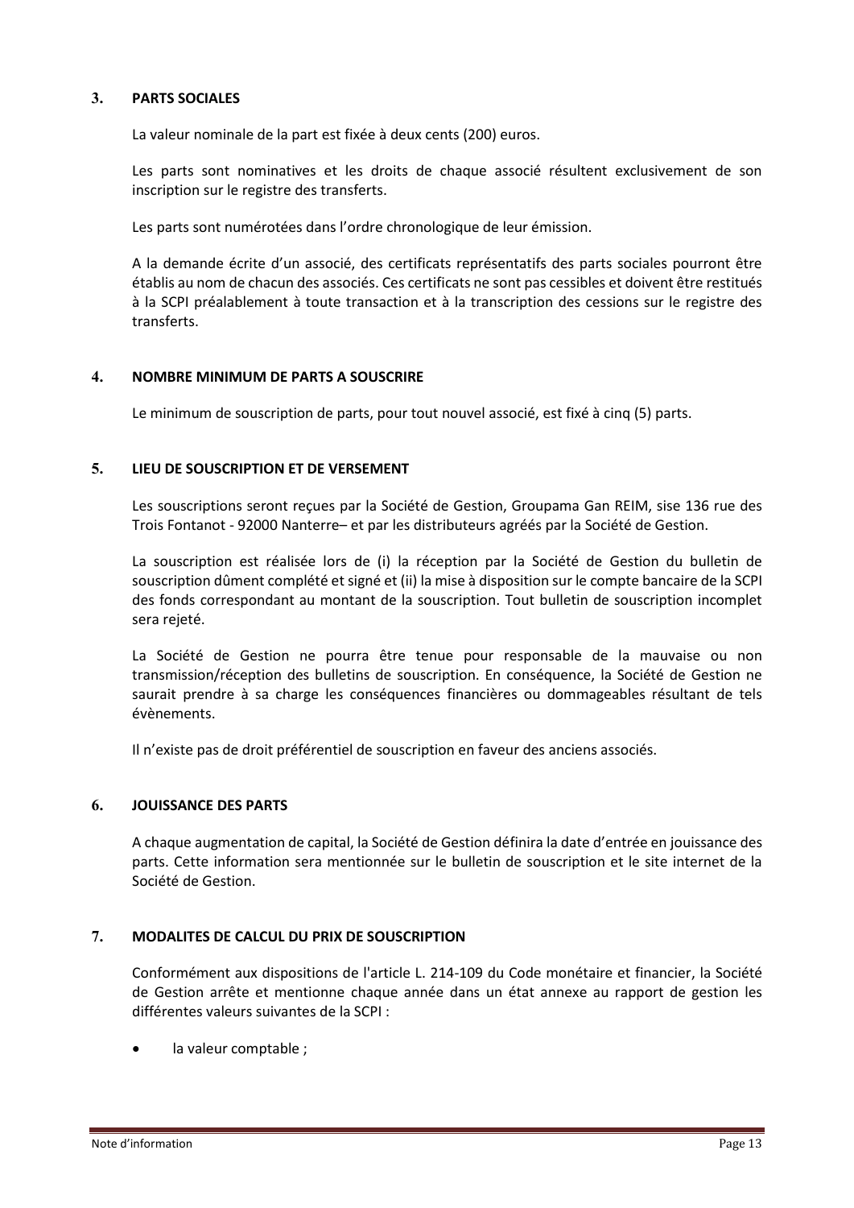### 3. PARTS SOCIALES

La valeur nominale de la part est fixée à deux cents (200) euros.

Les parts sont nominatives et les droits de chaque associé résultent exclusivement de son inscription sur le registre des transferts.

Les parts sont numérotées dans l'ordre chronologique de leur émission.

A la demande écrite d'un associé, des certificats représentatifs des parts sociales pourront être établis au nom de chacun des associés. Ces certificats ne sont pas cessibles et doivent être restitués à la SCPI préalablement à toute transaction et à la transcription des cessions sur le registre des transferts.

### 4. NOMBRE MINIMUM DE PARTS A SOUSCRIRE

Le minimum de souscription de parts, pour tout nouvel associé, est fixé à cinq (5) parts.

### 5. LIEU DE SOUSCRIPTION ET DE VERSEMENT

Les souscriptions seront reçues par la Société de Gestion, Groupama Gan REIM, sise 136 rue des Trois Fontanot - 92000 Nanterre– et par les distributeurs agréés par la Société de Gestion.

La souscription est réalisée lors de (i) la réception par la Société de Gestion du bulletin de souscription dûment complété et signé et (ii) la mise à disposition sur le compte bancaire de la SCPI des fonds correspondant au montant de la souscription. Tout bulletin de souscription incomplet sera rejeté.

La Société de Gestion ne pourra être tenue pour responsable de la mauvaise ou non transmission/réception des bulletins de souscription. En conséquence, la Société de Gestion ne saurait prendre à sa charge les conséquences financières ou dommageables résultant de tels évènements.

Il n'existe pas de droit préférentiel de souscription en faveur des anciens associés.

### 6. JOUISSANCE DES PARTS

A chaque augmentation de capital, la Société de Gestion définira la date d'entrée en jouissance des parts. Cette information sera mentionnée sur le bulletin de souscription et le site internet de la Société de Gestion.

### 7. MODALITES DE CALCUL DU PRIX DE SOUSCRIPTION

Conformément aux dispositions de l'article L. 214-109 du Code monétaire et financier, la Société de Gestion arrête et mentionne chaque année dans un état annexe au rapport de gestion les différentes valeurs suivantes de la SCPI :

- la valeur comptable ;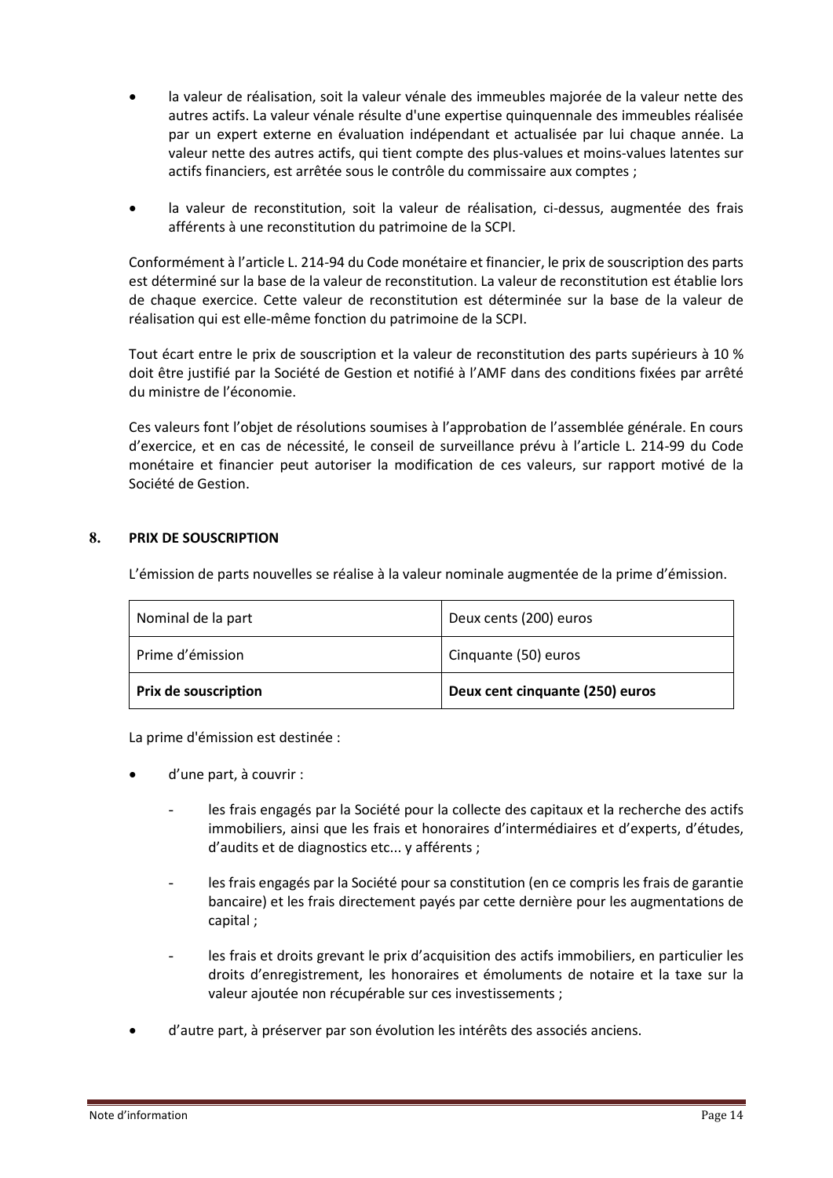- la valeur de réalisation, soit la valeur vénale des immeubles majorée de la valeur nette des autres actifs. La valeur vénale résulte d'une expertise quinquennale des immeubles réalisée par un expert externe en évaluation indépendant et actualisée par lui chaque année. La valeur nette des autres actifs, qui tient compte des plus-values et moins-values latentes sur actifs financiers, est arrêtée sous le contrôle du commissaire aux comptes ;

- la valeur de reconstitution, soit la valeur de réalisation, ci-dessus, augmentée des frais afférents à une reconstitution du patrimoine de la SCPI.

Conformément à l'article L. 214-94 du Code monétaire et financier, le prix de souscription des parts est déterminé sur la base de la valeur de reconstitution. La valeur de reconstitution est établie lors de chaque exercice. Cette valeur de reconstitution est déterminée sur la base de la valeur de réalisation qui est elle-même fonction du patrimoine de la SCPI.

Tout écart entre le prix de souscription et la valeur de reconstitution des parts supérieurs à 10 % doit être justifié par la Société de Gestion et notifié à l'AMF dans des conditions fixées par arrêté du ministre de l'économie.

Ces valeurs font l'objet de résolutions soumises à l'approbation de l'assemblée générale. En cours d'exercice, et en cas de nécessité, le conseil de surveillance prévu à l'article L. 214-99 du Code monétaire et financier peut autoriser la modification de ces valeurs, sur rapport motivé de la Société de Gestion.

## 8. PRIX DE SOUSCRIPTION

L'émission de parts nouvelles se réalise à la valeur nominale augmentée de la prime d'émission.

| Nominal de la part | Deux cents (200) euros |
|---|---|
| Prime d'émission | Cinquante (50) euros |
| **Prix de souscription** | **Deux cent cinquante (250) euros** |

La prime d'émission est destinée :

- d'une part, à couvrir :
  - les frais engagés par la Société pour la collecte des capitaux et la recherche des actifs immobiliers, ainsi que les frais et honoraires d'intermédiaires et d'experts, d'études, d'audits et de diagnostics etc... y afférents ;
  - les frais engagés par la Société pour sa constitution (en ce compris les frais de garantie bancaire) et les frais directement payés par cette dernière pour les augmentations de capital ;
  - les frais et droits grevant le prix d'acquisition des actifs immobiliers, en particulier les droits d'enregistrement, les honoraires et émoluments de notaire et la taxe sur la valeur ajoutée non récupérable sur ces investissements ;
- d'autre part, à préserver par son évolution les intérêts des associés anciens.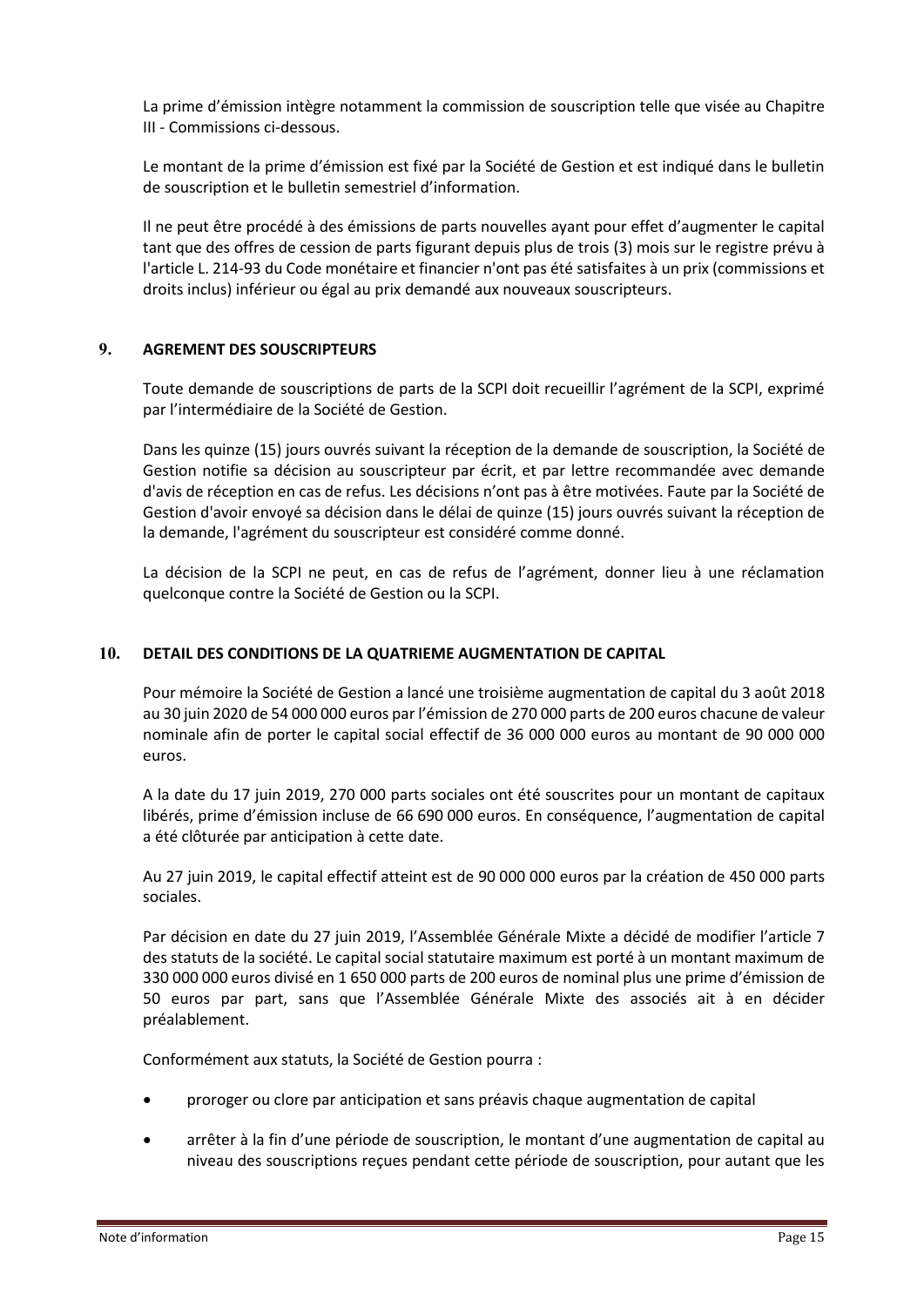La prime d'émission intègre notamment la commission de souscription telle que visée au Chapitre III - Commissions ci-dessous.

Le montant de la prime d'émission est fixé par la Société de Gestion et est indiqué dans le bulletin de souscription et le bulletin semestriel d'information.

Il ne peut être procédé à des émissions de parts nouvelles ayant pour effet d'augmenter le capital tant que des offres de cession de parts figurant depuis plus de trois (3) mois sur le registre prévu à l'article L. 214-93 du Code monétaire et financier n'ont pas été satisfaites à un prix (commissions et droits inclus) inférieur ou égal au prix demandé aux nouveaux souscripteurs.

## 9. AGREMENT DES SOUSCRIPTEURS

Toute demande de souscriptions de parts de la SCPI doit recueillir l'agrément de la SCPI, exprimé par l'intermédiaire de la Société de Gestion.

Dans les quinze (15) jours ouvrés suivant la réception de la demande de souscription, la Société de Gestion notifie sa décision au souscripteur par écrit, et par lettre recommandée avec demande d'avis de réception en cas de refus. Les décisions n'ont pas à être motivées. Faute par la Société de Gestion d'avoir envoyé sa décision dans le délai de quinze (15) jours ouvrés suivant la réception de la demande, l'agrément du souscripteur est considéré comme donné.

La décision de la SCPI ne peut, en cas de refus de l'agrément, donner lieu à une réclamation quelconque contre la Société de Gestion ou la SCPI.

## 10. DETAIL DES CONDITIONS DE LA QUATRIEME AUGMENTATION DE CAPITAL

Pour mémoire la Société de Gestion a lancé une troisième augmentation de capital du 3 août 2018 au 30 juin 2020 de 54 000 000 euros par l'émission de 270 000 parts de 200 euros chacune de valeur nominale afin de porter le capital social effectif de 36 000 000 euros au montant de 90 000 000 euros.

A la date du 17 juin 2019, 270 000 parts sociales ont été souscrites pour un montant de capitaux libérés, prime d'émission incluse de 66 690 000 euros. En conséquence, l'augmentation de capital a été clôturée par anticipation à cette date.

Au 27 juin 2019, le capital effectif atteint est de 90 000 000 euros par la création de 450 000 parts sociales.

Par décision en date du 27 juin 2019, l'Assemblée Générale Mixte a décidé de modifier l'article 7 des statuts de la société. Le capital social statutaire maximum est porté à un montant maximum de 330 000 000 euros divisé en 1 650 000 parts de 200 euros de nominal plus une prime d'émission de 50 euros par part, sans que l'Assemblée Générale Mixte des associés ait à en décider préalablement.

Conformément aux statuts, la Société de Gestion pourra :

- proroger ou clore par anticipation et sans préavis chaque augmentation de capital
- arrêter à la fin d'une période de souscription, le montant d'une augmentation de capital au niveau des souscriptions reçues pendant cette période de souscription, pour autant que les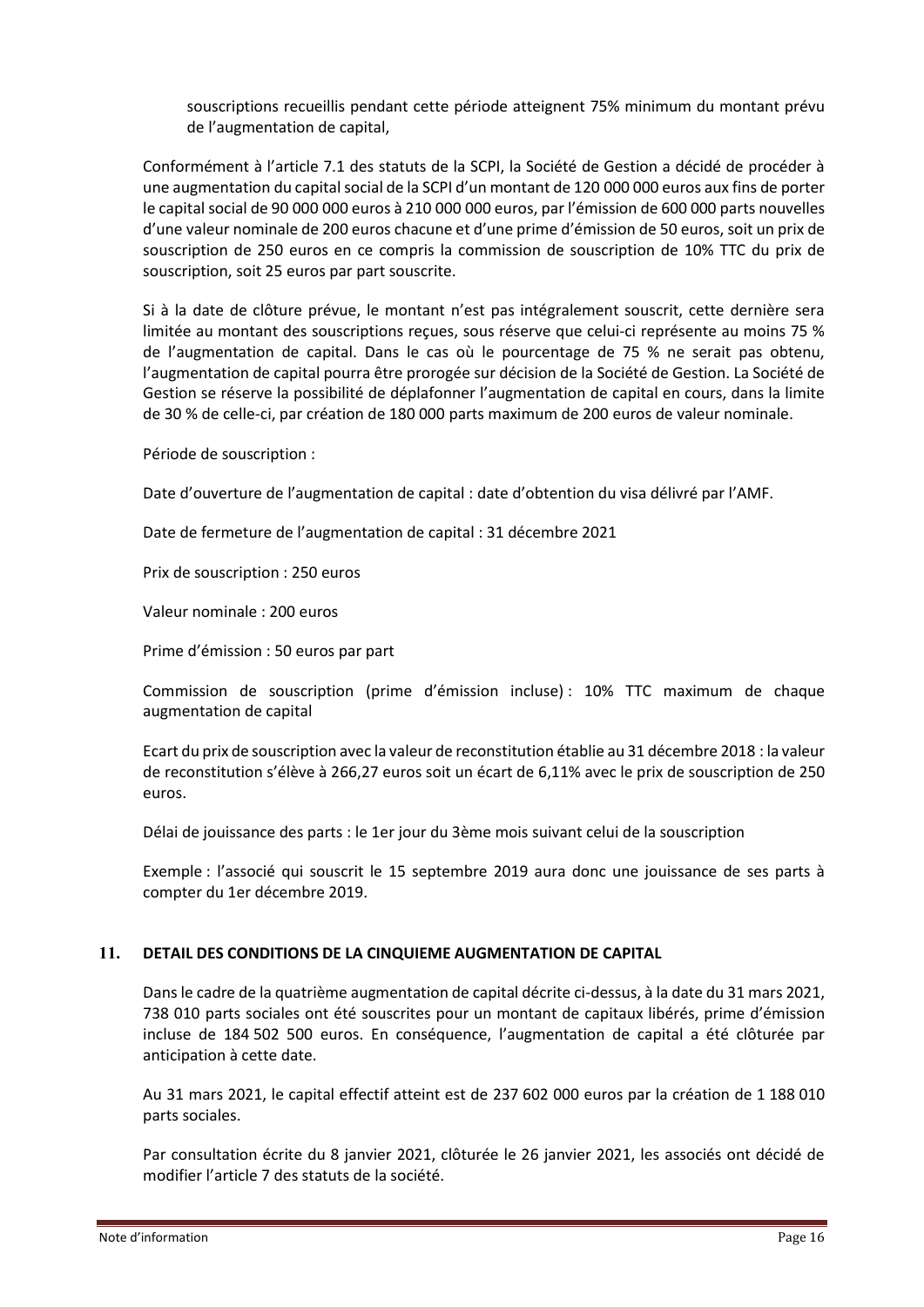souscriptions recueillis pendant cette période atteignent 75% minimum du montant prévu de l'augmentation de capital,

Conformément à l'article 7.1 des statuts de la SCPI, la Société de Gestion a décidé de procéder à une augmentation du capital social de la SCPI d'un montant de 120 000 000 euros aux fins de porter le capital social de 90 000 000 euros à 210 000 000 euros, par l'émission de 600 000 parts nouvelles d'une valeur nominale de 200 euros chacune et d'une prime d'émission de 50 euros, soit un prix de souscription de 250 euros en ce compris la commission de souscription de 10% TTC du prix de souscription, soit 25 euros par part souscrite.

Si à la date de clôture prévue, le montant n'est pas intégralement souscrit, cette dernière sera limitée au montant des souscriptions reçues, sous réserve que celui-ci représente au moins 75 % de l'augmentation de capital. Dans le cas où le pourcentage de 75 % ne serait pas obtenu, l'augmentation de capital pourra être prorogée sur décision de la Société de Gestion. La Société de Gestion se réserve la possibilité de déplafonner l'augmentation de capital en cours, dans la limite de 30 % de celle-ci, par création de 180 000 parts maximum de 200 euros de valeur nominale.

Période de souscription :

Date d'ouverture de l'augmentation de capital : date d'obtention du visa délivré par l'AMF.

Date de fermeture de l'augmentation de capital : 31 décembre 2021

Prix de souscription : 250 euros

Valeur nominale : 200 euros

Prime d'émission : 50 euros par part

Commission de souscription (prime d'émission incluse) : 10% TTC maximum de chaque augmentation de capital

Ecart du prix de souscription avec la valeur de reconstitution établie au 31 décembre 2018 : la valeur de reconstitution s'élève à 266,27 euros soit un écart de 6,11% avec le prix de souscription de 250 euros.

Délai de jouissance des parts : le 1er jour du 3ème mois suivant celui de la souscription

Exemple : l'associé qui souscrit le 15 septembre 2019 aura donc une jouissance de ses parts à compter du 1er décembre 2019.

## 11. DETAIL DES CONDITIONS DE LA CINQUIEME AUGMENTATION DE CAPITAL

Dans le cadre de la quatrième augmentation de capital décrite ci-dessus, à la date du 31 mars 2021, 738 010 parts sociales ont été souscrites pour un montant de capitaux libérés, prime d'émission incluse de 184 502 500 euros. En conséquence, l'augmentation de capital a été clôturée par anticipation à cette date.

Au 31 mars 2021, le capital effectif atteint est de 237 602 000 euros par la création de 1 188 010 parts sociales.

Par consultation écrite du 8 janvier 2021, clôturée le 26 janvier 2021, les associés ont décidé de modifier l'article 7 des statuts de la société.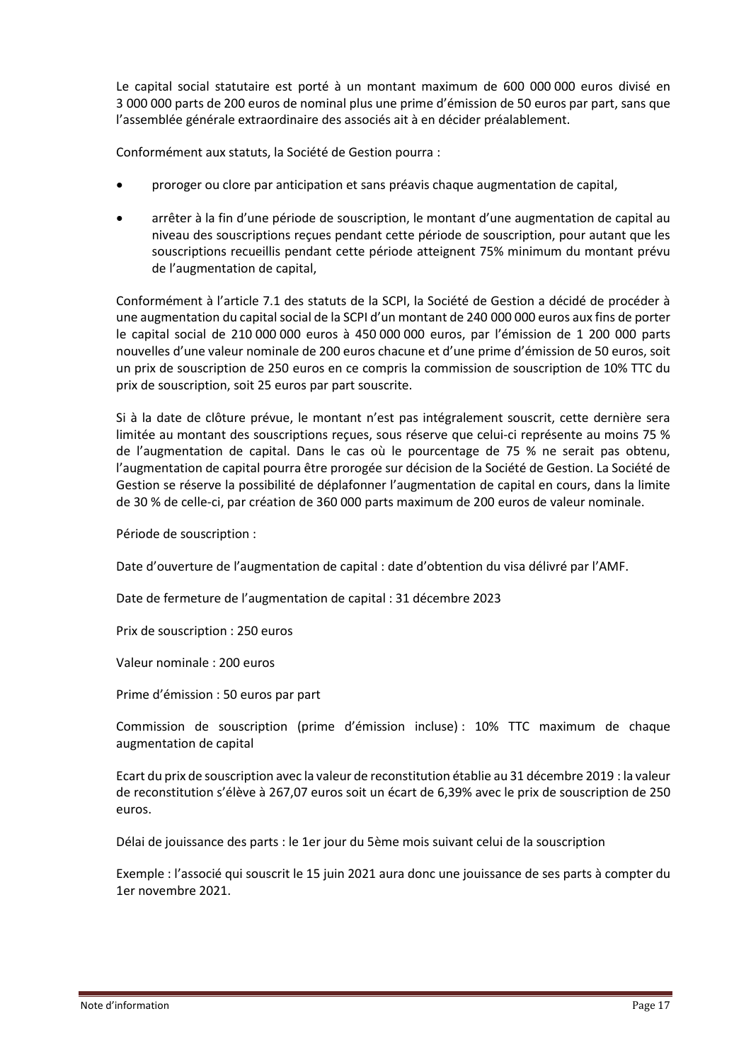Le capital social statutaire est porté à un montant maximum de 600 000 000 euros divisé en 3 000 000 parts de 200 euros de nominal plus une prime d'émission de 50 euros par part, sans que l'assemblée générale extraordinaire des associés ait à en décider préalablement.

Conformément aux statuts, la Société de Gestion pourra :

- proroger ou clore par anticipation et sans préavis chaque augmentation de capital,
- arrêter à la fin d'une période de souscription, le montant d'une augmentation de capital au niveau des souscriptions reçues pendant cette période de souscription, pour autant que les souscriptions recueillis pendant cette période atteignent 75% minimum du montant prévu de l'augmentation de capital,

Conformément à l'article 7.1 des statuts de la SCPI, la Société de Gestion a décidé de procéder à une augmentation du capital social de la SCPI d'un montant de 240 000 000 euros aux fins de porter le capital social de 210 000 000 euros à 450 000 000 euros, par l'émission de 1 200 000 parts nouvelles d'une valeur nominale de 200 euros chacune et d'une prime d'émission de 50 euros, soit un prix de souscription de 250 euros en ce compris la commission de souscription de 10% TTC du prix de souscription, soit 25 euros par part souscrite.

Si à la date de clôture prévue, le montant n'est pas intégralement souscrit, cette dernière sera limitée au montant des souscriptions reçues, sous réserve que celui-ci représente au moins 75 % de l'augmentation de capital. Dans le cas où le pourcentage de 75 % ne serait pas obtenu, l'augmentation de capital pourra être prorogée sur décision de la Société de Gestion. La Société de Gestion se réserve la possibilité de déplafonner l'augmentation de capital en cours, dans la limite de 30 % de celle-ci, par création de 360 000 parts maximum de 200 euros de valeur nominale.

Période de souscription :

Date d'ouverture de l'augmentation de capital : date d'obtention du visa délivré par l'AMF.

Date de fermeture de l'augmentation de capital : 31 décembre 2023

Prix de souscription : 250 euros

Valeur nominale : 200 euros

Prime d'émission : 50 euros par part

Commission de souscription (prime d'émission incluse) : 10% TTC maximum de chaque augmentation de capital

Ecart du prix de souscription avec la valeur de reconstitution établie au 31 décembre 2019 : la valeur de reconstitution s'élève à 267,07 euros soit un écart de 6,39% avec le prix de souscription de 250 euros.

Délai de jouissance des parts : le 1er jour du 5ème mois suivant celui de la souscription

Exemple : l'associé qui souscrit le 15 juin 2021 aura donc une jouissance de ses parts à compter du 1er novembre 2021.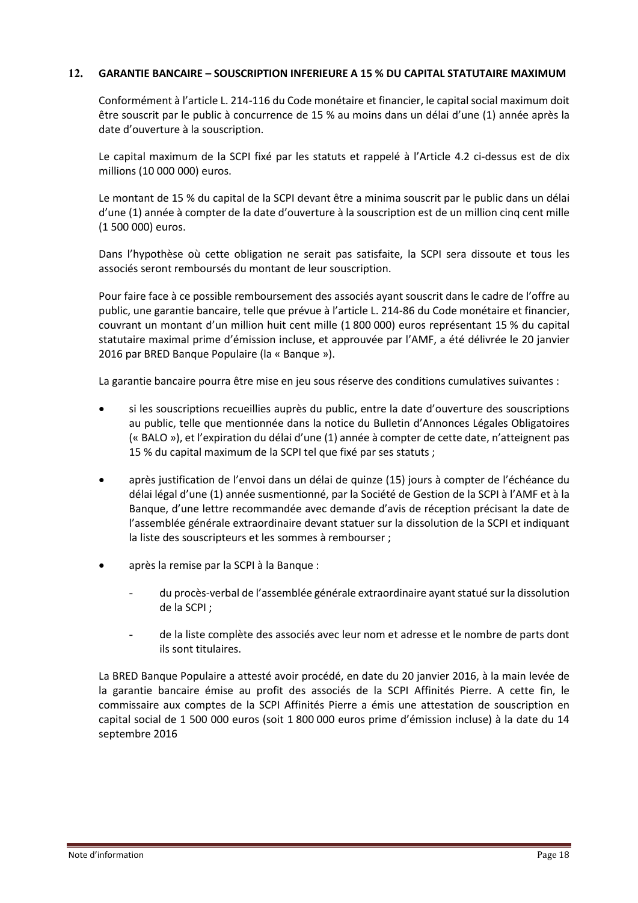## 12. GARANTIE BANCAIRE – SOUSCRIPTION INFERIEURE A 15 % DU CAPITAL STATUTAIRE MAXIMUM

Conformément à l'article L. 214-116 du Code monétaire et financier, le capital social maximum doit être souscrit par le public à concurrence de 15 % au moins dans un délai d'une (1) année après la date d'ouverture à la souscription.

Le capital maximum de la SCPI fixé par les statuts et rappelé à l'Article 4.2 ci-dessus est de dix millions (10 000 000) euros.

Le montant de 15 % du capital de la SCPI devant être a minima souscrit par le public dans un délai d'une (1) année à compter de la date d'ouverture à la souscription est de un million cinq cent mille (1 500 000) euros.

Dans l'hypothèse où cette obligation ne serait pas satisfaite, la SCPI sera dissoute et tous les associés seront remboursés du montant de leur souscription.

Pour faire face à ce possible remboursement des associés ayant souscrit dans le cadre de l'offre au public, une garantie bancaire, telle que prévue à l'article L. 214-86 du Code monétaire et financier, couvrant un montant d'un million huit cent mille (1 800 000) euros représentant 15 % du capital statutaire maximal prime d'émission incluse, et approuvée par l'AMF, a été délivrée le 20 janvier 2016 par BRED Banque Populaire (la « Banque »).

La garantie bancaire pourra être mise en jeu sous réserve des conditions cumulatives suivantes :

- si les souscriptions recueillies auprès du public, entre la date d'ouverture des souscriptions au public, telle que mentionnée dans la notice du Bulletin d'Annonces Légales Obligatoires (« BALO »), et l'expiration du délai d'une (1) année à compter de cette date, n'atteignent pas 15 % du capital maximum de la SCPI tel que fixé par ses statuts ;
- après justification de l'envoi dans un délai de quinze (15) jours à compter de l'échéance du délai légal d'une (1) année susmentionné, par la Société de Gestion de la SCPI à l'AMF et à la Banque, d'une lettre recommandée avec demande d'avis de réception précisant la date de l'assemblée générale extraordinaire devant statuer sur la dissolution de la SCPI et indiquant la liste des souscripteurs et les sommes à rembourser ;
- après la remise par la SCPI à la Banque :
  - du procès-verbal de l'assemblée générale extraordinaire ayant statué sur la dissolution de la SCPI ;
  - de la liste complète des associés avec leur nom et adresse et le nombre de parts dont ils sont titulaires.

La BRED Banque Populaire a attesté avoir procédé, en date du 20 janvier 2016, à la main levée de la garantie bancaire émise au profit des associés de la SCPI Affinités Pierre. A cette fin, le commissaire aux comptes de la SCPI Affinités Pierre a émis une attestation de souscription en capital social de 1 500 000 euros (soit 1 800 000 euros prime d'émission incluse) à la date du 14 septembre 2016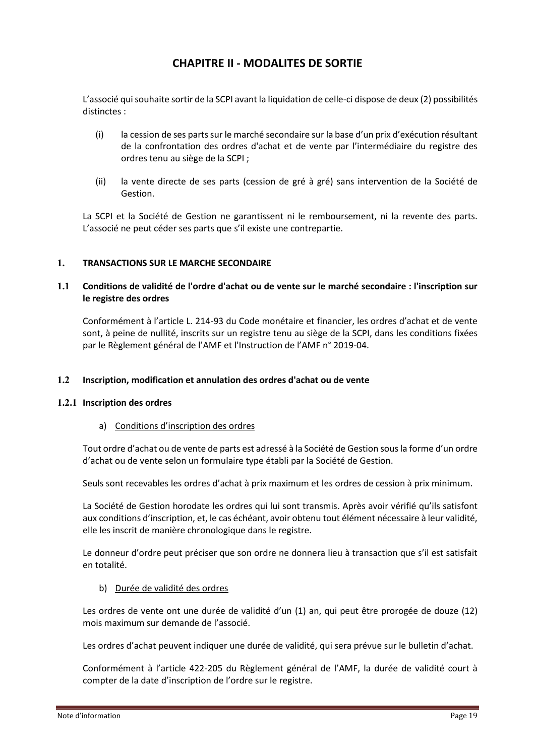# CHAPITRE II - MODALITES DE SORTIE

L'associé qui souhaite sortir de la SCPI avant la liquidation de celle-ci dispose de deux (2) possibilités distinctes :

(i) la cession de ses parts sur le marché secondaire sur la base d'un prix d'exécution résultant de la confrontation des ordres d'achat et de vente par l'intermédiaire du registre des ordres tenu au siège de la SCPI ;

(ii) la vente directe de ses parts (cession de gré à gré) sans intervention de la Société de Gestion.

La SCPI et la Société de Gestion ne garantissent ni le remboursement, ni la revente des parts. L'associé ne peut céder ses parts que s'il existe une contrepartie.

## 1. TRANSACTIONS SUR LE MARCHE SECONDAIRE

### 1.1 Conditions de validité de l'ordre d'achat ou de vente sur le marché secondaire : l'inscription sur le registre des ordres

Conformément à l'article L. 214-93 du Code monétaire et financier, les ordres d'achat et de vente sont, à peine de nullité, inscrits sur un registre tenu au siège de la SCPI, dans les conditions fixées par le Règlement général de l'AMF et l'Instruction de l'AMF n° 2019-04.

### 1.2 Inscription, modification et annulation des ordres d'achat ou de vente

#### 1.2.1 Inscription des ordres

a) Conditions d'inscription des ordres

Tout ordre d'achat ou de vente de parts est adressé à la Société de Gestion sous la forme d'un ordre d'achat ou de vente selon un formulaire type établi par la Société de Gestion.

Seuls sont recevables les ordres d'achat à prix maximum et les ordres de cession à prix minimum.

La Société de Gestion horodate les ordres qui lui sont transmis. Après avoir vérifié qu'ils satisfont aux conditions d'inscription, et, le cas échéant, avoir obtenu tout élément nécessaire à leur validité, elle les inscrit de manière chronologique dans le registre.

Le donneur d'ordre peut préciser que son ordre ne donnera lieu à transaction que s'il est satisfait en totalité.

b) Durée de validité des ordres

Les ordres de vente ont une durée de validité d'un (1) an, qui peut être prorogée de douze (12) mois maximum sur demande de l'associé.

Les ordres d'achat peuvent indiquer une durée de validité, qui sera prévue sur le bulletin d'achat.

Conformément à l'article 422-205 du Règlement général de l'AMF, la durée de validité court à compter de la date d'inscription de l'ordre sur le registre.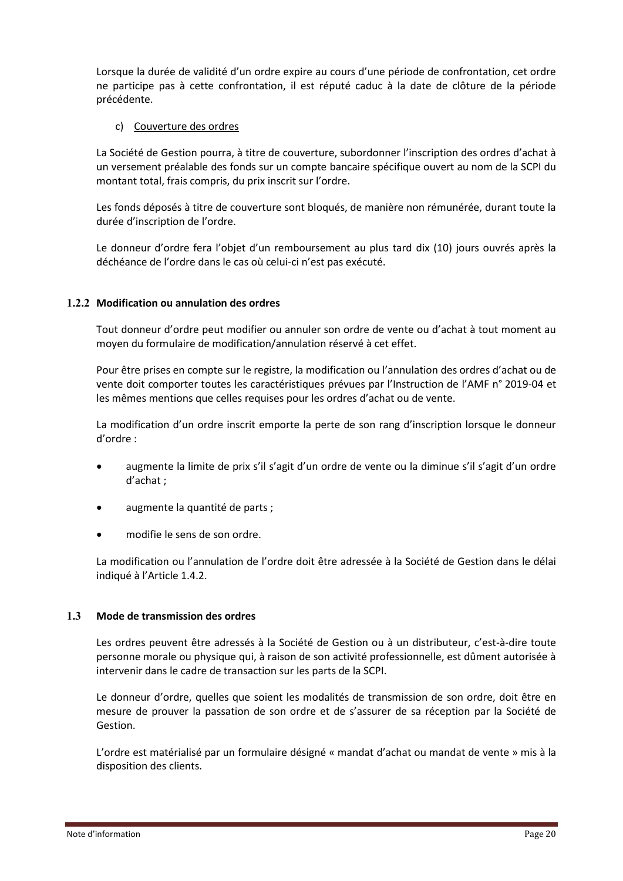Lorsque la durée de validité d'un ordre expire au cours d'une période de confrontation, cet ordre ne participe pas à cette confrontation, il est réputé caduc à la date de clôture de la période précédente.

c) Couverture des ordres

La Société de Gestion pourra, à titre de couverture, subordonner l'inscription des ordres d'achat à un versement préalable des fonds sur un compte bancaire spécifique ouvert au nom de la SCPI du montant total, frais compris, du prix inscrit sur l'ordre.

Les fonds déposés à titre de couverture sont bloqués, de manière non rémunérée, durant toute la durée d'inscription de l'ordre.

Le donneur d'ordre fera l'objet d'un remboursement au plus tard dix (10) jours ouvrés après la déchéance de l'ordre dans le cas où celui-ci n'est pas exécuté.

### 1.2.2 Modification ou annulation des ordres

Tout donneur d'ordre peut modifier ou annuler son ordre de vente ou d'achat à tout moment au moyen du formulaire de modification/annulation réservé à cet effet.

Pour être prises en compte sur le registre, la modification ou l'annulation des ordres d'achat ou de vente doit comporter toutes les caractéristiques prévues par l'Instruction de l'AMF n° 2019-04 et les mêmes mentions que celles requises pour les ordres d'achat ou de vente.

La modification d'un ordre inscrit emporte la perte de son rang d'inscription lorsque le donneur d'ordre :

- augmente la limite de prix s'il s'agit d'un ordre de vente ou la diminue s'il s'agit d'un ordre d'achat ;
- augmente la quantité de parts ;
- modifie le sens de son ordre.

La modification ou l'annulation de l'ordre doit être adressée à la Société de Gestion dans le délai indiqué à l'Article 1.4.2.

### 1.3 Mode de transmission des ordres

Les ordres peuvent être adressés à la Société de Gestion ou à un distributeur, c'est-à-dire toute personne morale ou physique qui, à raison de son activité professionnelle, est dûment autorisée à intervenir dans le cadre de transaction sur les parts de la SCPI.

Le donneur d'ordre, quelles que soient les modalités de transmission de son ordre, doit être en mesure de prouver la passation de son ordre et de s'assurer de sa réception par la Société de Gestion.

L'ordre est matérialisé par un formulaire désigné « mandat d'achat ou mandat de vente » mis à la disposition des clients.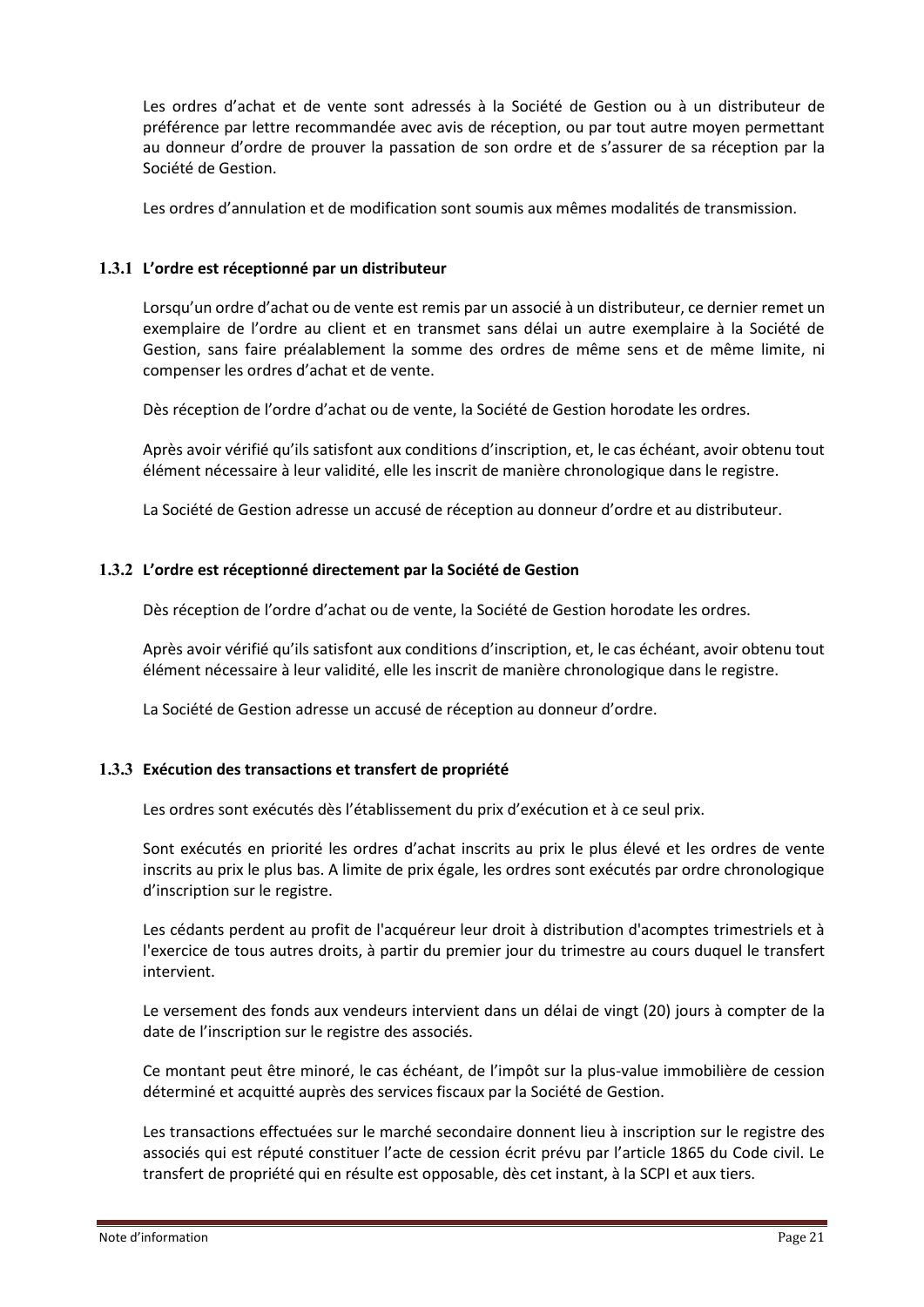Les ordres d'achat et de vente sont adressés à la Société de Gestion ou à un distributeur de préférence par lettre recommandée avec avis de réception, ou par tout autre moyen permettant au donneur d'ordre de prouver la passation de son ordre et de s'assurer de sa réception par la Société de Gestion.

Les ordres d'annulation et de modification sont soumis aux mêmes modalités de transmission.

### 1.3.1 L'ordre est réceptionné par un distributeur

Lorsqu'un ordre d'achat ou de vente est remis par un associé à un distributeur, ce dernier remet un exemplaire de l'ordre au client et en transmet sans délai un autre exemplaire à la Société de Gestion, sans faire préalablement la somme des ordres de même sens et de même limite, ni compenser les ordres d'achat et de vente.

Dès réception de l'ordre d'achat ou de vente, la Société de Gestion horodate les ordres.

Après avoir vérifié qu'ils satisfont aux conditions d'inscription, et, le cas échéant, avoir obtenu tout élément nécessaire à leur validité, elle les inscrit de manière chronologique dans le registre.

La Société de Gestion adresse un accusé de réception au donneur d'ordre et au distributeur.

### 1.3.2 L'ordre est réceptionné directement par la Société de Gestion

Dès réception de l'ordre d'achat ou de vente, la Société de Gestion horodate les ordres.

Après avoir vérifié qu'ils satisfont aux conditions d'inscription, et, le cas échéant, avoir obtenu tout élément nécessaire à leur validité, elle les inscrit de manière chronologique dans le registre.

La Société de Gestion adresse un accusé de réception au donneur d'ordre.

### 1.3.3 Exécution des transactions et transfert de propriété

Les ordres sont exécutés dès l'établissement du prix d'exécution et à ce seul prix.

Sont exécutés en priorité les ordres d'achat inscrits au prix le plus élevé et les ordres de vente inscrits au prix le plus bas. A limite de prix égale, les ordres sont exécutés par ordre chronologique d'inscription sur le registre.

Les cédants perdent au profit de l'acquéreur leur droit à distribution d'acomptes trimestriels et à l'exercice de tous autres droits, à partir du premier jour du trimestre au cours duquel le transfert intervient.

Le versement des fonds aux vendeurs intervient dans un délai de vingt (20) jours à compter de la date de l'inscription sur le registre des associés.

Ce montant peut être minoré, le cas échéant, de l'impôt sur la plus-value immobilière de cession déterminé et acquitté auprès des services fiscaux par la Société de Gestion.

Les transactions effectuées sur le marché secondaire donnent lieu à inscription sur le registre des associés qui est réputé constituer l'acte de cession écrit prévu par l'article 1865 du Code civil. Le transfert de propriété qui en résulte est opposable, dès cet instant, à la SCPI et aux tiers.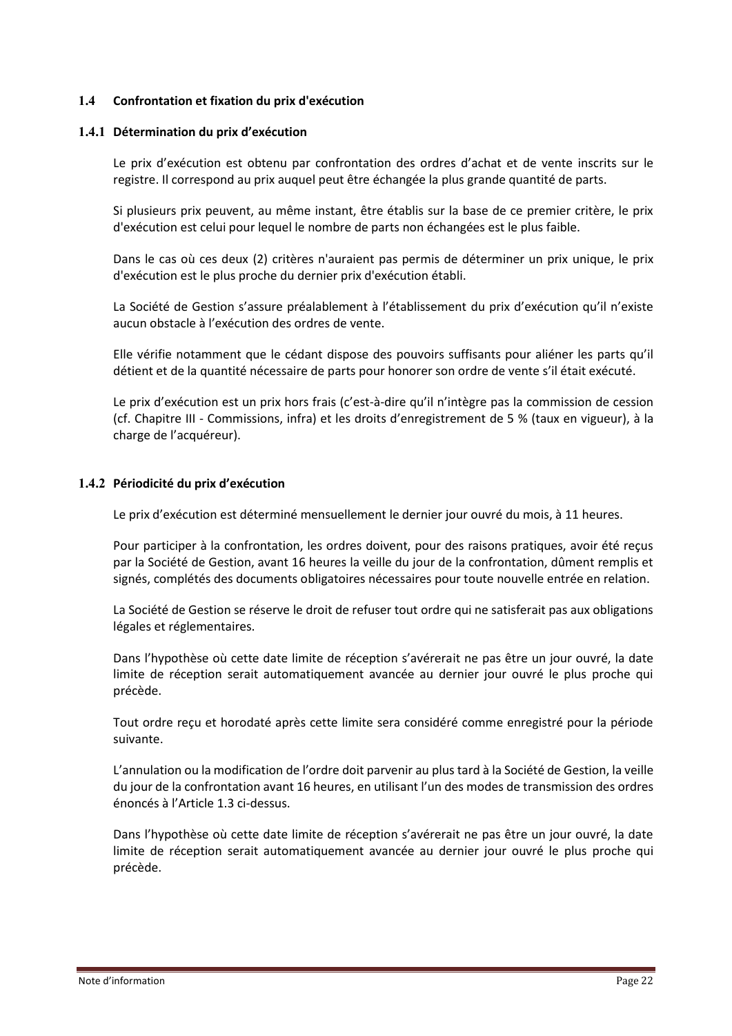## 1.4 Confrontation et fixation du prix d'exécution

### 1.4.1 Détermination du prix d'exécution

Le prix d'exécution est obtenu par confrontation des ordres d'achat et de vente inscrits sur le registre. Il correspond au prix auquel peut être échangée la plus grande quantité de parts.

Si plusieurs prix peuvent, au même instant, être établis sur la base de ce premier critère, le prix d'exécution est celui pour lequel le nombre de parts non échangées est le plus faible.

Dans le cas où ces deux (2) critères n'auraient pas permis de déterminer un prix unique, le prix d'exécution est le plus proche du dernier prix d'exécution établi.

La Société de Gestion s'assure préalablement à l'établissement du prix d'exécution qu'il n'existe aucun obstacle à l'exécution des ordres de vente.

Elle vérifie notamment que le cédant dispose des pouvoirs suffisants pour aliéner les parts qu'il détient et de la quantité nécessaire de parts pour honorer son ordre de vente s'il était exécuté.

Le prix d'exécution est un prix hors frais (c'est-à-dire qu'il n'intègre pas la commission de cession (cf. Chapitre III - Commissions, infra) et les droits d'enregistrement de 5 % (taux en vigueur), à la charge de l'acquéreur).

### 1.4.2 Périodicité du prix d'exécution

Le prix d'exécution est déterminé mensuellement le dernier jour ouvré du mois, à 11 heures.

Pour participer à la confrontation, les ordres doivent, pour des raisons pratiques, avoir été reçus par la Société de Gestion, avant 16 heures la veille du jour de la confrontation, dûment remplis et signés, complétés des documents obligatoires nécessaires pour toute nouvelle entrée en relation.

La Société de Gestion se réserve le droit de refuser tout ordre qui ne satisferait pas aux obligations légales et réglementaires.

Dans l'hypothèse où cette date limite de réception s'avérerait ne pas être un jour ouvré, la date limite de réception serait automatiquement avancée au dernier jour ouvré le plus proche qui précède.

Tout ordre reçu et horodaté après cette limite sera considéré comme enregistré pour la période suivante.

L'annulation ou la modification de l'ordre doit parvenir au plus tard à la Société de Gestion, la veille du jour de la confrontation avant 16 heures, en utilisant l'un des modes de transmission des ordres énoncés à l'Article 1.3 ci-dessus.

Dans l'hypothèse où cette date limite de réception s'avérerait ne pas être un jour ouvré, la date limite de réception serait automatiquement avancée au dernier jour ouvré le plus proche qui précède.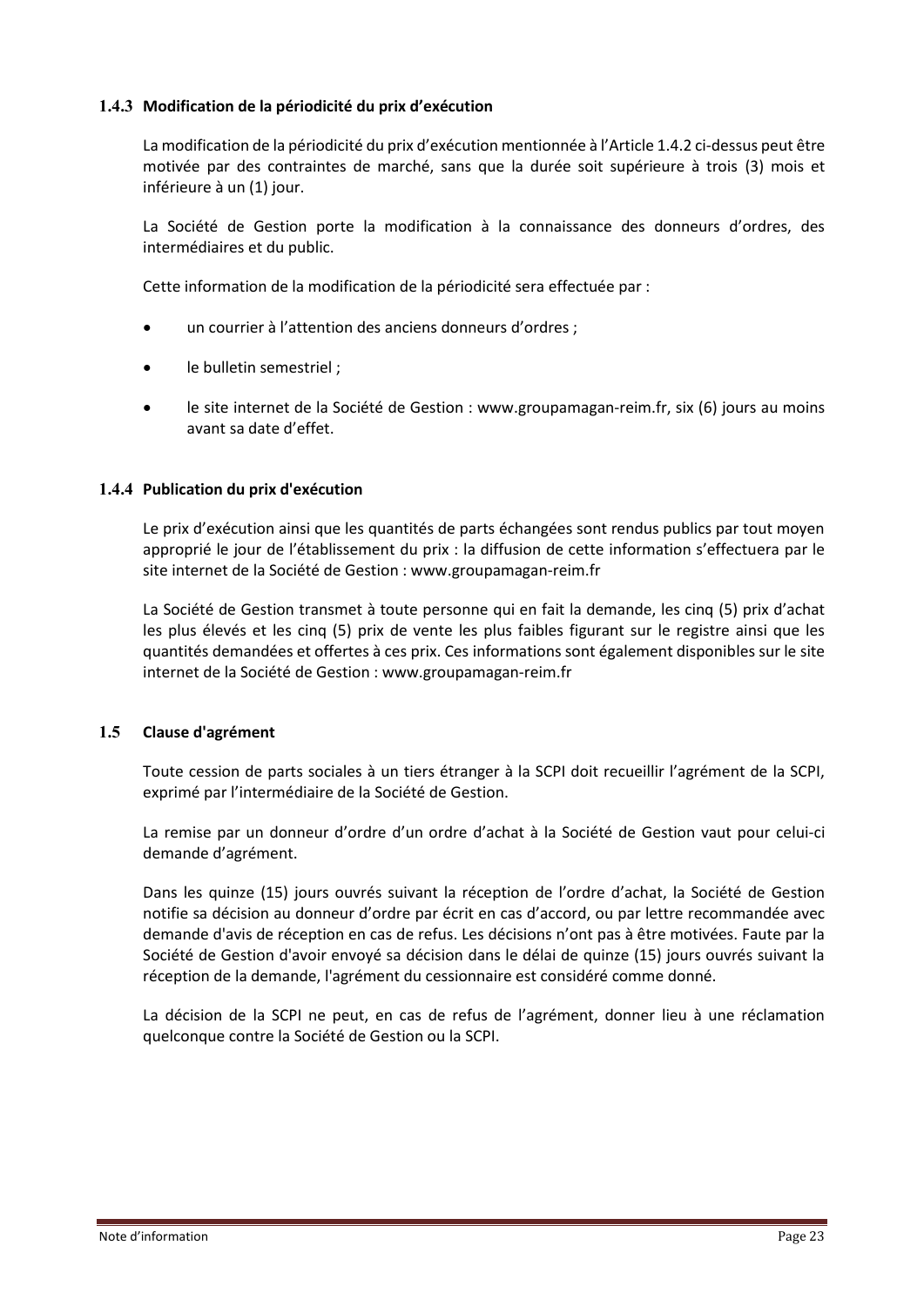### 1.4.3 Modification de la périodicité du prix d'exécution

La modification de la périodicité du prix d'exécution mentionnée à l'Article 1.4.2 ci-dessus peut être motivée par des contraintes de marché, sans que la durée soit supérieure à trois (3) mois et inférieure à un (1) jour.

La Société de Gestion porte la modification à la connaissance des donneurs d'ordres, des intermédiaires et du public.

Cette information de la modification de la périodicité sera effectuée par :

- un courrier à l'attention des anciens donneurs d'ordres ;
- le bulletin semestriel ;
- le site internet de la Société de Gestion : www.groupamagan-reim.fr, six (6) jours au moins avant sa date d'effet.

### 1.4.4 Publication du prix d'exécution

Le prix d'exécution ainsi que les quantités de parts échangées sont rendus publics par tout moyen approprié le jour de l'établissement du prix : la diffusion de cette information s'effectuera par le site internet de la Société de Gestion : www.groupamagan-reim.fr

La Société de Gestion transmet à toute personne qui en fait la demande, les cinq (5) prix d'achat les plus élevés et les cinq (5) prix de vente les plus faibles figurant sur le registre ainsi que les quantités demandées et offertes à ces prix. Ces informations sont également disponibles sur le site internet de la Société de Gestion : www.groupamagan-reim.fr

## 1.5 Clause d'agrément

Toute cession de parts sociales à un tiers étranger à la SCPI doit recueillir l'agrément de la SCPI, exprimé par l'intermédiaire de la Société de Gestion.

La remise par un donneur d'ordre d'un ordre d'achat à la Société de Gestion vaut pour celui-ci demande d'agrément.

Dans les quinze (15) jours ouvrés suivant la réception de l'ordre d'achat, la Société de Gestion notifie sa décision au donneur d'ordre par écrit en cas d'accord, ou par lettre recommandée avec demande d'avis de réception en cas de refus. Les décisions n'ont pas à être motivées. Faute par la Société de Gestion d'avoir envoyé sa décision dans le délai de quinze (15) jours ouvrés suivant la réception de la demande, l'agrément du cessionnaire est considéré comme donné.

La décision de la SCPI ne peut, en cas de refus de l'agrément, donner lieu à une réclamation quelconque contre la Société de Gestion ou la SCPI.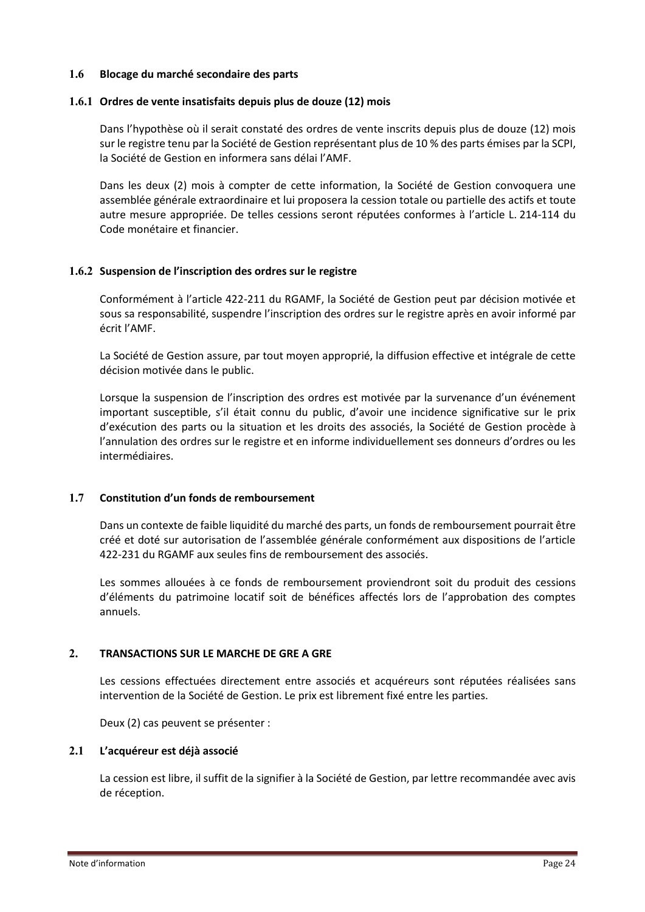### 1.6 Blocage du marché secondaire des parts

#### 1.6.1 Ordres de vente insatisfaits depuis plus de douze (12) mois

Dans l'hypothèse où il serait constaté des ordres de vente inscrits depuis plus de douze (12) mois sur le registre tenu par la Société de Gestion représentant plus de 10 % des parts émises par la SCPI, la Société de Gestion en informera sans délai l'AMF.

Dans les deux (2) mois à compter de cette information, la Société de Gestion convoquera une assemblée générale extraordinaire et lui proposera la cession totale ou partielle des actifs et toute autre mesure appropriée. De telles cessions seront réputées conformes à l'article L. 214-114 du Code monétaire et financier.

#### 1.6.2 Suspension de l'inscription des ordres sur le registre

Conformément à l'article 422-211 du RGAMF, la Société de Gestion peut par décision motivée et sous sa responsabilité, suspendre l'inscription des ordres sur le registre après en avoir informé par écrit l'AMF.

La Société de Gestion assure, par tout moyen approprié, la diffusion effective et intégrale de cette décision motivée dans le public.

Lorsque la suspension de l'inscription des ordres est motivée par la survenance d'un événement important susceptible, s'il était connu du public, d'avoir une incidence significative sur le prix d'exécution des parts ou la situation et les droits des associés, la Société de Gestion procède à l'annulation des ordres sur le registre et en informe individuellement ses donneurs d'ordres ou les intermédiaires.

### 1.7 Constitution d'un fonds de remboursement

Dans un contexte de faible liquidité du marché des parts, un fonds de remboursement pourrait être créé et doté sur autorisation de l'assemblée générale conformément aux dispositions de l'article 422-231 du RGAMF aux seules fins de remboursement des associés.

Les sommes allouées à ce fonds de remboursement proviendront soit du produit des cessions d'éléments du patrimoine locatif soit de bénéfices affectés lors de l'approbation des comptes annuels.

## 2. TRANSACTIONS SUR LE MARCHE DE GRE A GRE

Les cessions effectuées directement entre associés et acquéreurs sont réputées réalisées sans intervention de la Société de Gestion. Le prix est librement fixé entre les parties.

Deux (2) cas peuvent se présenter :

### 2.1 L'acquéreur est déjà associé

La cession est libre, il suffit de la signifier à la Société de Gestion, par lettre recommandée avec avis de réception.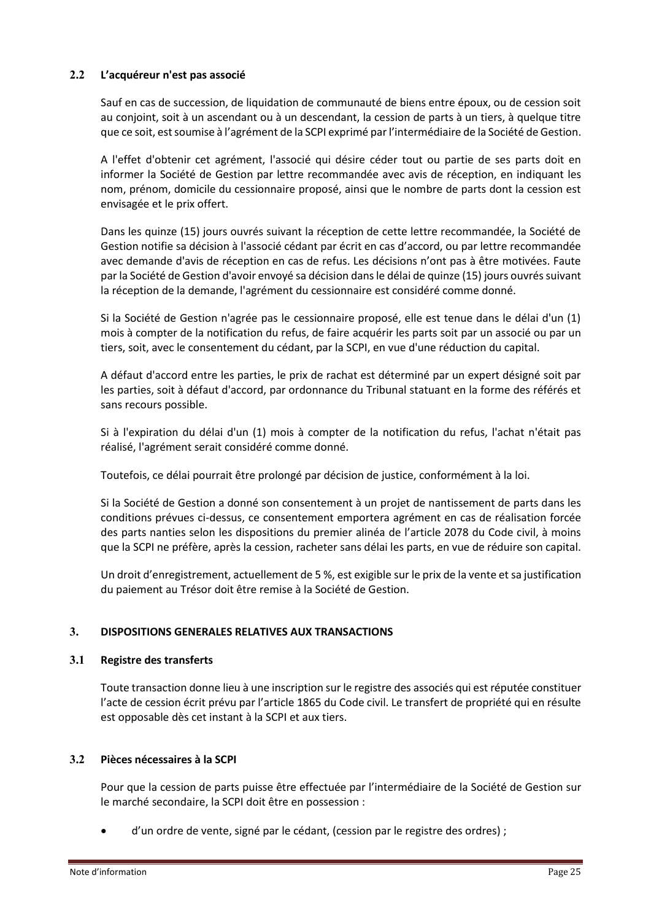### 2.2 L'acquéreur n'est pas associé

Sauf en cas de succession, de liquidation de communauté de biens entre époux, ou de cession soit au conjoint, soit à un ascendant ou à un descendant, la cession de parts à un tiers, à quelque titre que ce soit, est soumise à l'agrément de la SCPI exprimé par l'intermédiaire de la Société de Gestion.

A l'effet d'obtenir cet agrément, l'associé qui désire céder tout ou partie de ses parts doit en informer la Société de Gestion par lettre recommandée avec avis de réception, en indiquant les nom, prénom, domicile du cessionnaire proposé, ainsi que le nombre de parts dont la cession est envisagée et le prix offert.

Dans les quinze (15) jours ouvrés suivant la réception de cette lettre recommandée, la Société de Gestion notifie sa décision à l'associé cédant par écrit en cas d'accord, ou par lettre recommandée avec demande d'avis de réception en cas de refus. Les décisions n'ont pas à être motivées. Faute par la Société de Gestion d'avoir envoyé sa décision dans le délai de quinze (15) jours ouvrés suivant la réception de la demande, l'agrément du cessionnaire est considéré comme donné.

Si la Société de Gestion n'agrée pas le cessionnaire proposé, elle est tenue dans le délai d'un (1) mois à compter de la notification du refus, de faire acquérir les parts soit par un associé ou par un tiers, soit, avec le consentement du cédant, par la SCPI, en vue d'une réduction du capital.

A défaut d'accord entre les parties, le prix de rachat est déterminé par un expert désigné soit par les parties, soit à défaut d'accord, par ordonnance du Tribunal statuant en la forme des référés et sans recours possible.

Si à l'expiration du délai d'un (1) mois à compter de la notification du refus, l'achat n'était pas réalisé, l'agrément serait considéré comme donné.

Toutefois, ce délai pourrait être prolongé par décision de justice, conformément à la loi.

Si la Société de Gestion a donné son consentement à un projet de nantissement de parts dans les conditions prévues ci-dessus, ce consentement emportera agrément en cas de réalisation forcée des parts nanties selon les dispositions du premier alinéa de l'article 2078 du Code civil, à moins que la SCPI ne préfère, après la cession, racheter sans délai les parts, en vue de réduire son capital.

Un droit d'enregistrement, actuellement de 5 %, est exigible sur le prix de la vente et sa justification du paiement au Trésor doit être remise à la Société de Gestion.

## 3. DISPOSITIONS GENERALES RELATIVES AUX TRANSACTIONS

### 3.1 Registre des transferts

Toute transaction donne lieu à une inscription sur le registre des associés qui est réputée constituer l'acte de cession écrit prévu par l'article 1865 du Code civil. Le transfert de propriété qui en résulte est opposable dès cet instant à la SCPI et aux tiers.

### 3.2 Pièces nécessaires à la SCPI

Pour que la cession de parts puisse être effectuée par l'intermédiaire de la Société de Gestion sur le marché secondaire, la SCPI doit être en possession :

- d'un ordre de vente, signé par le cédant, (cession par le registre des ordres) ;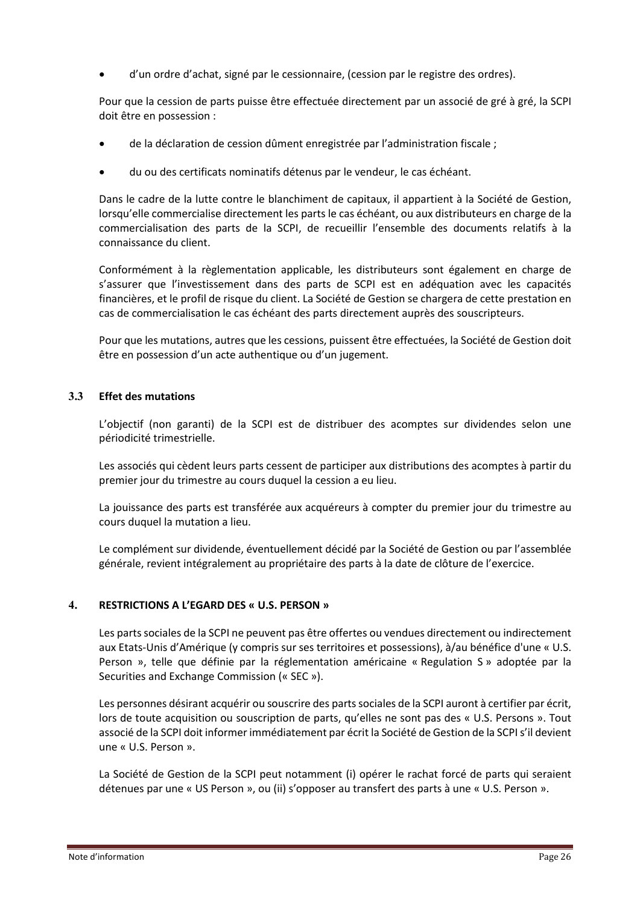- d'un ordre d'achat, signé par le cessionnaire, (cession par le registre des ordres).

Pour que la cession de parts puisse être effectuée directement par un associé de gré à gré, la SCPI doit être en possession :

- de la déclaration de cession dûment enregistrée par l'administration fiscale ;
- du ou des certificats nominatifs détenus par le vendeur, le cas échéant.

Dans le cadre de la lutte contre le blanchiment de capitaux, il appartient à la Société de Gestion, lorsqu'elle commercialise directement les parts le cas échéant, ou aux distributeurs en charge de la commercialisation des parts de la SCPI, de recueillir l'ensemble des documents relatifs à la connaissance du client.

Conformément à la règlementation applicable, les distributeurs sont également en charge de s'assurer que l'investissement dans des parts de SCPI est en adéquation avec les capacités financières, et le profil de risque du client. La Société de Gestion se chargera de cette prestation en cas de commercialisation le cas échéant des parts directement auprès des souscripteurs.

Pour que les mutations, autres que les cessions, puissent être effectuées, la Société de Gestion doit être en possession d'un acte authentique ou d'un jugement.

### 3.3 Effet des mutations

L'objectif (non garanti) de la SCPI est de distribuer des acomptes sur dividendes selon une périodicité trimestrielle.

Les associés qui cèdent leurs parts cessent de participer aux distributions des acomptes à partir du premier jour du trimestre au cours duquel la cession a eu lieu.

La jouissance des parts est transférée aux acquéreurs à compter du premier jour du trimestre au cours duquel la mutation a lieu.

Le complément sur dividende, éventuellement décidé par la Société de Gestion ou par l'assemblée générale, revient intégralement au propriétaire des parts à la date de clôture de l'exercice.

## 4. RESTRICTIONS A L'EGARD DES « U.S. PERSON »

Les parts sociales de la SCPI ne peuvent pas être offertes ou vendues directement ou indirectement aux Etats-Unis d'Amérique (y compris sur ses territoires et possessions), à/au bénéfice d'une « U.S. Person », telle que définie par la réglementation américaine « Regulation S » adoptée par la Securities and Exchange Commission (« SEC »).

Les personnes désirant acquérir ou souscrire des parts sociales de la SCPI auront à certifier par écrit, lors de toute acquisition ou souscription de parts, qu'elles ne sont pas des « U.S. Persons ». Tout associé de la SCPI doit informer immédiatement par écrit la Société de Gestion de la SCPI s'il devient une « U.S. Person ».

La Société de Gestion de la SCPI peut notamment (i) opérer le rachat forcé de parts qui seraient détenues par une « US Person », ou (ii) s'opposer au transfert des parts à une « U.S. Person ».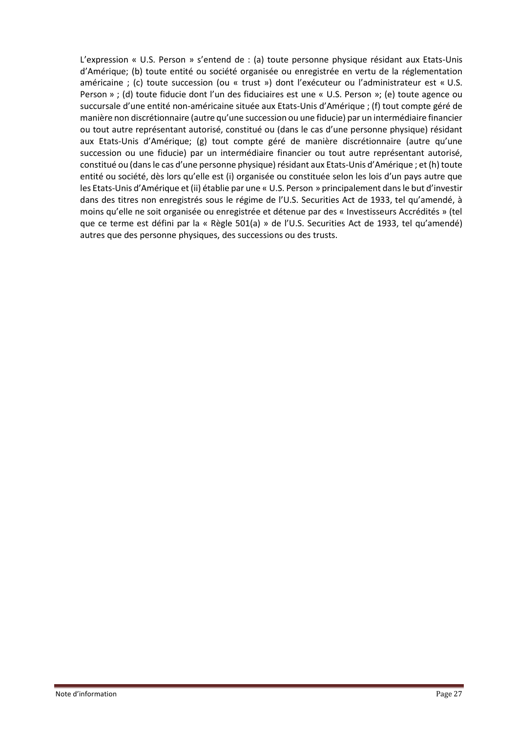L'expression « U.S. Person » s'entend de : (a) toute personne physique résidant aux Etats-Unis d'Amérique; (b) toute entité ou société organisée ou enregistrée en vertu de la réglementation américaine ; (c) toute succession (ou « trust ») dont l'exécuteur ou l'administrateur est « U.S. Person » ; (d) toute fiducie dont l'un des fiduciaires est une « U.S. Person »; (e) toute agence ou succursale d'une entité non-américaine située aux Etats-Unis d'Amérique ; (f) tout compte géré de manière non discrétionnaire (autre qu'une succession ou une fiducie) par un intermédiaire financier ou tout autre représentant autorisé, constitué ou (dans le cas d'une personne physique) résidant aux Etats-Unis d'Amérique; (g) tout compte géré de manière discrétionnaire (autre qu'une succession ou une fiducie) par un intermédiaire financier ou tout autre représentant autorisé, constitué ou (dans le cas d'une personne physique) résidant aux Etats-Unis d'Amérique ; et (h) toute entité ou société, dès lors qu'elle est (i) organisée ou constituée selon les lois d'un pays autre que les Etats-Unis d'Amérique et (ii) établie par une « U.S. Person » principalement dans le but d'investir dans des titres non enregistrés sous le régime de l'U.S. Securities Act de 1933, tel qu'amendé, à moins qu'elle ne soit organisée ou enregistrée et détenue par des « Investisseurs Accrédités » (tel que ce terme est défini par la « Règle 501(a) » de l'U.S. Securities Act de 1933, tel qu'amendé) autres que des personne physiques, des successions ou des trusts.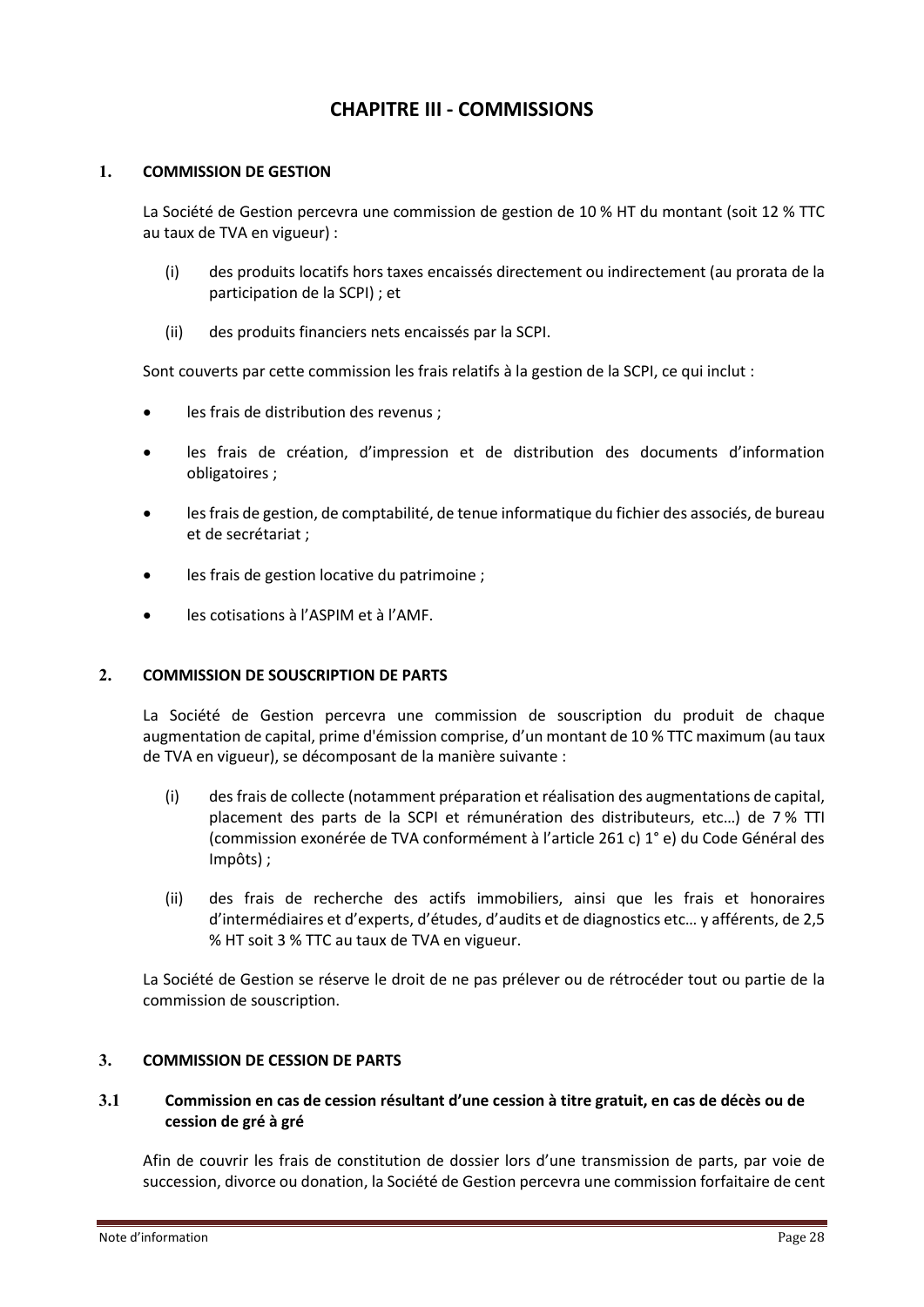# CHAPITRE III - COMMISSIONS

## 1. COMMISSION DE GESTION

La Société de Gestion percevra une commission de gestion de 10 % HT du montant (soit 12 % TTC au taux de TVA en vigueur) :

(i) des produits locatifs hors taxes encaissés directement ou indirectement (au prorata de la participation de la SCPI) ; et

(ii) des produits financiers nets encaissés par la SCPI.

Sont couverts par cette commission les frais relatifs à la gestion de la SCPI, ce qui inclut :

- les frais de distribution des revenus ;
- les frais de création, d'impression et de distribution des documents d'information obligatoires ;
- les frais de gestion, de comptabilité, de tenue informatique du fichier des associés, de bureau et de secrétariat ;
- les frais de gestion locative du patrimoine ;
- les cotisations à l'ASPIM et à l'AMF.

## 2. COMMISSION DE SOUSCRIPTION DE PARTS

La Société de Gestion percevra une commission de souscription du produit de chaque augmentation de capital, prime d'émission comprise, d'un montant de 10 % TTC maximum (au taux de TVA en vigueur), se décomposant de la manière suivante :

(i) des frais de collecte (notamment préparation et réalisation des augmentations de capital, placement des parts de la SCPI et rémunération des distributeurs, etc…) de 7 % TTI (commission exonérée de TVA conformément à l'article 261 c) 1° e) du Code Général des Impôts) ;

(ii) des frais de recherche des actifs immobiliers, ainsi que les frais et honoraires d'intermédiaires et d'experts, d'études, d'audits et de diagnostics etc… y afférents, de 2,5 % HT soit 3 % TTC au taux de TVA en vigueur.

La Société de Gestion se réserve le droit de ne pas prélever ou de rétrocéder tout ou partie de la commission de souscription.

## 3. COMMISSION DE CESSION DE PARTS

### 3.1 Commission en cas de cession résultant d'une cession à titre gratuit, en cas de décès ou de cession de gré à gré

Afin de couvrir les frais de constitution de dossier lors d'une transmission de parts, par voie de succession, divorce ou donation, la Société de Gestion percevra une commission forfaitaire de cent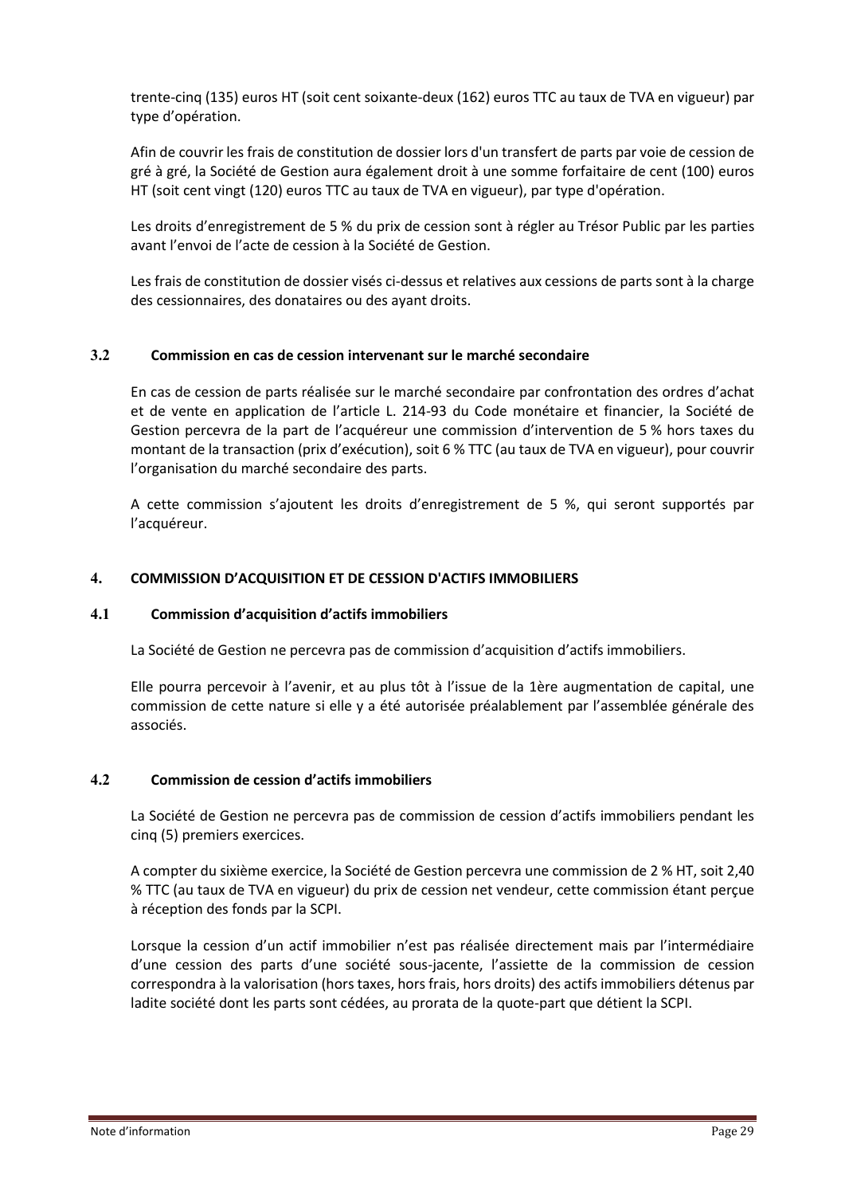trente-cinq (135) euros HT (soit cent soixante-deux (162) euros TTC au taux de TVA en vigueur) par type d'opération.

Afin de couvrir les frais de constitution de dossier lors d'un transfert de parts par voie de cession de gré à gré, la Société de Gestion aura également droit à une somme forfaitaire de cent (100) euros HT (soit cent vingt (120) euros TTC au taux de TVA en vigueur), par type d'opération.

Les droits d'enregistrement de 5 % du prix de cession sont à régler au Trésor Public par les parties avant l'envoi de l'acte de cession à la Société de Gestion.

Les frais de constitution de dossier visés ci-dessus et relatives aux cessions de parts sont à la charge des cessionnaires, des donataires ou des ayant droits.

### 3.2 Commission en cas de cession intervenant sur le marché secondaire

En cas de cession de parts réalisée sur le marché secondaire par confrontation des ordres d'achat et de vente en application de l'article L. 214-93 du Code monétaire et financier, la Société de Gestion percevra de la part de l'acquéreur une commission d'intervention de 5 % hors taxes du montant de la transaction (prix d'exécution), soit 6 % TTC (au taux de TVA en vigueur), pour couvrir l'organisation du marché secondaire des parts.

A cette commission s'ajoutent les droits d'enregistrement de 5 %, qui seront supportés par l'acquéreur.

## 4. COMMISSION D'ACQUISITION ET DE CESSION D'ACTIFS IMMOBILIERS

### 4.1 Commission d'acquisition d'actifs immobiliers

La Société de Gestion ne percevra pas de commission d'acquisition d'actifs immobiliers.

Elle pourra percevoir à l'avenir, et au plus tôt à l'issue de la 1ère augmentation de capital, une commission de cette nature si elle y a été autorisée préalablement par l'assemblée générale des associés.

### 4.2 Commission de cession d'actifs immobiliers

La Société de Gestion ne percevra pas de commission de cession d'actifs immobiliers pendant les cinq (5) premiers exercices.

A compter du sixième exercice, la Société de Gestion percevra une commission de 2 % HT, soit 2,40 % TTC (au taux de TVA en vigueur) du prix de cession net vendeur, cette commission étant perçue à réception des fonds par la SCPI.

Lorsque la cession d'un actif immobilier n'est pas réalisée directement mais par l'intermédiaire d'une cession des parts d'une société sous-jacente, l'assiette de la commission de cession correspondra à la valorisation (hors taxes, hors frais, hors droits) des actifs immobiliers détenus par ladite société dont les parts sont cédées, au prorata de la quote-part que détient la SCPI.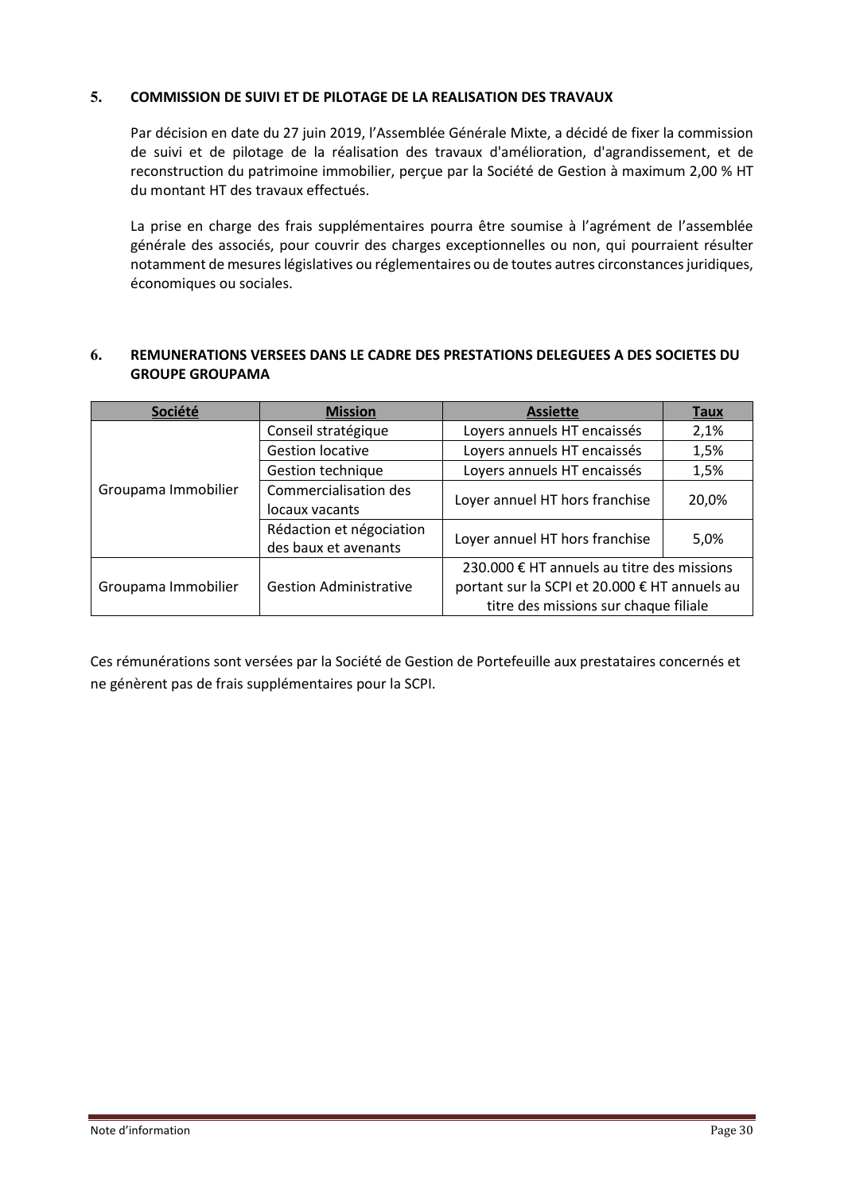## 5. COMMISSION DE SUIVI ET DE PILOTAGE DE LA REALISATION DES TRAVAUX

Par décision en date du 27 juin 2019, l'Assemblée Générale Mixte, a décidé de fixer la commission de suivi et de pilotage de la réalisation des travaux d'amélioration, d'agrandissement, et de reconstruction du patrimoine immobilier, perçue par la Société de Gestion à maximum 2,00 % HT du montant HT des travaux effectués.

La prise en charge des frais supplémentaires pourra être soumise à l'agrément de l'assemblée générale des associés, pour couvrir des charges exceptionnelles ou non, qui pourraient résulter notamment de mesures législatives ou réglementaires ou de toutes autres circonstances juridiques, économiques ou sociales.

## 6. REMUNERATIONS VERSEES DANS LE CADRE DES PRESTATIONS DELEGUEES A DES SOCIETES DU GROUPE GROUPAMA

| Société | Mission | Assiette | Taux |
|---|---|---|---|
| Groupama Immobilier | Conseil stratégique | Loyers annuels HT encaissés | 2,1% |
| | Gestion locative | Loyers annuels HT encaissés | 1,5% |
| | Gestion technique | Loyers annuels HT encaissés | 1,5% |
| | Commercialisation des locaux vacants | Loyer annuel HT hors franchise | 20,0% |
| | Rédaction et négociation des baux et avenants | Loyer annuel HT hors franchise | 5,0% |
| Groupama Immobilier | Gestion Administrative | 230.000 € HT annuels au titre des missions portant sur la SCPI et 20.000 € HT annuels au titre des missions sur chaque filiale | |

Ces rémunérations sont versées par la Société de Gestion de Portefeuille aux prestataires concernés et ne génèrent pas de frais supplémentaires pour la SCPI.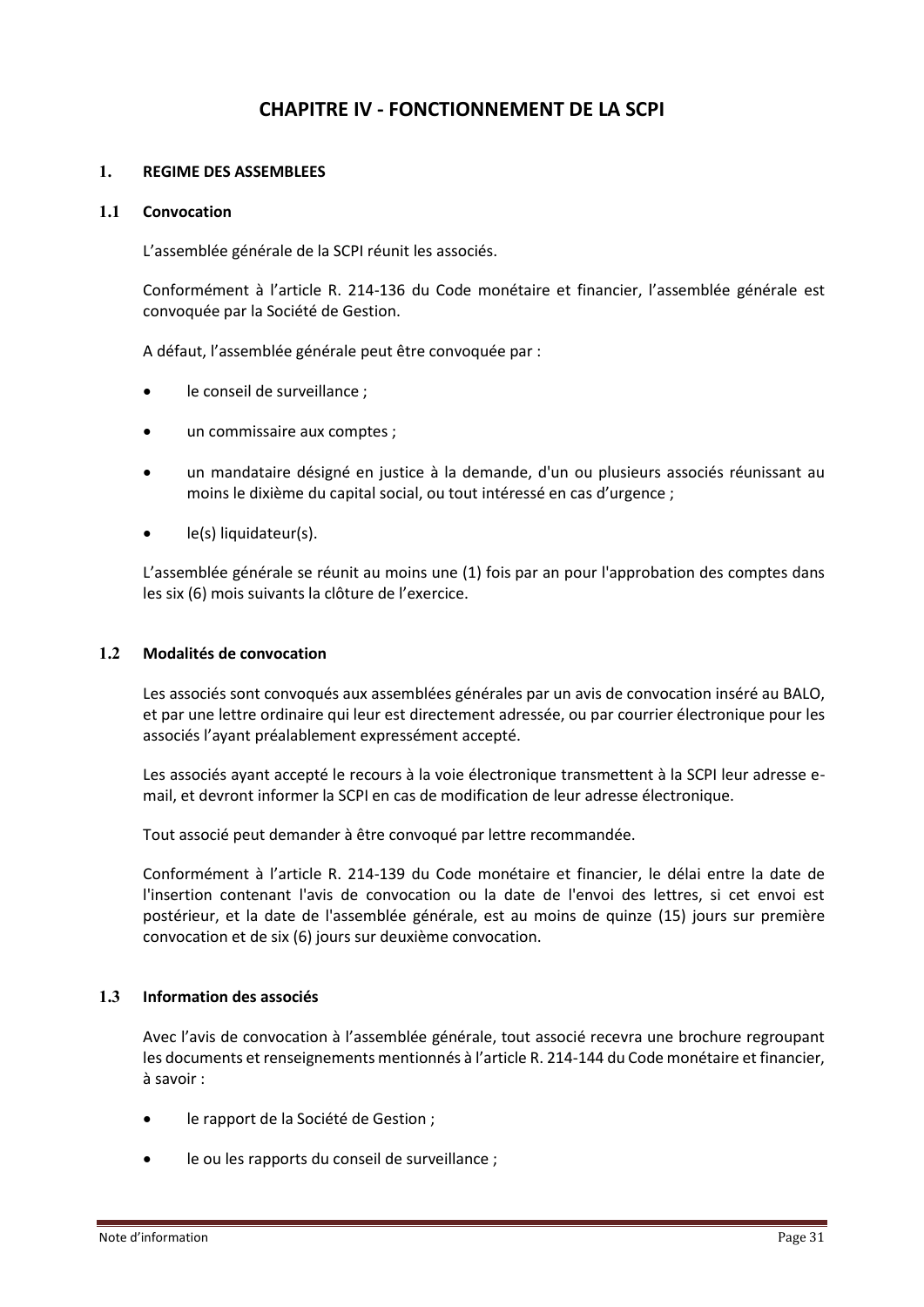# CHAPITRE IV - FONCTIONNEMENT DE LA SCPI

## 1. REGIME DES ASSEMBLEES

### 1.1 Convocation

L'assemblée générale de la SCPI réunit les associés.

Conformément à l'article R. 214-136 du Code monétaire et financier, l'assemblée générale est convoquée par la Société de Gestion.

A défaut, l'assemblée générale peut être convoquée par :

- le conseil de surveillance ;
- un commissaire aux comptes ;
- un mandataire désigné en justice à la demande, d'un ou plusieurs associés réunissant au moins le dixième du capital social, ou tout intéressé en cas d'urgence ;
- le(s) liquidateur(s).

L'assemblée générale se réunit au moins une (1) fois par an pour l'approbation des comptes dans les six (6) mois suivants la clôture de l'exercice.

### 1.2 Modalités de convocation

Les associés sont convoqués aux assemblées générales par un avis de convocation inséré au BALO, et par une lettre ordinaire qui leur est directement adressée, ou par courrier électronique pour les associés l'ayant préalablement expressément accepté.

Les associés ayant accepté le recours à la voie électronique transmettent à la SCPI leur adresse e-mail, et devront informer la SCPI en cas de modification de leur adresse électronique.

Tout associé peut demander à être convoqué par lettre recommandée.

Conformément à l'article R. 214-139 du Code monétaire et financier, le délai entre la date de l'insertion contenant l'avis de convocation ou la date de l'envoi des lettres, si cet envoi est postérieur, et la date de l'assemblée générale, est au moins de quinze (15) jours sur première convocation et de six (6) jours sur deuxième convocation.

### 1.3 Information des associés

Avec l'avis de convocation à l'assemblée générale, tout associé recevra une brochure regroupant les documents et renseignements mentionnés à l'article R. 214-144 du Code monétaire et financier, à savoir :

- le rapport de la Société de Gestion ;
- le ou les rapports du conseil de surveillance ;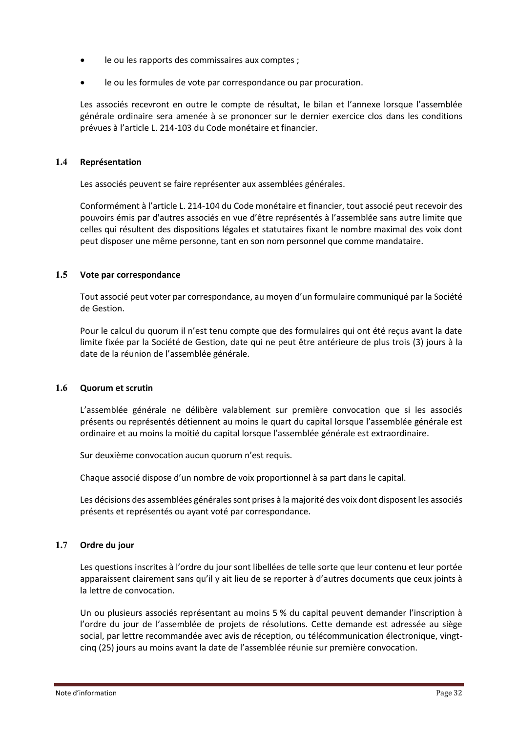- le ou les rapports des commissaires aux comptes ;
- le ou les formules de vote par correspondance ou par procuration.

Les associés recevront en outre le compte de résultat, le bilan et l'annexe lorsque l'assemblée générale ordinaire sera amenée à se prononcer sur le dernier exercice clos dans les conditions prévues à l'article L. 214-103 du Code monétaire et financier.

### 1.4 Représentation

Les associés peuvent se faire représenter aux assemblées générales.

Conformément à l'article L. 214-104 du Code monétaire et financier, tout associé peut recevoir des pouvoirs émis par d'autres associés en vue d'être représentés à l'assemblée sans autre limite que celles qui résultent des dispositions légales et statutaires fixant le nombre maximal des voix dont peut disposer une même personne, tant en son nom personnel que comme mandataire.

### 1.5 Vote par correspondance

Tout associé peut voter par correspondance, au moyen d'un formulaire communiqué par la Société de Gestion.

Pour le calcul du quorum il n'est tenu compte que des formulaires qui ont été reçus avant la date limite fixée par la Société de Gestion, date qui ne peut être antérieure de plus trois (3) jours à la date de la réunion de l'assemblée générale.

### 1.6 Quorum et scrutin

L'assemblée générale ne délibère valablement sur première convocation que si les associés présents ou représentés détiennent au moins le quart du capital lorsque l'assemblée générale est ordinaire et au moins la moitié du capital lorsque l'assemblée générale est extraordinaire.

Sur deuxième convocation aucun quorum n'est requis.

Chaque associé dispose d'un nombre de voix proportionnel à sa part dans le capital.

Les décisions des assemblées générales sont prises à la majorité des voix dont disposent les associés présents et représentés ou ayant voté par correspondance.

### 1.7 Ordre du jour

Les questions inscrites à l'ordre du jour sont libellées de telle sorte que leur contenu et leur portée apparaissent clairement sans qu'il y ait lieu de se reporter à d'autres documents que ceux joints à la lettre de convocation.

Un ou plusieurs associés représentant au moins 5 % du capital peuvent demander l'inscription à l'ordre du jour de l'assemblée de projets de résolutions. Cette demande est adressée au siège social, par lettre recommandée avec avis de réception, ou télécommunication électronique, vingt-cinq (25) jours au moins avant la date de l'assemblée réunie sur première convocation.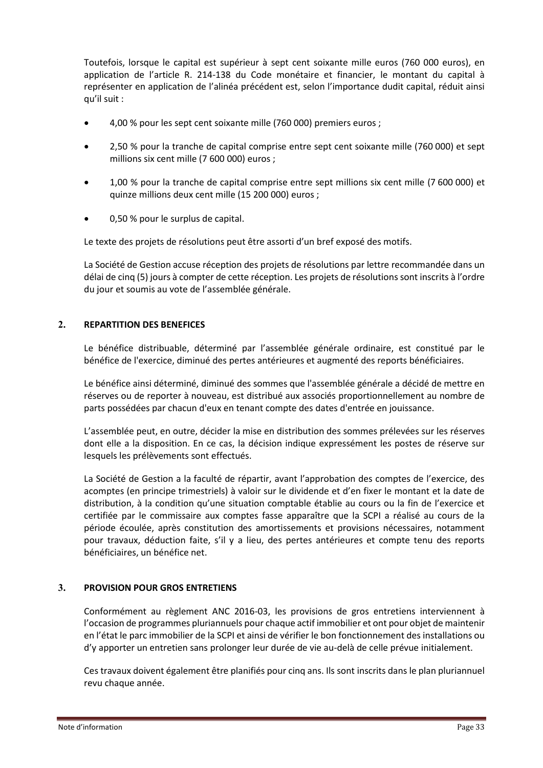Toutefois, lorsque le capital est supérieur à sept cent soixante mille euros (760 000 euros), en application de l'article R. 214-138 du Code monétaire et financier, le montant du capital à représenter en application de l'alinéa précédent est, selon l'importance dudit capital, réduit ainsi qu'il suit :

- 4,00 % pour les sept cent soixante mille (760 000) premiers euros ;
- 2,50 % pour la tranche de capital comprise entre sept cent soixante mille (760 000) et sept millions six cent mille (7 600 000) euros ;
- 1,00 % pour la tranche de capital comprise entre sept millions six cent mille (7 600 000) et quinze millions deux cent mille (15 200 000) euros ;
- 0,50 % pour le surplus de capital.

Le texte des projets de résolutions peut être assorti d'un bref exposé des motifs.

La Société de Gestion accuse réception des projets de résolutions par lettre recommandée dans un délai de cinq (5) jours à compter de cette réception. Les projets de résolutions sont inscrits à l'ordre du jour et soumis au vote de l'assemblée générale.

## 2. REPARTITION DES BENEFICES

Le bénéfice distribuable, déterminé par l'assemblée générale ordinaire, est constitué par le bénéfice de l'exercice, diminué des pertes antérieures et augmenté des reports bénéficiaires.

Le bénéfice ainsi déterminé, diminué des sommes que l'assemblée générale a décidé de mettre en réserves ou de reporter à nouveau, est distribué aux associés proportionnellement au nombre de parts possédées par chacun d'eux en tenant compte des dates d'entrée en jouissance.

L'assemblée peut, en outre, décider la mise en distribution des sommes prélevées sur les réserves dont elle a la disposition. En ce cas, la décision indique expressément les postes de réserve sur lesquels les prélèvements sont effectués.

La Société de Gestion a la faculté de répartir, avant l'approbation des comptes de l'exercice, des acomptes (en principe trimestriels) à valoir sur le dividende et d'en fixer le montant et la date de distribution, à la condition qu'une situation comptable établie au cours ou la fin de l'exercice et certifiée par le commissaire aux comptes fasse apparaître que la SCPI a réalisé au cours de la période écoulée, après constitution des amortissements et provisions nécessaires, notamment pour travaux, déduction faite, s'il y a lieu, des pertes antérieures et compte tenu des reports bénéficiaires, un bénéfice net.

## 3. PROVISION POUR GROS ENTRETIENS

Conformément au règlement ANC 2016-03, les provisions de gros entretiens interviennent à l'occasion de programmes pluriannuels pour chaque actif immobilier et ont pour objet de maintenir en l'état le parc immobilier de la SCPI et ainsi de vérifier le bon fonctionnement des installations ou d'y apporter un entretien sans prolonger leur durée de vie au-delà de celle prévue initialement.

Ces travaux doivent également être planifiés pour cinq ans. Ils sont inscrits dans le plan pluriannuel revu chaque année.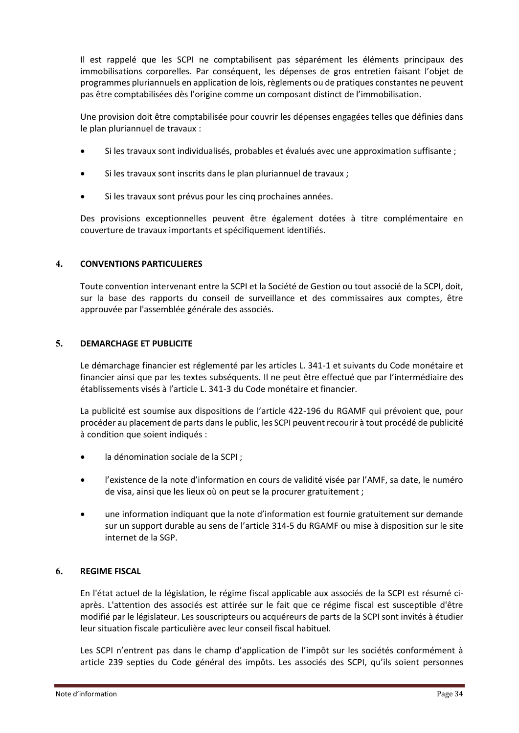Il est rappelé que les SCPI ne comptabilisent pas séparément les éléments principaux des immobilisations corporelles. Par conséquent, les dépenses de gros entretien faisant l'objet de programmes pluriannuels en application de lois, règlements ou de pratiques constantes ne peuvent pas être comptabilisées dès l'origine comme un composant distinct de l'immobilisation.

Une provision doit être comptabilisée pour couvrir les dépenses engagées telles que définies dans le plan pluriannuel de travaux :

- Si les travaux sont individualisés, probables et évalués avec une approximation suffisante ;
- Si les travaux sont inscrits dans le plan pluriannuel de travaux ;
- Si les travaux sont prévus pour les cinq prochaines années.

Des provisions exceptionnelles peuvent être également dotées à titre complémentaire en couverture de travaux importants et spécifiquement identifiés.

## 4. CONVENTIONS PARTICULIERES

Toute convention intervenant entre la SCPI et la Société de Gestion ou tout associé de la SCPI, doit, sur la base des rapports du conseil de surveillance et des commissaires aux comptes, être approuvée par l'assemblée générale des associés.

## 5. DEMARCHAGE ET PUBLICITE

Le démarchage financier est réglementé par les articles L. 341-1 et suivants du Code monétaire et financier ainsi que par les textes subséquents. Il ne peut être effectué que par l'intermédiaire des établissements visés à l'article L. 341-3 du Code monétaire et financier.

La publicité est soumise aux dispositions de l'article 422-196 du RGAMF qui prévoient que, pour procéder au placement de parts dans le public, les SCPI peuvent recourir à tout procédé de publicité à condition que soient indiqués :

- la dénomination sociale de la SCPI ;
- l'existence de la note d'information en cours de validité visée par l'AMF, sa date, le numéro de visa, ainsi que les lieux où on peut se la procurer gratuitement ;
- une information indiquant que la note d'information est fournie gratuitement sur demande sur un support durable au sens de l'article 314-5 du RGAMF ou mise à disposition sur le site internet de la SGP.

## 6. REGIME FISCAL

En l'état actuel de la législation, le régime fiscal applicable aux associés de la SCPI est résumé ci-après. L'attention des associés est attirée sur le fait que ce régime fiscal est susceptible d'être modifié par le législateur. Les souscripteurs ou acquéreurs de parts de la SCPI sont invités à étudier leur situation fiscale particulière avec leur conseil fiscal habituel.

Les SCPI n'entrent pas dans le champ d'application de l'impôt sur les sociétés conformément à article 239 septies du Code général des impôts. Les associés des SCPI, qu'ils soient personnes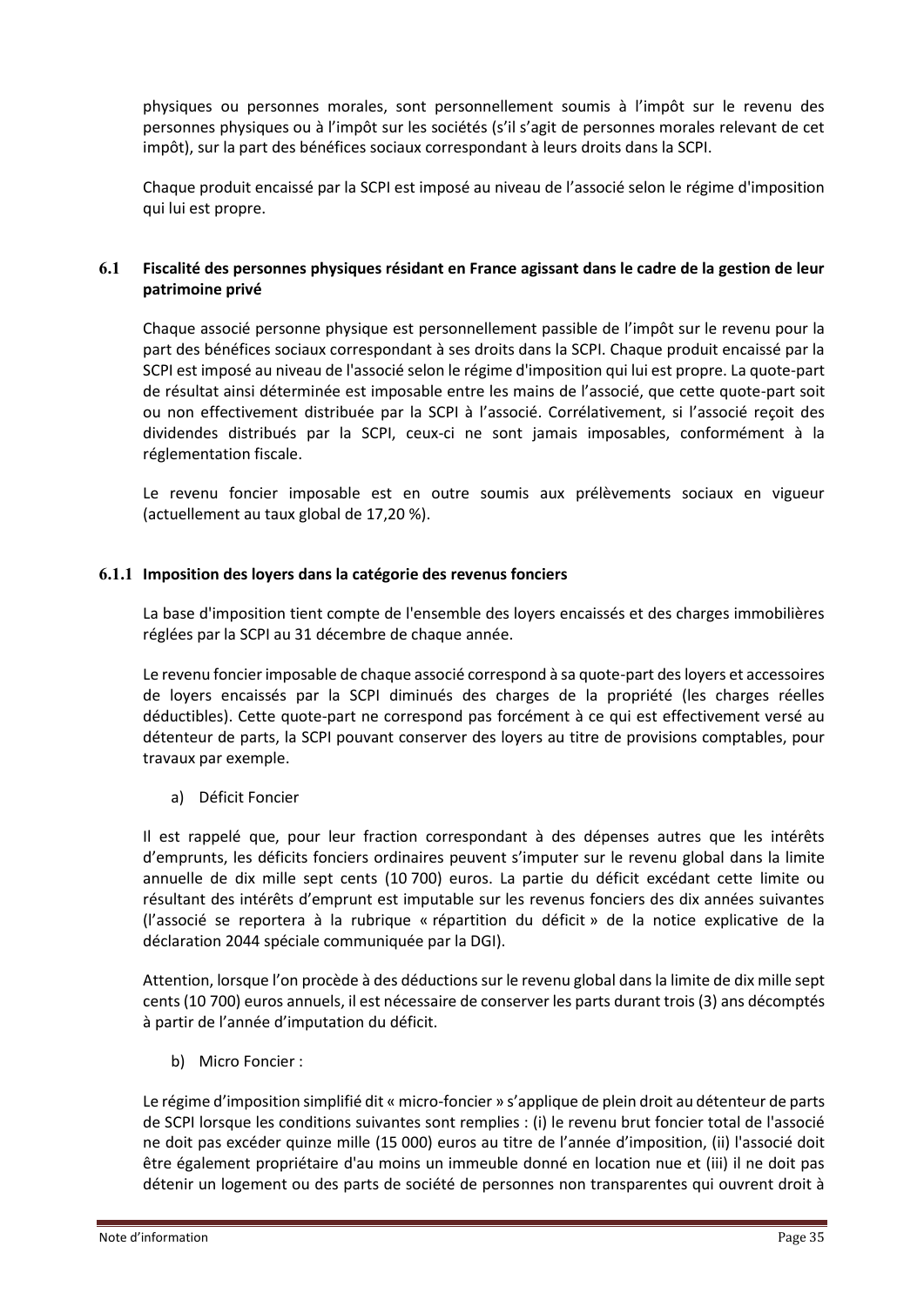physiques ou personnes morales, sont personnellement soumis à l'impôt sur le revenu des personnes physiques ou à l'impôt sur les sociétés (s'il s'agit de personnes morales relevant de cet impôt), sur la part des bénéfices sociaux correspondant à leurs droits dans la SCPI.

Chaque produit encaissé par la SCPI est imposé au niveau de l'associé selon le régime d'imposition qui lui est propre.

### 6.1 Fiscalité des personnes physiques résidant en France agissant dans le cadre de la gestion de leur patrimoine privé

Chaque associé personne physique est personnellement passible de l'impôt sur le revenu pour la part des bénéfices sociaux correspondant à ses droits dans la SCPI. Chaque produit encaissé par la SCPI est imposé au niveau de l'associé selon le régime d'imposition qui lui est propre. La quote-part de résultat ainsi déterminée est imposable entre les mains de l'associé, que cette quote-part soit ou non effectivement distribuée par la SCPI à l'associé. Corrélativement, si l'associé reçoit des dividendes distribués par la SCPI, ceux-ci ne sont jamais imposables, conformément à la réglementation fiscale.

Le revenu foncier imposable est en outre soumis aux prélèvements sociaux en vigueur (actuellement au taux global de 17,20 %).

#### 6.1.1 Imposition des loyers dans la catégorie des revenus fonciers

La base d'imposition tient compte de l'ensemble des loyers encaissés et des charges immobilières réglées par la SCPI au 31 décembre de chaque année.

Le revenu foncier imposable de chaque associé correspond à sa quote-part des loyers et accessoires de loyers encaissés par la SCPI diminués des charges de la propriété (les charges réelles déductibles). Cette quote-part ne correspond pas forcément à ce qui est effectivement versé au détenteur de parts, la SCPI pouvant conserver des loyers au titre de provisions comptables, pour travaux par exemple.

a) Déficit Foncier

Il est rappelé que, pour leur fraction correspondant à des dépenses autres que les intérêts d'emprunts, les déficits fonciers ordinaires peuvent s'imputer sur le revenu global dans la limite annuelle de dix mille sept cents (10 700) euros. La partie du déficit excédant cette limite ou résultant des intérêts d'emprunt est imputable sur les revenus fonciers des dix années suivantes (l'associé se reportera à la rubrique « répartition du déficit » de la notice explicative de la déclaration 2044 spéciale communiquée par la DGI).

Attention, lorsque l'on procède à des déductions sur le revenu global dans la limite de dix mille sept cents (10 700) euros annuels, il est nécessaire de conserver les parts durant trois (3) ans décomptés à partir de l'année d'imputation du déficit.

b) Micro Foncier :

Le régime d'imposition simplifié dit « micro-foncier » s'applique de plein droit au détenteur de parts de SCPI lorsque les conditions suivantes sont remplies : (i) le revenu brut foncier total de l'associé ne doit pas excéder quinze mille (15 000) euros au titre de l'année d'imposition, (ii) l'associé doit être également propriétaire d'au moins un immeuble donné en location nue et (iii) il ne doit pas détenir un logement ou des parts de société de personnes non transparentes qui ouvrent droit à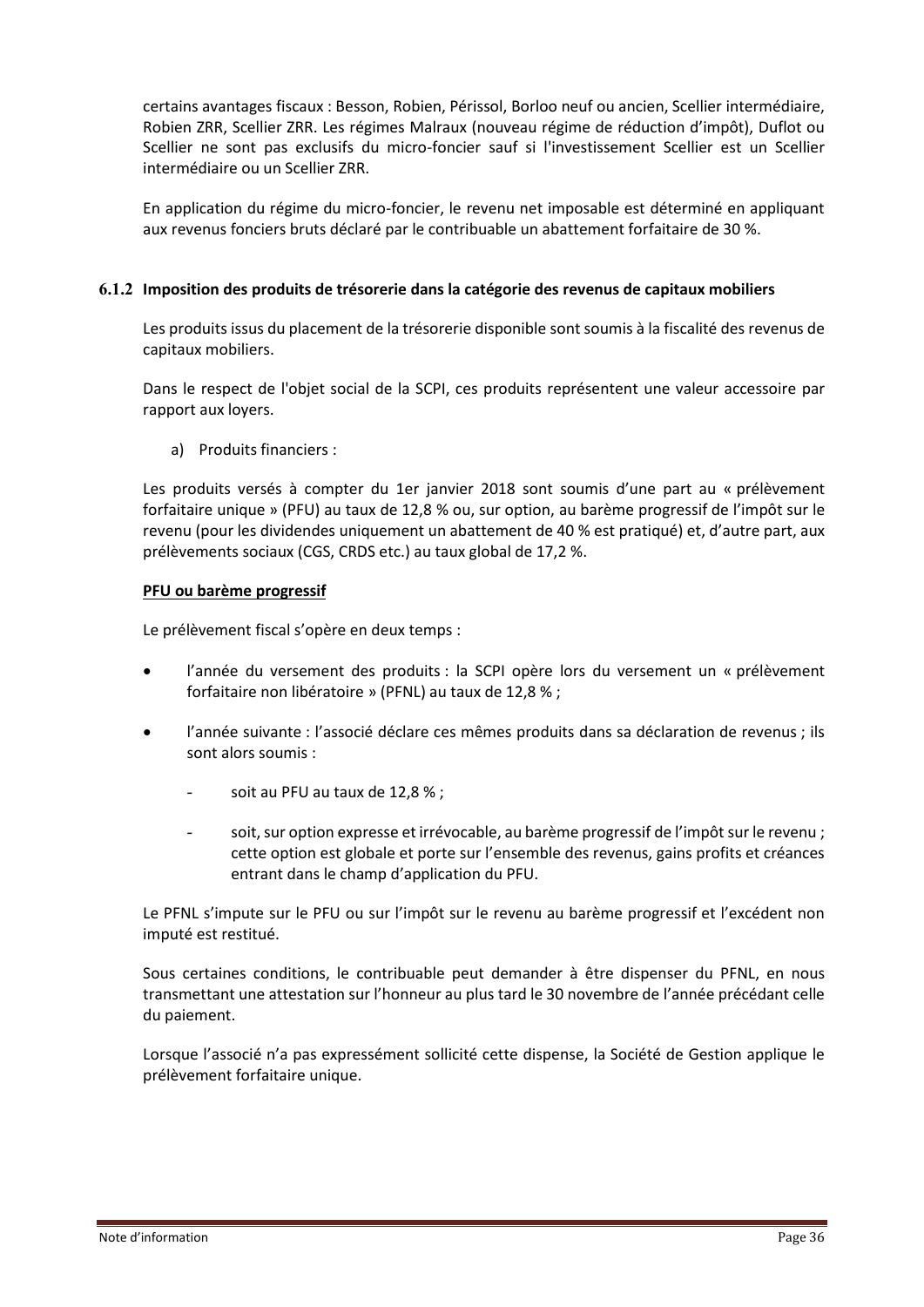certains avantages fiscaux : Besson, Robien, Périssol, Borloo neuf ou ancien, Scellier intermédiaire, Robien ZRR, Scellier ZRR. Les régimes Malraux (nouveau régime de réduction d'impôt), Duflot ou Scellier ne sont pas exclusifs du micro-foncier sauf si l'investissement Scellier est un Scellier intermédiaire ou un Scellier ZRR.

En application du régime du micro-foncier, le revenu net imposable est déterminé en appliquant aux revenus fonciers bruts déclaré par le contribuable un abattement forfaitaire de 30 %.

### 6.1.2 Imposition des produits de trésorerie dans la catégorie des revenus de capitaux mobiliers

Les produits issus du placement de la trésorerie disponible sont soumis à la fiscalité des revenus de capitaux mobiliers.

Dans le respect de l'objet social de la SCPI, ces produits représentent une valeur accessoire par rapport aux loyers.

a) Produits financiers :

Les produits versés à compter du 1er janvier 2018 sont soumis d'une part au « prélèvement forfaitaire unique » (PFU) au taux de 12,8 % ou, sur option, au barème progressif de l'impôt sur le revenu (pour les dividendes uniquement un abattement de 40 % est pratiqué) et, d'autre part, aux prélèvements sociaux (CGS, CRDS etc.) au taux global de 17,2 %.

<u>**PFU ou barème progressif**</u>

Le prélèvement fiscal s'opère en deux temps :

- l'année du versement des produits : la SCPI opère lors du versement un « prélèvement forfaitaire non libératoire » (PFNL) au taux de 12,8 % ;
- l'année suivante : l'associé déclare ces mêmes produits dans sa déclaration de revenus ; ils sont alors soumis :
  - soit au PFU au taux de 12,8 % ;
  - soit, sur option expresse et irrévocable, au barème progressif de l'impôt sur le revenu ; cette option est globale et porte sur l'ensemble des revenus, gains profits et créances entrant dans le champ d'application du PFU.

Le PFNL s'impute sur le PFU ou sur l'impôt sur le revenu au barème progressif et l'excédent non imputé est restitué.

Sous certaines conditions, le contribuable peut demander à être dispenser du PFNL, en nous transmettant une attestation sur l'honneur au plus tard le 30 novembre de l'année précédant celle du paiement.

Lorsque l'associé n'a pas expressément sollicité cette dispense, la Société de Gestion applique le prélèvement forfaitaire unique.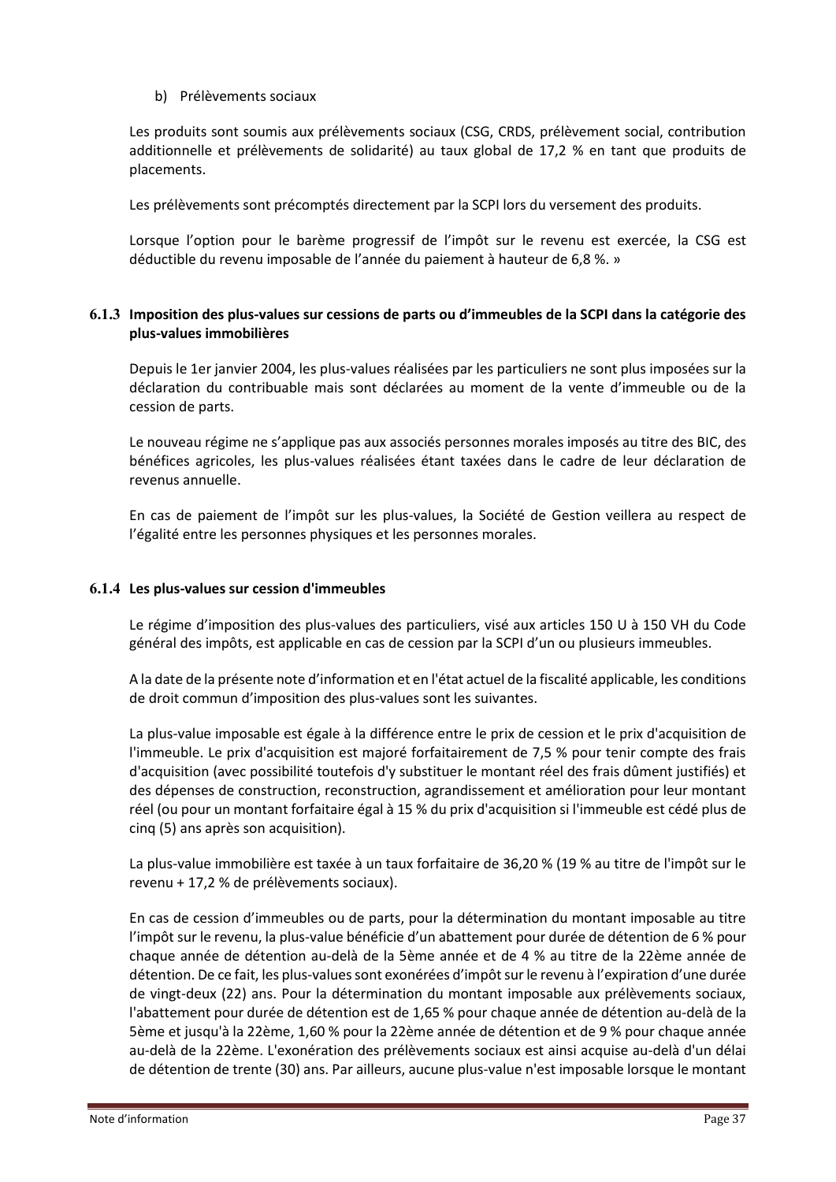b) Prélèvements sociaux

Les produits sont soumis aux prélèvements sociaux (CSG, CRDS, prélèvement social, contribution additionnelle et prélèvements de solidarité) au taux global de 17,2 % en tant que produits de placements.

Les prélèvements sont précomptés directement par la SCPI lors du versement des produits.

Lorsque l'option pour le barème progressif de l'impôt sur le revenu est exercée, la CSG est déductible du revenu imposable de l'année du paiement à hauteur de 6,8 %. »

### 6.1.3 Imposition des plus-values sur cessions de parts ou d'immeubles de la SCPI dans la catégorie des plus-values immobilières

Depuis le 1er janvier 2004, les plus-values réalisées par les particuliers ne sont plus imposées sur la déclaration du contribuable mais sont déclarées au moment de la vente d'immeuble ou de la cession de parts.

Le nouveau régime ne s'applique pas aux associés personnes morales imposés au titre des BIC, des bénéfices agricoles, les plus-values réalisées étant taxées dans le cadre de leur déclaration de revenus annuelle.

En cas de paiement de l'impôt sur les plus-values, la Société de Gestion veillera au respect de l'égalité entre les personnes physiques et les personnes morales.

### 6.1.4 Les plus-values sur cession d'immeubles

Le régime d'imposition des plus-values des particuliers, visé aux articles 150 U à 150 VH du Code général des impôts, est applicable en cas de cession par la SCPI d'un ou plusieurs immeubles.

A la date de la présente note d'information et en l'état actuel de la fiscalité applicable, les conditions de droit commun d'imposition des plus-values sont les suivantes.

La plus-value imposable est égale à la différence entre le prix de cession et le prix d'acquisition de l'immeuble. Le prix d'acquisition est majoré forfaitairement de 7,5 % pour tenir compte des frais d'acquisition (avec possibilité toutefois d'y substituer le montant réel des frais dûment justifiés) et des dépenses de construction, reconstruction, agrandissement et amélioration pour leur montant réel (ou pour un montant forfaitaire égal à 15 % du prix d'acquisition si l'immeuble est cédé plus de cinq (5) ans après son acquisition).

La plus-value immobilière est taxée à un taux forfaitaire de 36,20 % (19 % au titre de l'impôt sur le revenu + 17,2 % de prélèvements sociaux).

En cas de cession d'immeubles ou de parts, pour la détermination du montant imposable au titre l'impôt sur le revenu, la plus-value bénéficie d'un abattement pour durée de détention de 6 % pour chaque année de détention au-delà de la 5ème année et de 4 % au titre de la 22ème année de détention. De ce fait, les plus-values sont exonérées d'impôt sur le revenu à l'expiration d'une durée de vingt-deux (22) ans. Pour la détermination du montant imposable aux prélèvements sociaux, l'abattement pour durée de détention est de 1,65 % pour chaque année de détention au-delà de la 5ème et jusqu'à la 22ème, 1,60 % pour la 22ème année de détention et de 9 % pour chaque année au-delà de la 22ème. L'exonération des prélèvements sociaux est ainsi acquise au-delà d'un délai de détention de trente (30) ans. Par ailleurs, aucune plus-value n'est imposable lorsque le montant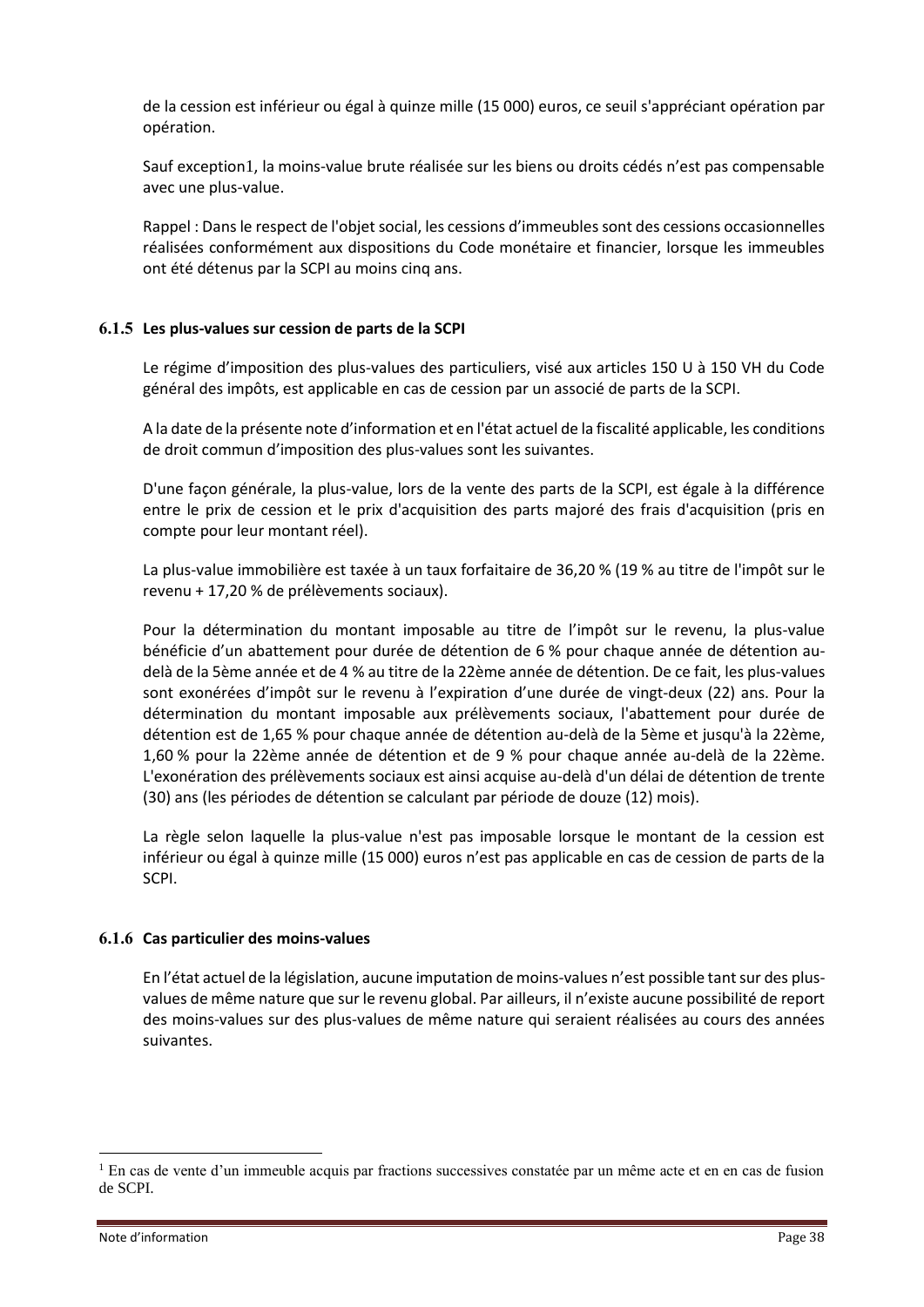de la cession est inférieur ou égal à quinze mille (15 000) euros, ce seuil s'appréciant opération par opération.

Sauf exception1, la moins-value brute réalisée sur les biens ou droits cédés n'est pas compensable avec une plus-value.

Rappel : Dans le respect de l'objet social, les cessions d'immeubles sont des cessions occasionnelles réalisées conformément aux dispositions du Code monétaire et financier, lorsque les immeubles ont été détenus par la SCPI au moins cinq ans.

#### 6.1.5 Les plus-values sur cession de parts de la SCPI

Le régime d'imposition des plus-values des particuliers, visé aux articles 150 U à 150 VH du Code général des impôts, est applicable en cas de cession par un associé de parts de la SCPI.

A la date de la présente note d'information et en l'état actuel de la fiscalité applicable, les conditions de droit commun d'imposition des plus-values sont les suivantes.

D'une façon générale, la plus-value, lors de la vente des parts de la SCPI, est égale à la différence entre le prix de cession et le prix d'acquisition des parts majoré des frais d'acquisition (pris en compte pour leur montant réel).

La plus-value immobilière est taxée à un taux forfaitaire de 36,20 % (19 % au titre de l'impôt sur le revenu + 17,20 % de prélèvements sociaux).

Pour la détermination du montant imposable au titre de l'impôt sur le revenu, la plus-value bénéficie d'un abattement pour durée de détention de 6 % pour chaque année de détention au-delà de la 5ème année et de 4 % au titre de la 22ème année de détention. De ce fait, les plus-values sont exonérées d'impôt sur le revenu à l'expiration d'une durée de vingt-deux (22) ans. Pour la détermination du montant imposable aux prélèvements sociaux, l'abattement pour durée de détention est de 1,65 % pour chaque année de détention au-delà de la 5ème et jusqu'à la 22ème, 1,60 % pour la 22ème année de détention et de 9 % pour chaque année au-delà de la 22ème. L'exonération des prélèvements sociaux est ainsi acquise au-delà d'un délai de détention de trente (30) ans (les périodes de détention se calculant par période de douze (12) mois).

La règle selon laquelle la plus-value n'est pas imposable lorsque le montant de la cession est inférieur ou égal à quinze mille (15 000) euros n'est pas applicable en cas de cession de parts de la SCPI.

#### 6.1.6 Cas particulier des moins-values

En l'état actuel de la législation, aucune imputation de moins-values n'est possible tant sur des plus-values de même nature que sur le revenu global. Par ailleurs, il n'existe aucune possibilité de report des moins-values sur des plus-values de même nature qui seraient réalisées au cours des années suivantes.

---

[1] En cas de vente d'un immeuble acquis par fractions successives constatée par un même acte et en en cas de fusion de SCPI.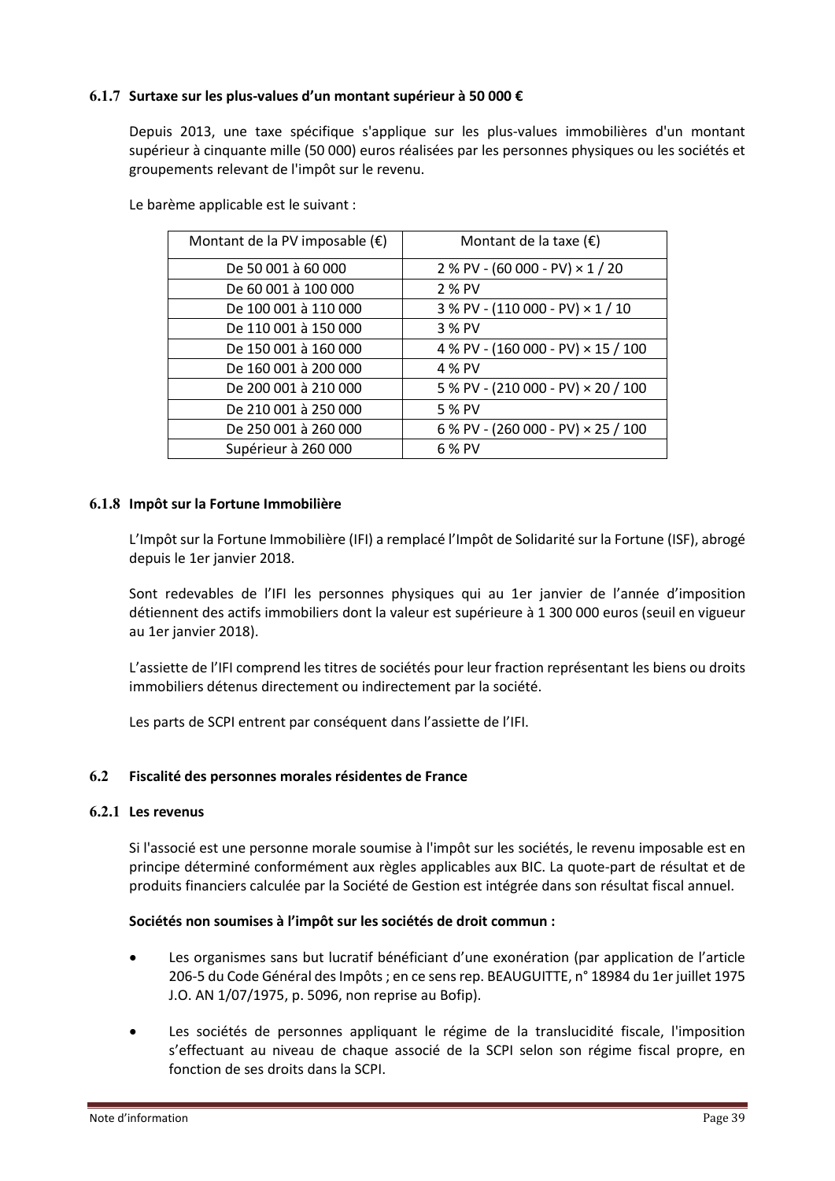### 6.1.7 Surtaxe sur les plus-values d'un montant supérieur à 50 000 €

Depuis 2013, une taxe spécifique s'applique sur les plus-values immobilières d'un montant supérieur à cinquante mille (50 000) euros réalisées par les personnes physiques ou les sociétés et groupements relevant de l'impôt sur le revenu.

Le barème applicable est le suivant :

| Montant de la PV imposable (€) | Montant de la taxe (€) |
|---|---|
| De 50 001 à 60 000 | 2 % PV - (60 000 - PV) × 1 / 20 |
| De 60 001 à 100 000 | 2 % PV |
| De 100 001 à 110 000 | 3 % PV - (110 000 - PV) × 1 / 10 |
| De 110 001 à 150 000 | 3 % PV |
| De 150 001 à 160 000 | 4 % PV - (160 000 - PV) × 15 / 100 |
| De 160 001 à 200 000 | 4 % PV |
| De 200 001 à 210 000 | 5 % PV - (210 000 - PV) × 20 / 100 |
| De 210 001 à 250 000 | 5 % PV |
| De 250 001 à 260 000 | 6 % PV - (260 000 - PV) × 25 / 100 |
| Supérieur à 260 000 | 6 % PV |

### 6.1.8 Impôt sur la Fortune Immobilière

L'Impôt sur la Fortune Immobilière (IFI) a remplacé l'Impôt de Solidarité sur la Fortune (ISF), abrogé depuis le 1er janvier 2018.

Sont redevables de l'IFI les personnes physiques qui au 1er janvier de l'année d'imposition détiennent des actifs immobiliers dont la valeur est supérieure à 1 300 000 euros (seuil en vigueur au 1er janvier 2018).

L'assiette de l'IFI comprend les titres de sociétés pour leur fraction représentant les biens ou droits immobiliers détenus directement ou indirectement par la société.

Les parts de SCPI entrent par conséquent dans l'assiette de l'IFI.

## 6.2 Fiscalité des personnes morales résidentes de France

### 6.2.1 Les revenus

Si l'associé est une personne morale soumise à l'impôt sur les sociétés, le revenu imposable est en principe déterminé conformément aux règles applicables aux BIC. La quote-part de résultat et de produits financiers calculée par la Société de Gestion est intégrée dans son résultat fiscal annuel.

**Sociétés non soumises à l'impôt sur les sociétés de droit commun :**

- Les organismes sans but lucratif bénéficiant d'une exonération (par application de l'article 206-5 du Code Général des Impôts ; en ce sens rep. BEAUGUITTE, n° 18984 du 1er juillet 1975 J.O. AN 1/07/1975, p. 5096, non reprise au Bofip).

- Les sociétés de personnes appliquant le régime de la translucidité fiscale, l'imposition s'effectuant au niveau de chaque associé de la SCPI selon son régime fiscal propre, en fonction de ses droits dans la SCPI.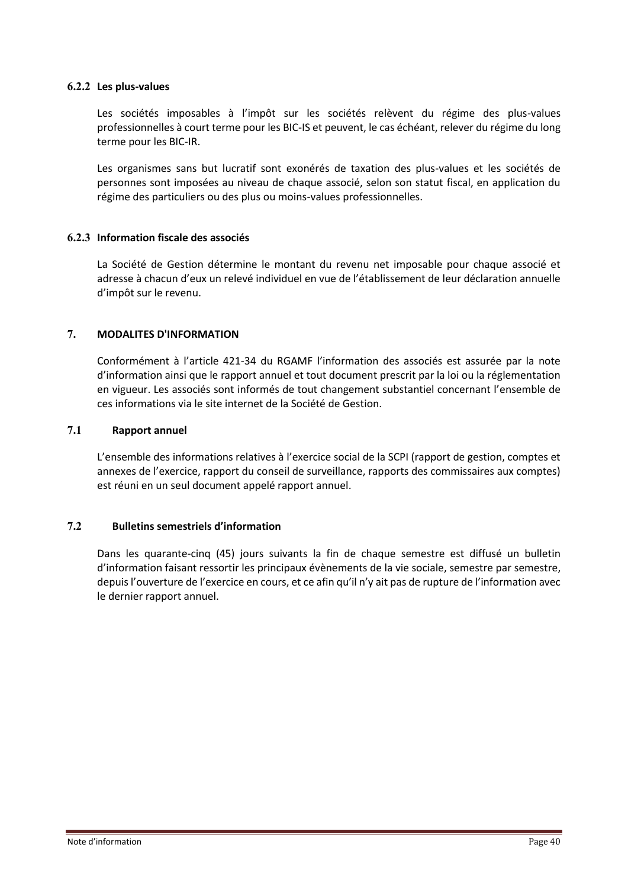#### 6.2.2 Les plus-values

Les sociétés imposables à l'impôt sur les sociétés relèvent du régime des plus-values professionnelles à court terme pour les BIC-IS et peuvent, le cas échéant, relever du régime du long terme pour les BIC-IR.

Les organismes sans but lucratif sont exonérés de taxation des plus-values et les sociétés de personnes sont imposées au niveau de chaque associé, selon son statut fiscal, en application du régime des particuliers ou des plus ou moins-values professionnelles.

#### 6.2.3 Information fiscale des associés

La Société de Gestion détermine le montant du revenu net imposable pour chaque associé et adresse à chacun d'eux un relevé individuel en vue de l'établissement de leur déclaration annuelle d'impôt sur le revenu.

## 7. MODALITES D'INFORMATION

Conformément à l'article 421-34 du RGAMF l'information des associés est assurée par la note d'information ainsi que le rapport annuel et tout document prescrit par la loi ou la réglementation en vigueur. Les associés sont informés de tout changement substantiel concernant l'ensemble de ces informations via le site internet de la Société de Gestion.

### 7.1 Rapport annuel

L'ensemble des informations relatives à l'exercice social de la SCPI (rapport de gestion, comptes et annexes de l'exercice, rapport du conseil de surveillance, rapports des commissaires aux comptes) est réuni en un seul document appelé rapport annuel.

### 7.2 Bulletins semestriels d'information

Dans les quarante-cinq (45) jours suivants la fin de chaque semestre est diffusé un bulletin d'information faisant ressortir les principaux évènements de la vie sociale, semestre par semestre, depuis l'ouverture de l'exercice en cours, et ce afin qu'il n'y ait pas de rupture de l'information avec le dernier rapport annuel.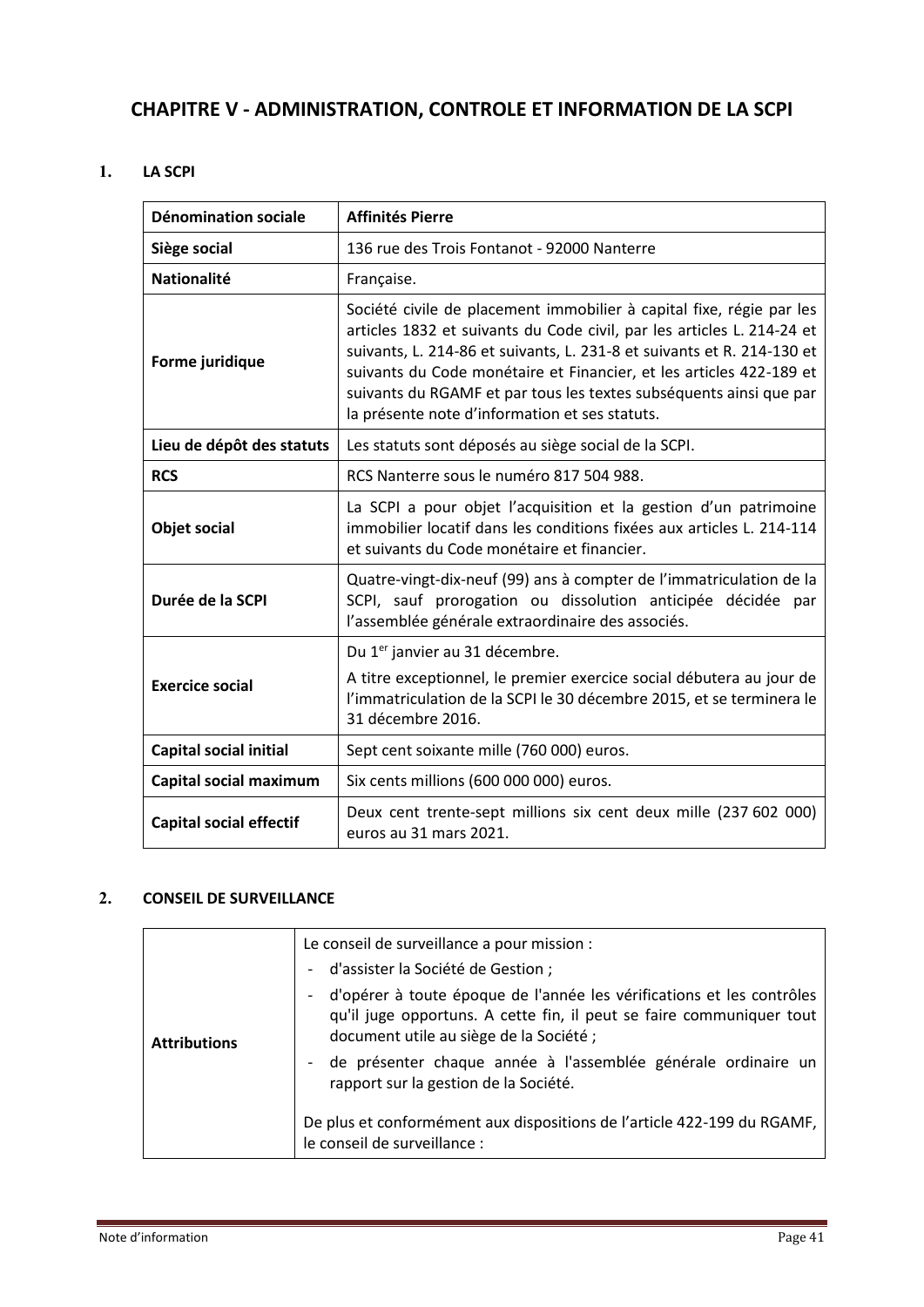# CHAPITRE V - ADMINISTRATION, CONTROLE ET INFORMATION DE LA SCPI

## 1. LA SCPI

| Dénomination sociale | Affinités Pierre |
|---|---|
| Siège social | 136 rue des Trois Fontanot - 92000 Nanterre |
| Nationalité | Française. |
| Forme juridique | Société civile de placement immobilier à capital fixe, régie par les articles 1832 et suivants du Code civil, par les articles L. 214-24 et suivants, L. 214-86 et suivants, L. 231-8 et suivants et R. 214-130 et suivants du Code monétaire et Financier, et les articles 422-189 et suivants du RGAMF et par tous les textes subséquents ainsi que par la présente note d'information et ses statuts. |
| Lieu de dépôt des statuts | Les statuts sont déposés au siège social de la SCPI. |
| RCS | RCS Nanterre sous le numéro 817 504 988. |
| Objet social | La SCPI a pour objet l'acquisition et la gestion d'un patrimoine immobilier locatif dans les conditions fixées aux articles L. 214-114 et suivants du Code monétaire et financier. |
| Durée de la SCPI | Quatre-vingt-dix-neuf (99) ans à compter de l'immatriculation de la SCPI, sauf prorogation ou dissolution anticipée décidée par l'assemblée générale extraordinaire des associés. |
| Exercice social | Du 1er janvier au 31 décembre.<br>A titre exceptionnel, le premier exercice social débutera au jour de l'immatriculation de la SCPI le 30 décembre 2015, et se terminera le 31 décembre 2016. |
| Capital social initial | Sept cent soixante mille (760 000) euros. |
| Capital social maximum | Six cents millions (600 000 000) euros. |
| Capital social effectif | Deux cent trente-sept millions six cent deux mille (237 602 000) euros au 31 mars 2021. |

## 2. CONSEIL DE SURVEILLANCE

| Attributions | Le conseil de surveillance a pour mission :<br>- d'assister la Société de Gestion ;<br>- d'opérer à toute époque de l'année les vérifications et les contrôles qu'il juge opportuns. A cette fin, il peut se faire communiquer tout document utile au siège de la Société ;<br>- de présenter chaque année à l'assemblée générale ordinaire un rapport sur la gestion de la Société.<br><br>De plus et conformément aux dispositions de l'article 422-199 du RGAMF, le conseil de surveillance : |
|---|---|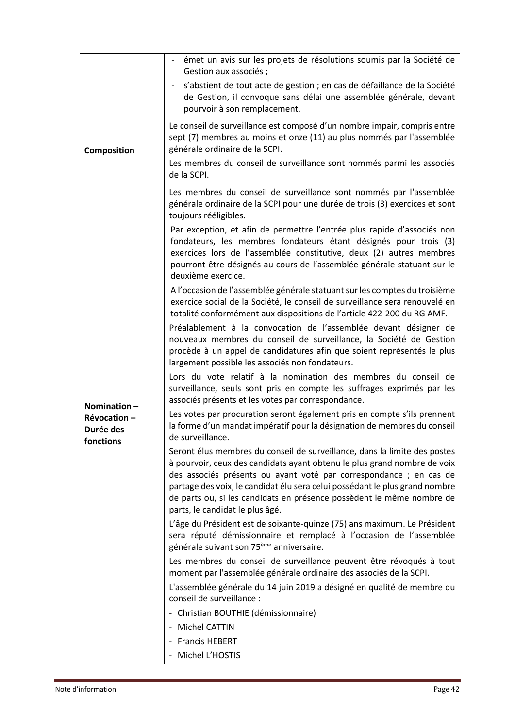| | |
|---|---|
| | - émet un avis sur les projets de résolutions soumis par la Société de Gestion aux associés ;<br>- s'abstient de tout acte de gestion ; en cas de défaillance de la Société de Gestion, il convoque sans délai une assemblée générale, devant pourvoir à son remplacement. |
| **Composition** | Le conseil de surveillance est composé d'un nombre impair, compris entre sept (7) membres au moins et onze (11) au plus nommés par l'assemblée générale ordinaire de la SCPI.<br>Les membres du conseil de surveillance sont nommés parmi les associés de la SCPI. |
| **Nomination – Révocation – Durée des fonctions** | Les membres du conseil de surveillance sont nommés par l'assemblée générale ordinaire de la SCPI pour une durée de trois (3) exercices et sont toujours rééligibles.<br>Par exception, et afin de permettre l'entrée plus rapide d'associés non fondateurs, les membres fondateurs étant désignés pour trois (3) exercices lors de l'assemblée constitutive, deux (2) autres membres pourront être désignés au cours de l'assemblée générale statuant sur le deuxième exercice.<br>A l'occasion de l'assemblée générale statuant sur les comptes du troisième exercice social de la Société, le conseil de surveillance sera renouvelé en totalité conformément aux dispositions de l'article 422-200 du RG AMF.<br>Préalablement à la convocation de l'assemblée devant désigner de nouveaux membres du conseil de surveillance, la Société de Gestion procède à un appel de candidatures afin que soient représentés le plus largement possible les associés non fondateurs.<br>Lors du vote relatif à la nomination des membres du conseil de surveillance, seuls sont pris en compte les suffrages exprimés par les associés présents et les votes par correspondance.<br>Les votes par procuration seront également pris en compte s'ils prennent la forme d'un mandat impératif pour la désignation de membres du conseil de surveillance.<br>Seront élus membres du conseil de surveillance, dans la limite des postes à pourvoir, ceux des candidats ayant obtenu le plus grand nombre de voix des associés présents ou ayant voté par correspondance ; en cas de partage des voix, le candidat élu sera celui possédant le plus grand nombre de parts ou, si les candidats en présence possèdent le même nombre de parts, le candidat le plus âgé.<br>L'âge du Président est de soixante-quinze (75) ans maximum. Le Président sera réputé démissionnaire et remplacé à l'occasion de l'assemblée générale suivant son 75ème anniversaire.<br>Les membres du conseil de surveillance peuvent être révoqués à tout moment par l'assemblée générale ordinaire des associés de la SCPI.<br>L'assemblée générale du 14 juin 2019 a désigné en qualité de membre du conseil de surveillance :<br>- Christian BOUTHIE (démissionnaire)<br>- Michel CATTIN<br>- Francis HEBERT<br>- Michel L'HOSTIS |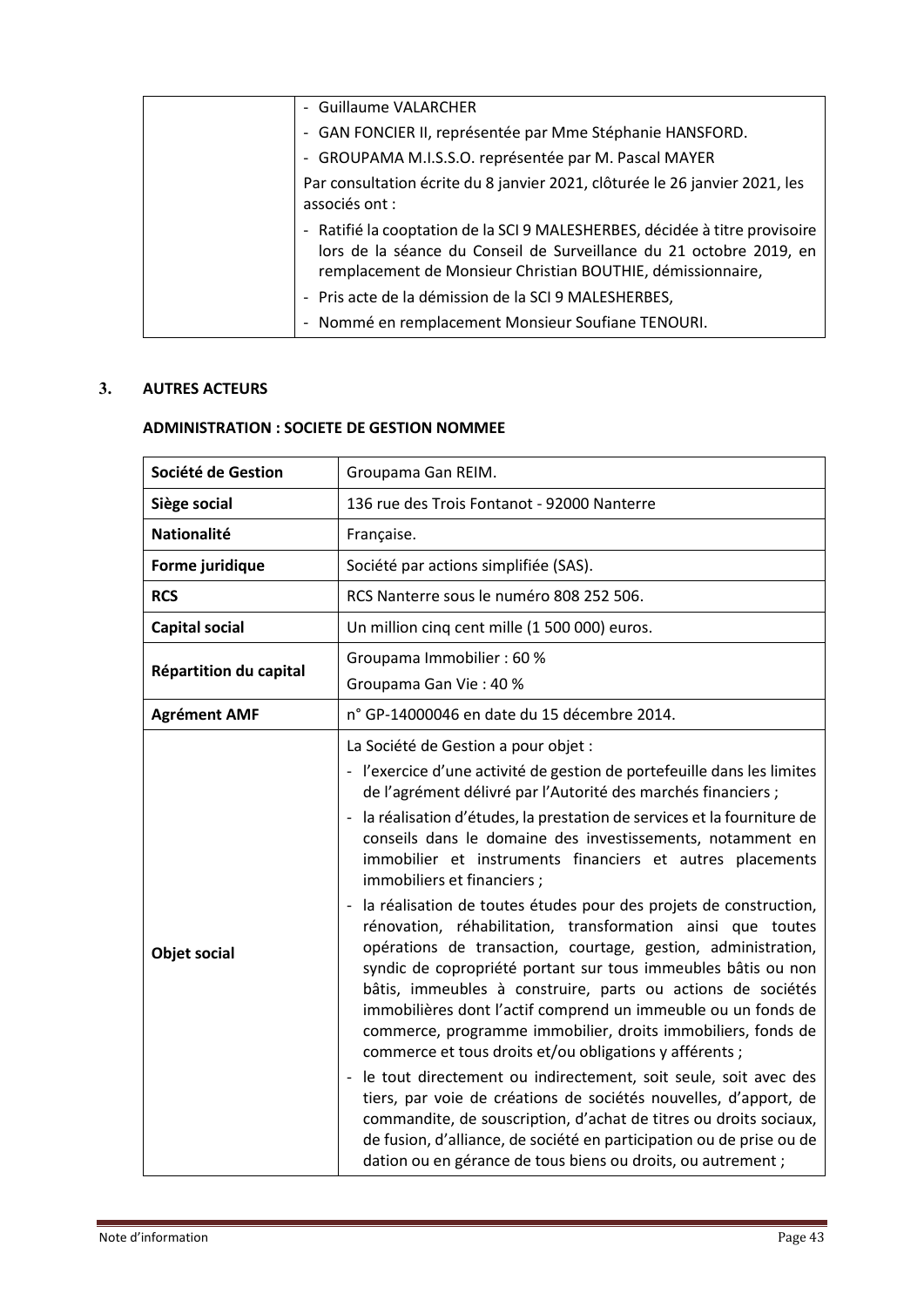| | |
|---|---|
| | - Guillaume VALARCHER<br>- GAN FONCIER II, représentée par Mme Stéphanie HANSFORD.<br>- GROUPAMA M.I.S.S.O. représentée par M. Pascal MAYER<br>Par consultation écrite du 8 janvier 2021, clôturée le 26 janvier 2021, les associés ont :<br>- Ratifié la cooptation de la SCI 9 MALESHERBES, décidée à titre provisoire lors de la séance du Conseil de Surveillance du 21 octobre 2019, en remplacement de Monsieur Christian BOUTHIE, démissionnaire,<br>- Pris acte de la démission de la SCI 9 MALESHERBES,<br>- Nommé en remplacement Monsieur Soufiane TENOURI. |

## 3. AUTRES ACTEURS

### ADMINISTRATION : SOCIETE DE GESTION NOMMEE

| | |
|---|---|
| **Société de Gestion** | Groupama Gan REIM. |
| **Siège social** | 136 rue des Trois Fontanot - 92000 Nanterre |
| **Nationalité** | Française. |
| **Forme juridique** | Société par actions simplifiée (SAS). |
| **RCS** | RCS Nanterre sous le numéro 808 252 506. |
| **Capital social** | Un million cinq cent mille (1 500 000) euros. |
| **Répartition du capital** | Groupama Immobilier : 60 %<br>Groupama Gan Vie : 40 % |
| **Agrément AMF** | n° GP-14000046 en date du 15 décembre 2014. |
| **Objet social** | La Société de Gestion a pour objet :<br>- l'exercice d'une activité de gestion de portefeuille dans les limites de l'agrément délivré par l'Autorité des marchés financiers ;<br>- la réalisation d'études, la prestation de services et la fourniture de conseils dans le domaine des investissements, notamment en immobilier et instruments financiers et autres placements immobiliers et financiers ;<br>- la réalisation de toutes études pour des projets de construction, rénovation, réhabilitation, transformation ainsi que toutes opérations de transaction, courtage, gestion, administration, syndic de copropriété portant sur tous immeubles bâtis ou non bâtis, immeubles à construire, parts ou actions de sociétés immobilières dont l'actif comprend un immeuble ou un fonds de commerce, programme immobilier, droits immobiliers, fonds de commerce et tous droits et/ou obligations y afférents ;<br>- le tout directement ou indirectement, soit seule, soit avec des tiers, par voie de créations de sociétés nouvelles, d'apport, de commandite, de souscription, d'achat de titres ou droits sociaux, de fusion, d'alliance, de société en participation ou de prise ou de dation ou en gérance de tous biens ou droits, ou autrement ; |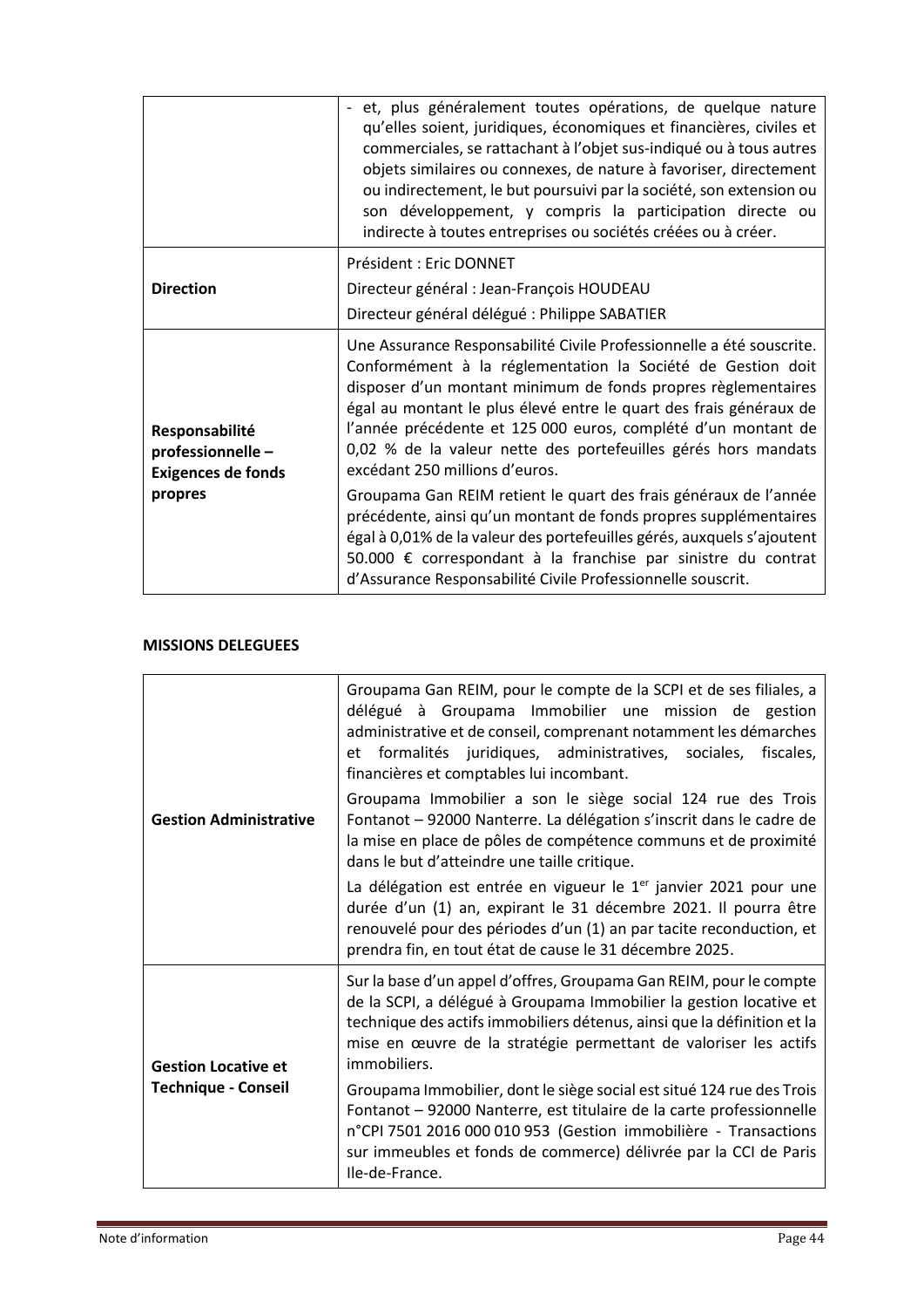| | |
|---|---|
| | - et, plus généralement toutes opérations, de quelque nature qu'elles soient, juridiques, économiques et financières, civiles et commerciales, se rattachant à l'objet sus-indiqué ou à tous autres objets similaires ou connexes, de nature à favoriser, directement ou indirectement, le but poursuivi par la société, son extension ou son développement, y compris la participation directe ou indirecte à toutes entreprises ou sociétés créées ou à créer. |
| **Direction** | Président : Eric DONNET<br>Directeur général : Jean-François HOUDEAU<br>Directeur général délégué : Philippe SABATIER |
| **Responsabilité professionnelle – Exigences de fonds propres** | Une Assurance Responsabilité Civile Professionnelle a été souscrite. Conformément à la réglementation la Société de Gestion doit disposer d'un montant minimum de fonds propres règlementaires égal au montant le plus élevé entre le quart des frais généraux de l'année précédente et 125 000 euros, complété d'un montant de 0,02 % de la valeur nette des portefeuilles gérés hors mandats excédant 250 millions d'euros.<br>Groupama Gan REIM retient le quart des frais généraux de l'année précédente, ainsi qu'un montant de fonds propres supplémentaires égal à 0,01% de la valeur des portefeuilles gérés, auxquels s'ajoutent 50.000 € correspondant à la franchise par sinistre du contrat d'Assurance Responsabilité Civile Professionnelle souscrit. |

**MISSIONS DELEGUEES**

| | |
|---|---|
| **Gestion Administrative** | Groupama Gan REIM, pour le compte de la SCPI et de ses filiales, a délégué à Groupama Immobilier une mission de gestion administrative et de conseil, comprenant notamment les démarches et formalités juridiques, administratives, sociales, fiscales, financières et comptables lui incombant.<br>Groupama Immobilier a son le siège social 124 rue des Trois Fontanot – 92000 Nanterre. La délégation s'inscrit dans le cadre de la mise en place de pôles de compétence communs et de proximité dans le but d'atteindre une taille critique.<br>La délégation est entrée en vigueur le 1er janvier 2021 pour une durée d'un (1) an, expirant le 31 décembre 2021. Il pourra être renouvelé pour des périodes d'un (1) an par tacite reconduction, et prendra fin, en tout état de cause le 31 décembre 2025. |
| **Gestion Locative et Technique - Conseil** | Sur la base d'un appel d'offres, Groupama Gan REIM, pour le compte de la SCPI, a délégué à Groupama Immobilier la gestion locative et technique des actifs immobiliers détenus, ainsi que la définition et la mise en œuvre de la stratégie permettant de valoriser les actifs immobiliers.<br>Groupama Immobilier, dont le siège social est situé 124 rue des Trois Fontanot – 92000 Nanterre, est titulaire de la carte professionnelle n°CPI 7501 2016 000 010 953 (Gestion immobilière - Transactions sur immeubles et fonds de commerce) délivrée par la CCI de Paris Ile-de-France. |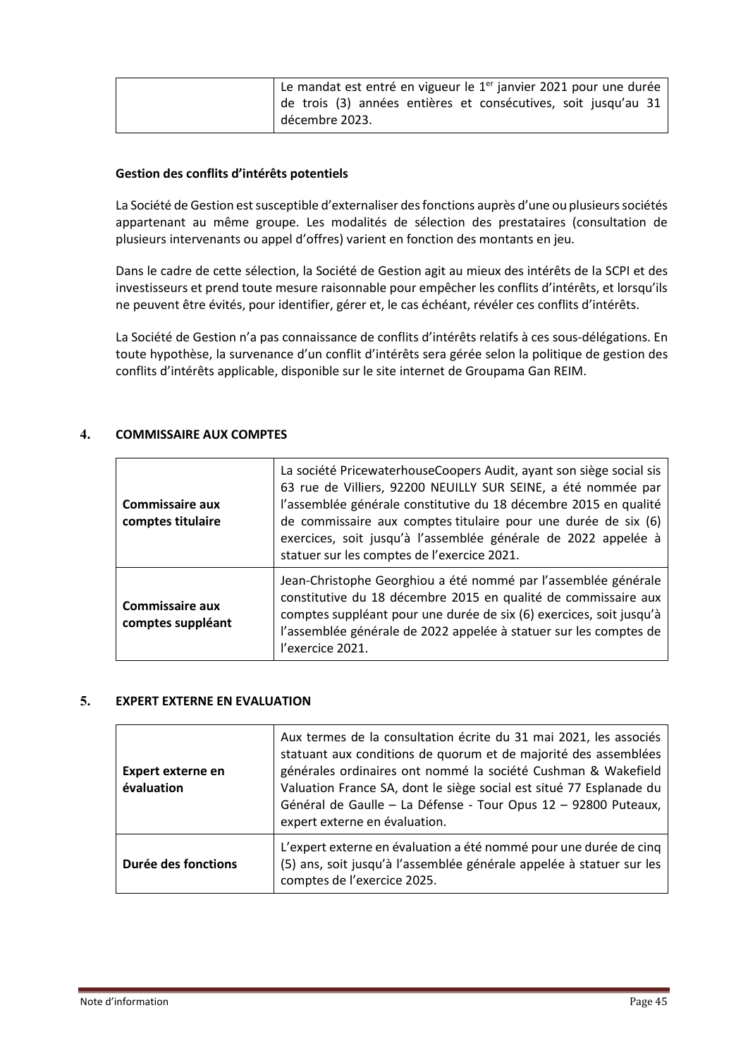| | |
|---|---|
| | Le mandat est entré en vigueur le 1er janvier 2021 pour une durée de trois (3) années entières et consécutives, soit jusqu'au 31 décembre 2023. |

**Gestion des conflits d'intérêts potentiels**

La Société de Gestion est susceptible d'externaliser des fonctions auprès d'une ou plusieurs sociétés appartenant au même groupe. Les modalités de sélection des prestataires (consultation de plusieurs intervenants ou appel d'offres) varient en fonction des montants en jeu.

Dans le cadre de cette sélection, la Société de Gestion agit au mieux des intérêts de la SCPI et des investisseurs et prend toute mesure raisonnable pour empêcher les conflits d'intérêts, et lorsqu'ils ne peuvent être évités, pour identifier, gérer et, le cas échéant, révéler ces conflits d'intérêts.

La Société de Gestion n'a pas connaissance de conflits d'intérêts relatifs à ces sous-délégations. En toute hypothèse, la survenance d'un conflit d'intérêts sera gérée selon la politique de gestion des conflits d'intérêts applicable, disponible sur le site internet de Groupama Gan REIM.

## 4. COMMISSAIRE AUX COMPTES

| | |
|---|---|
| **Commissaire aux comptes titulaire** | La société PricewaterhouseCoopers Audit, ayant son siège social sis 63 rue de Villiers, 92200 NEUILLY SUR SEINE, a été nommée par l'assemblée générale constitutive du 18 décembre 2015 en qualité de commissaire aux comptes titulaire pour une durée de six (6) exercices, soit jusqu'à l'assemblée générale de 2022 appelée à statuer sur les comptes de l'exercice 2021. |
| **Commissaire aux comptes suppléant** | Jean-Christophe Georghiou a été nommé par l'assemblée générale constitutive du 18 décembre 2015 en qualité de commissaire aux comptes suppléant pour une durée de six (6) exercices, soit jusqu'à l'assemblée générale de 2022 appelée à statuer sur les comptes de l'exercice 2021. |

## 5. EXPERT EXTERNE EN EVALUATION

| | |
|---|---|
| **Expert externe en évaluation** | Aux termes de la consultation écrite du 31 mai 2021, les associés statuant aux conditions de quorum et de majorité des assemblées générales ordinaires ont nommé la société Cushman & Wakefield Valuation France SA, dont le siège social est situé 77 Esplanade du Général de Gaulle – La Défense - Tour Opus 12 – 92800 Puteaux, expert externe en évaluation. |
| **Durée des fonctions** | L'expert externe en évaluation a été nommé pour une durée de cinq (5) ans, soit jusqu'à l'assemblée générale appelée à statuer sur les comptes de l'exercice 2025. |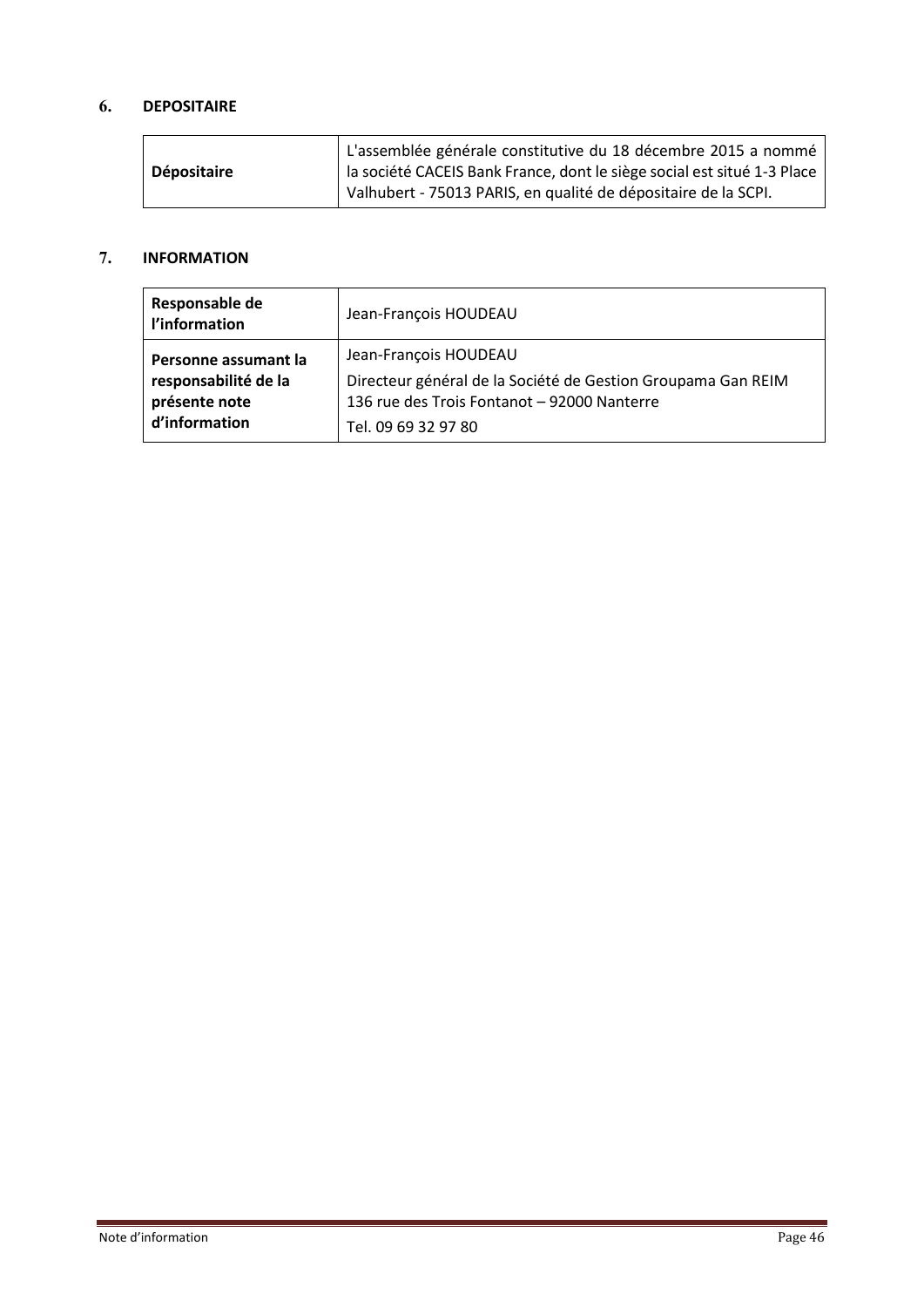## 6. DEPOSITAIRE

| Dépositaire | L'assemblée générale constitutive du 18 décembre 2015 a nommé la société CACEIS Bank France, dont le siège social est situé 1-3 Place Valhubert - 75013 PARIS, en qualité de dépositaire de la SCPI. |
|---|---|

## 7. INFORMATION

| Responsable de l'information | Jean-François HOUDEAU |
|---|---|
| Personne assumant la responsabilité de la présente note d'information | Jean-François HOUDEAU<br>Directeur général de la Société de Gestion Groupama Gan REIM<br>136 rue des Trois Fontanot – 92000 Nanterre<br>Tel. 09 69 32 97 80 |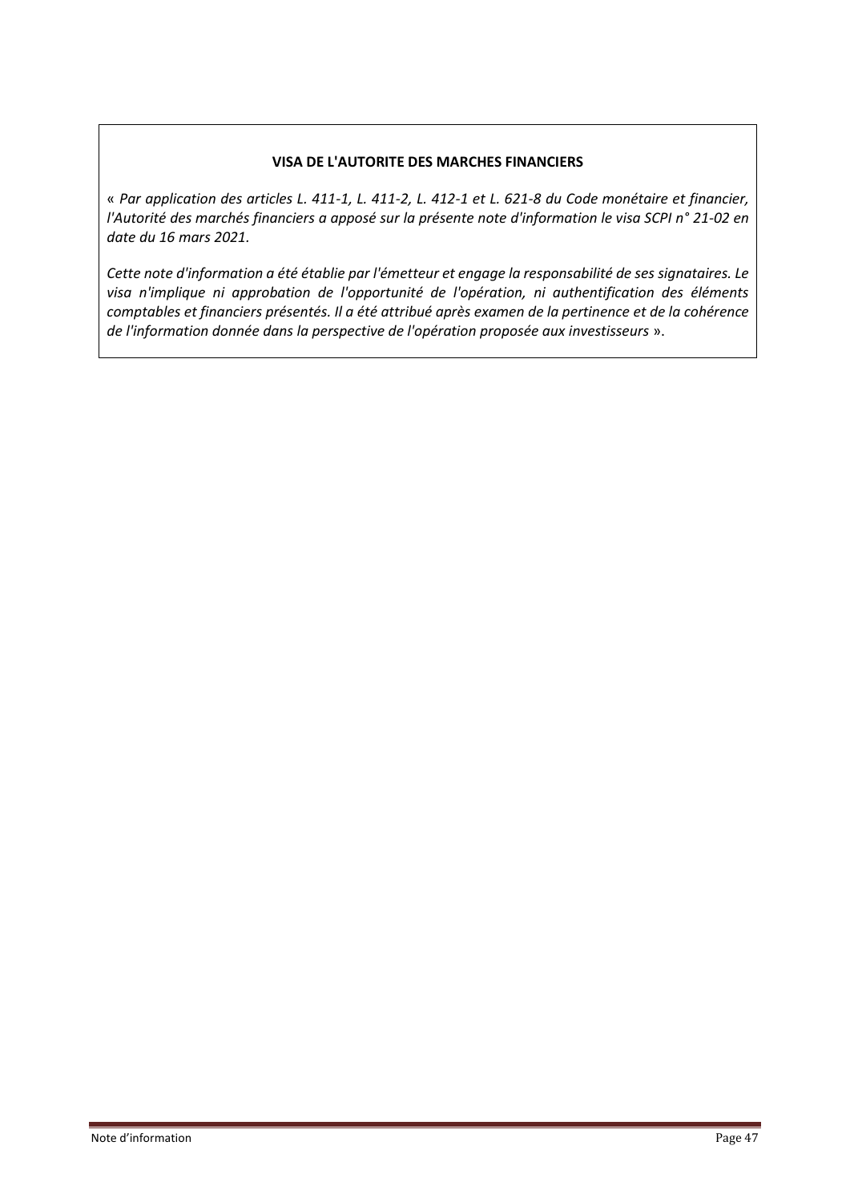**VISA DE L'AUTORITE DES MARCHES FINANCIERS**

« *Par application des articles L. 411-1, L. 411-2, L. 412-1 et L. 621-8 du Code monétaire et financier, l'Autorité des marchés financiers a apposé sur la présente note d'information le visa SCPI n° 21-02 en date du 16 mars 2021.*

*Cette note d'information a été établie par l'émetteur et engage la responsabilité de ses signataires. Le visa n'implique ni approbation de l'opportunité de l'opération, ni authentification des éléments comptables et financiers présentés. Il a été attribué après examen de la pertinence et de la cohérence de l'information donnée dans la perspective de l'opération proposée aux investisseurs* ».